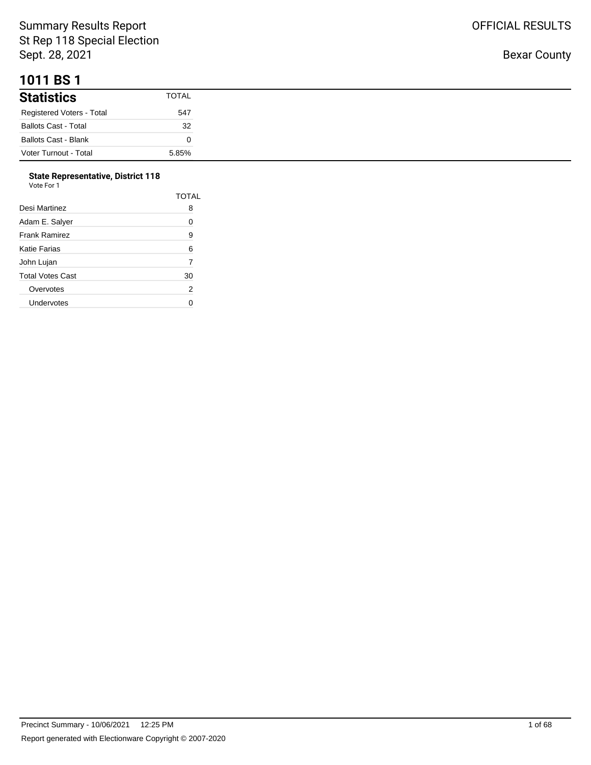Summary Results Report
St Rep 118 Special Election
Sept. 28, 2021

OFFICIAL RESULTS

Bexar County

# 1011 BS 1

| Statistics | TOTAL |
| --- | --- |
| Registered Voters - Total | 547 |
| Ballots Cast - Total | 32 |
| Ballots Cast - Blank | 0 |
| Voter Turnout - Total | 5.85% |

**State Representative, District 118**
Vote For 1

| | TOTAL |
| --- | --- |
| Desi Martinez | 8 |
| Adam E. Salyer | 0 |
| Frank Ramirez | 9 |
| Katie Farias | 6 |
| John Lujan | 7 |
| Total Votes Cast | 30 |
| Overvotes | 2 |
| Undervotes | 0 |

Precinct Summary - 10/06/2021 12:25 PM

Report generated with Electionware Copyright © 2007-2020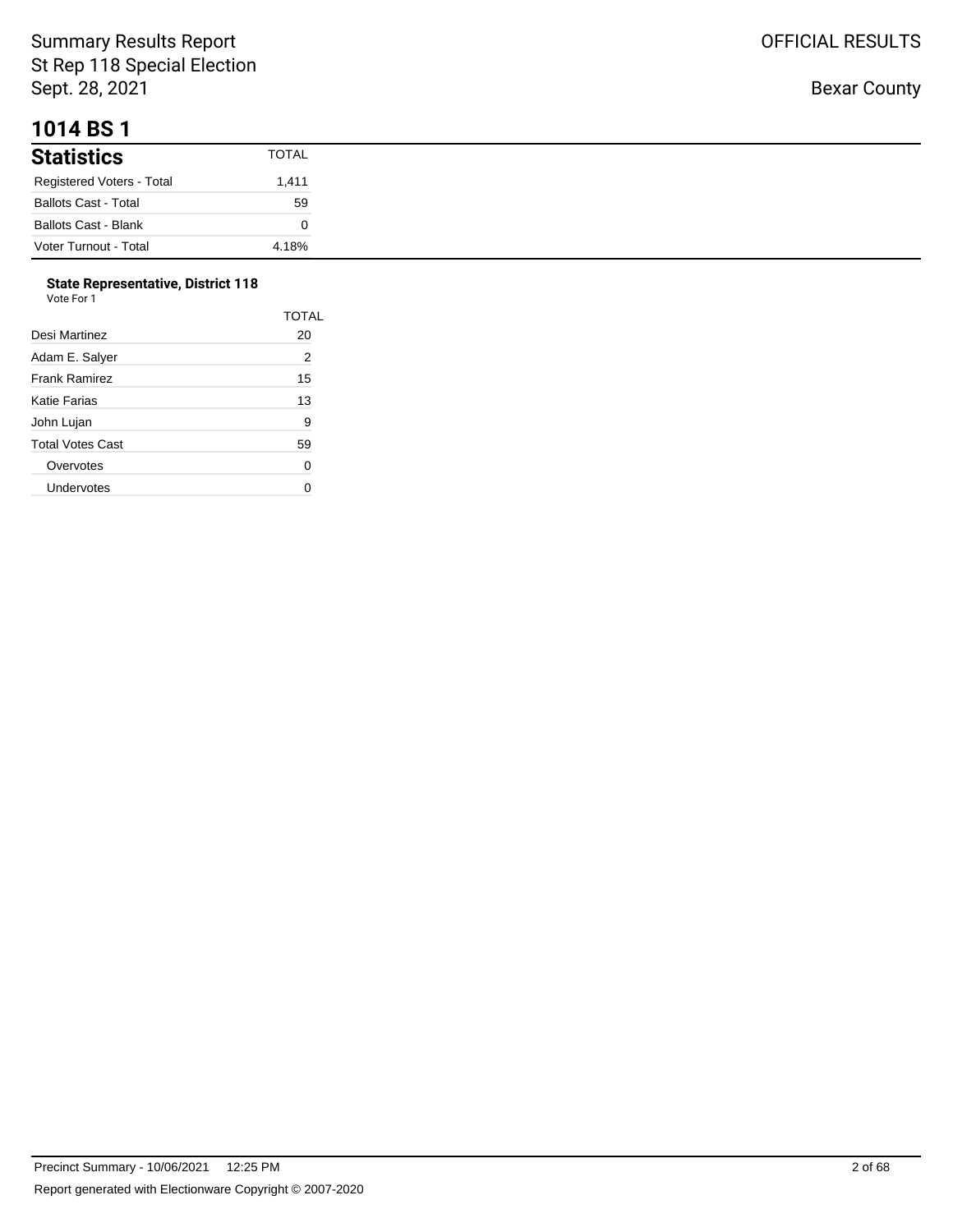# 1014 BS 1

| Statistics | TOTAL |
|---|---|
| Registered Voters - Total | 1,411 |
| Ballots Cast - Total | 59 |
| Ballots Cast - Blank | 0 |
| Voter Turnout - Total | 4.18% |

**State Representative, District 118**
Vote For 1

| | TOTAL |
|---|---|
| Desi Martinez | 20 |
| Adam E. Salyer | 2 |
| Frank Ramirez | 15 |
| Katie Farias | 13 |
| John Lujan | 9 |
| Total Votes Cast | 59 |
| Overvotes | 0 |
| Undervotes | 0 |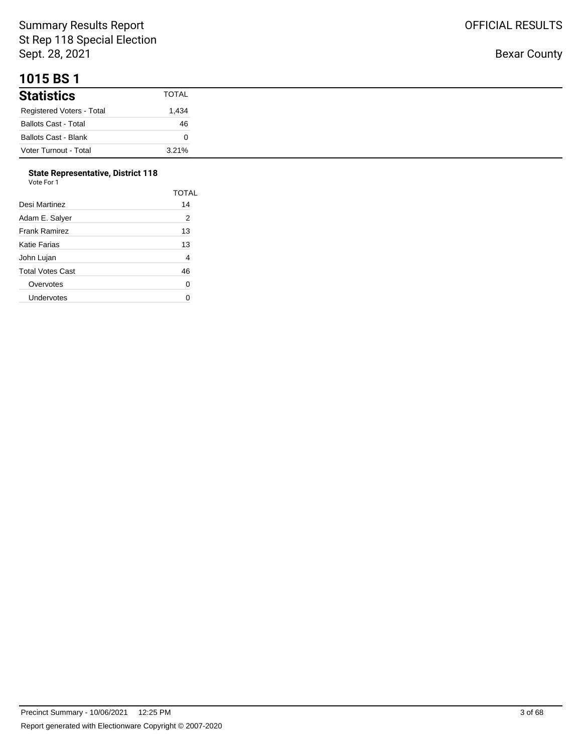Summary Results Report
St Rep 118 Special Election
Sept. 28, 2021

OFFICIAL RESULTS

Bexar County

# 1015 BS 1

| Statistics | TOTAL |
|---|---|
| Registered Voters - Total | 1,434 |
| Ballots Cast - Total | 46 |
| Ballots Cast - Blank | 0 |
| Voter Turnout - Total | 3.21% |

**State Representative, District 118**
Vote For 1

| | TOTAL |
|---|---|
| Desi Martinez | 14 |
| Adam E. Salyer | 2 |
| Frank Ramirez | 13 |
| Katie Farias | 13 |
| John Lujan | 4 |
| Total Votes Cast | 46 |
| Overvotes | 0 |
| Undervotes | 0 |

Precinct Summary - 10/06/2021 12:25 PM

Report generated with Electionware Copyright © 2007-2020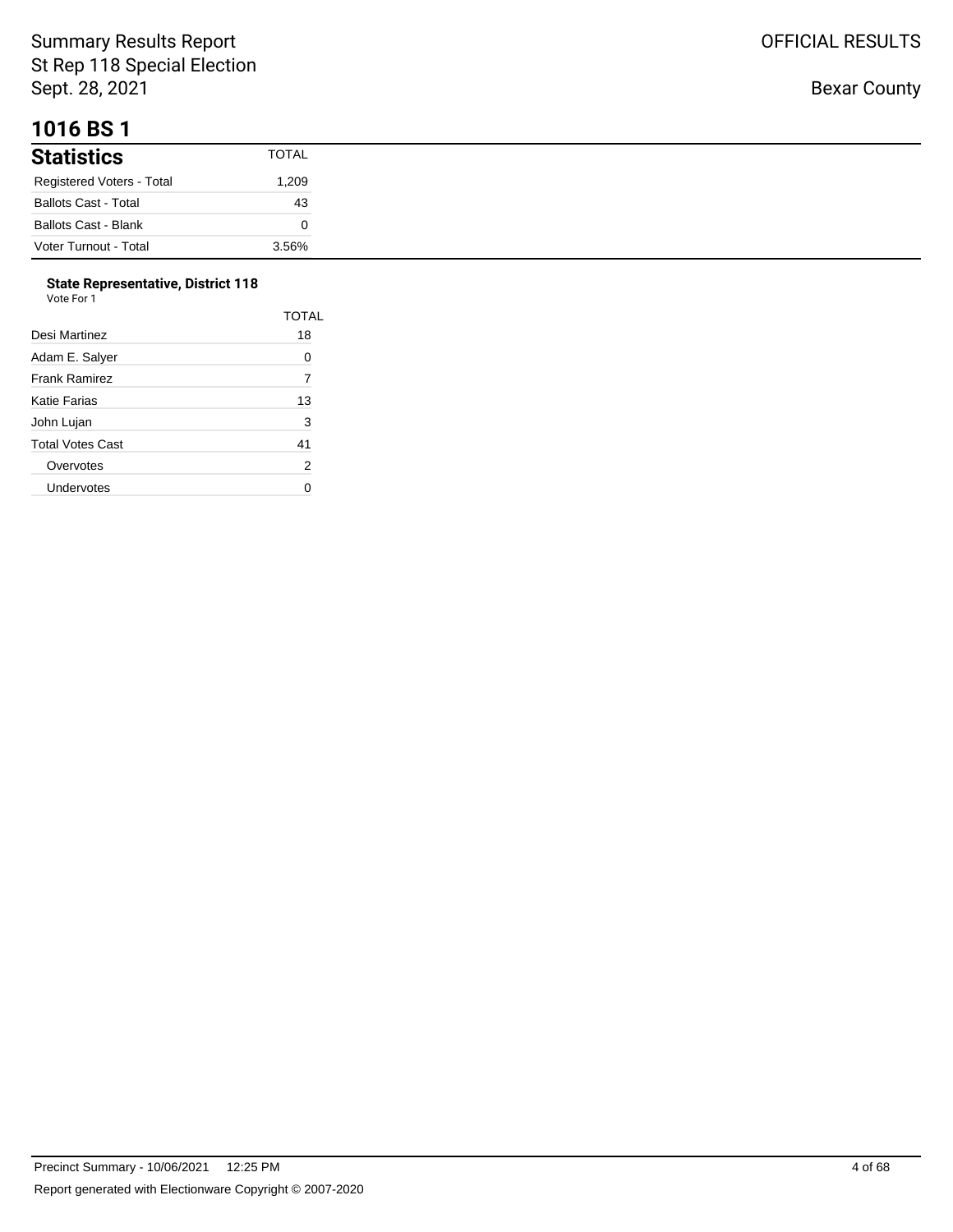# 1016 BS 1

| Statistics | TOTAL |
| --- | --- |
| Registered Voters - Total | 1,209 |
| Ballots Cast - Total | 43 |
| Ballots Cast - Blank | 0 |
| Voter Turnout - Total | 3.56% |

### State Representative, District 118

Vote For 1

| | TOTAL |
| --- | --- |
| Desi Martinez | 18 |
| Adam E. Salyer | 0 |
| Frank Ramirez | 7 |
| Katie Farias | 13 |
| John Lujan | 3 |
| Total Votes Cast | 41 |
| Overvotes | 2 |
| Undervotes | 0 |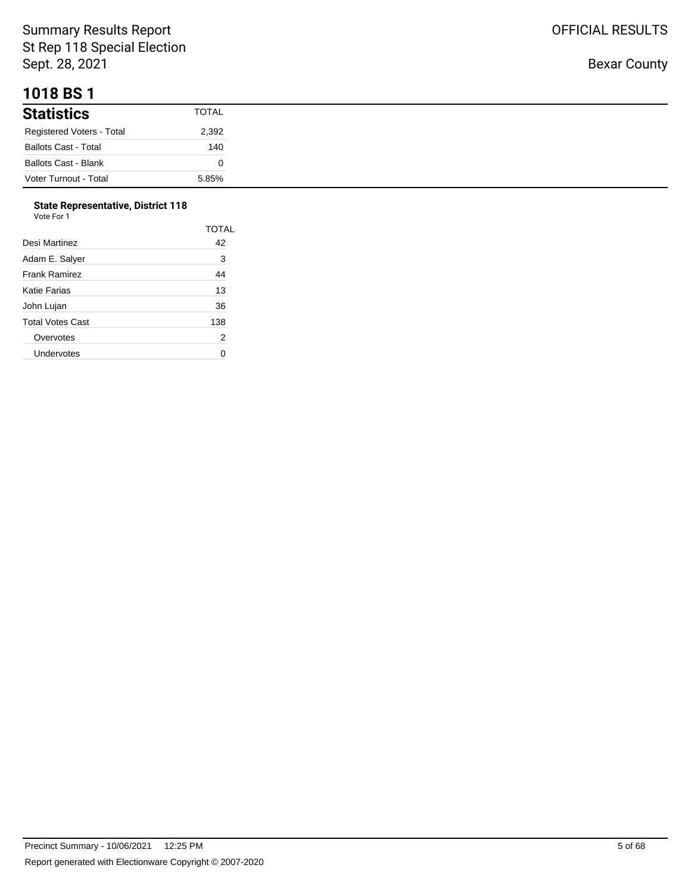Summary Results Report
St Rep 118 Special Election
Sept. 28, 2021

OFFICIAL RESULTS

Bexar County

# 1018 BS 1

| Statistics | TOTAL |
|---|---|
| Registered Voters - Total | 2,392 |
| Ballots Cast - Total | 140 |
| Ballots Cast - Blank | 0 |
| Voter Turnout - Total | 5.85% |

**State Representative, District 118**
Vote For 1

| | TOTAL |
|---|---|
| Desi Martinez | 42 |
| Adam E. Salyer | 3 |
| Frank Ramirez | 44 |
| Katie Farias | 13 |
| John Lujan | 36 |
| Total Votes Cast | 138 |
| Overvotes | 2 |
| Undervotes | 0 |

Precinct Summary - 10/06/2021 12:25 PM

Report generated with Electionware Copyright © 2007-2020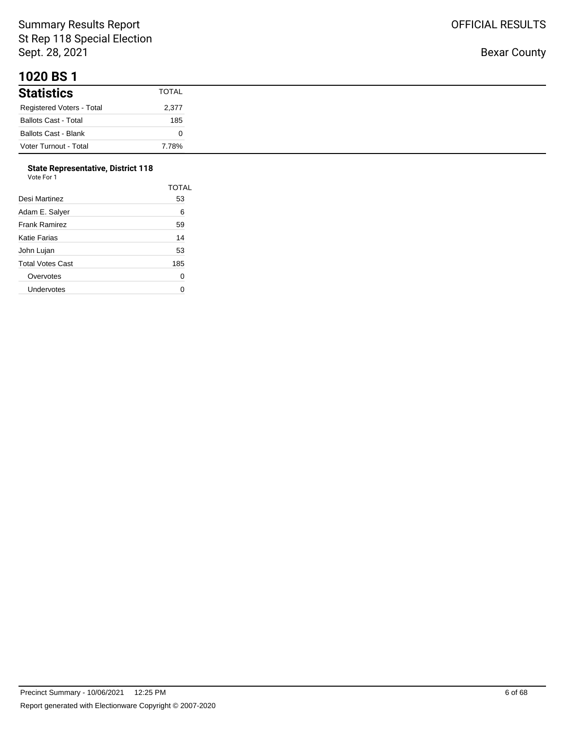# 1020 BS 1

## Statistics

| Statistics | TOTAL |
|---|---|
| Registered Voters - Total | 2,377 |
| Ballots Cast - Total | 185 |
| Ballots Cast - Blank | 0 |
| Voter Turnout - Total | 7.78% |

### State Representative, District 118

Vote For 1

| | TOTAL |
|---|---|
| Desi Martinez | 53 |
| Adam E. Salyer | 6 |
| Frank Ramirez | 59 |
| Katie Farias | 14 |
| John Lujan | 53 |
| Total Votes Cast | 185 |
| Overvotes | 0 |
| Undervotes | 0 |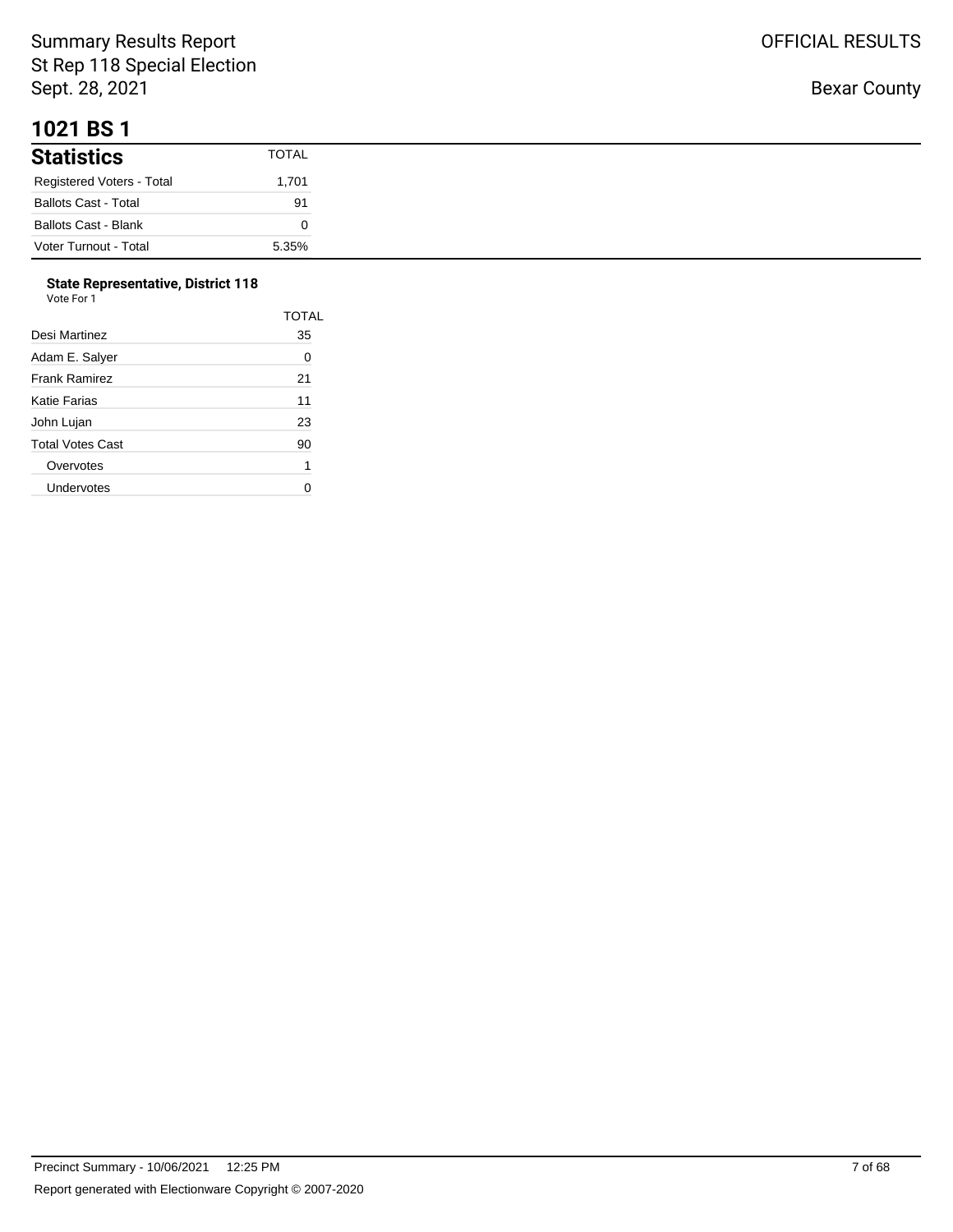Summary Results Report
St Rep 118 Special Election
Sept. 28, 2021

OFFICIAL RESULTS

Bexar County

# 1021 BS 1

| Statistics | TOTAL |
|---|---|
| Registered Voters - Total | 1,701 |
| Ballots Cast - Total | 91 |
| Ballots Cast - Blank | 0 |
| Voter Turnout - Total | 5.35% |

**State Representative, District 118**
Vote For 1

| | TOTAL |
|---|---|
| Desi Martinez | 35 |
| Adam E. Salyer | 0 |
| Frank Ramirez | 21 |
| Katie Farias | 11 |
| John Lujan | 23 |
| Total Votes Cast | 90 |
| Overvotes | 1 |
| Undervotes | 0 |

Precinct Summary - 10/06/2021 12:25 PM

Report generated with Electionware Copyright © 2007-2020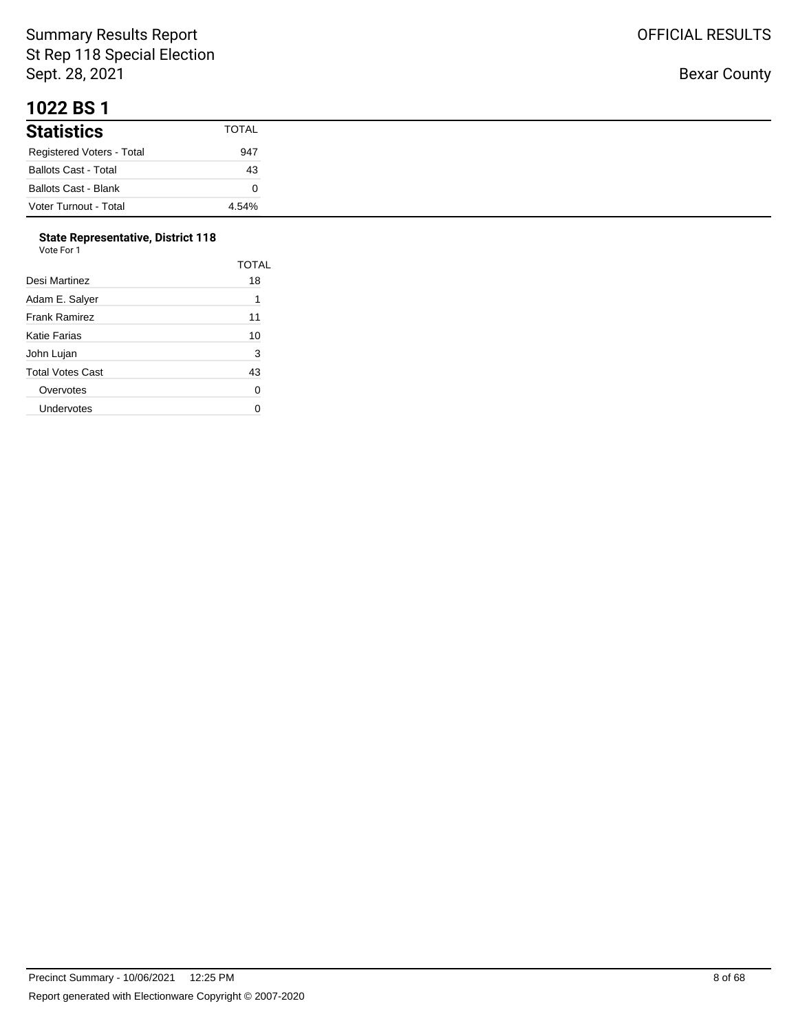# 1022 BS 1

| Statistics | TOTAL |
|---|---|
| Registered Voters - Total | 947 |
| Ballots Cast - Total | 43 |
| Ballots Cast - Blank | 0 |
| Voter Turnout - Total | 4.54% |

**State Representative, District 118**
Vote For 1

| | TOTAL |
|---|---|
| Desi Martinez | 18 |
| Adam E. Salyer | 1 |
| Frank Ramirez | 11 |
| Katie Farias | 10 |
| John Lujan | 3 |
| Total Votes Cast | 43 |
| Overvotes | 0 |
| Undervotes | 0 |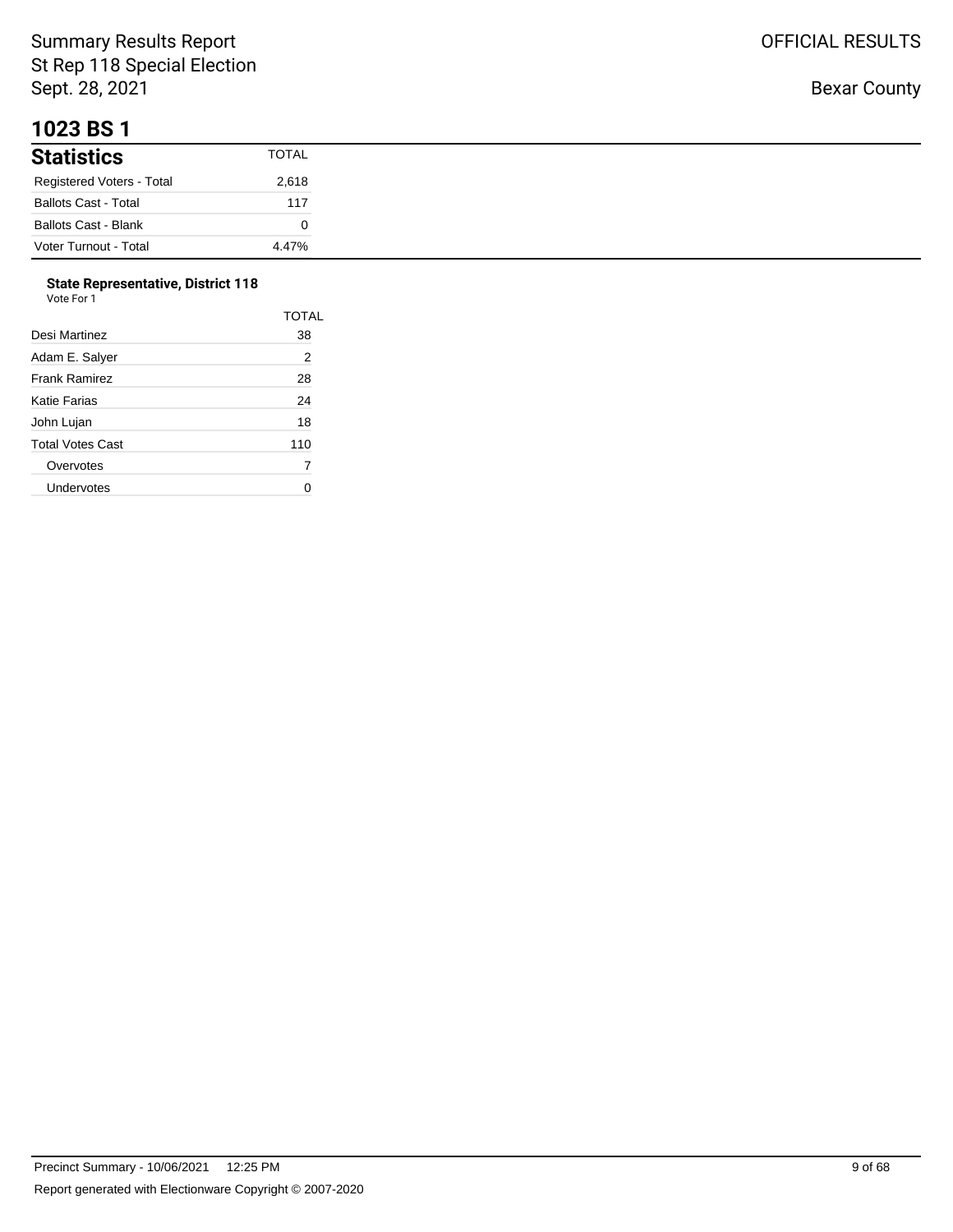Summary Results Report
St Rep 118 Special Election
Sept. 28, 2021

OFFICIAL RESULTS

Bexar County

# 1023 BS 1

| Statistics | TOTAL |
|---|---|
| Registered Voters - Total | 2,618 |
| Ballots Cast - Total | 117 |
| Ballots Cast - Blank | 0 |
| Voter Turnout - Total | 4.47% |

**State Representative, District 118**
Vote For 1

| | TOTAL |
|---|---|
| Desi Martinez | 38 |
| Adam E. Salyer | 2 |
| Frank Ramirez | 28 |
| Katie Farias | 24 |
| John Lujan | 18 |
| Total Votes Cast | 110 |
| Overvotes | 7 |
| Undervotes | 0 |

Precinct Summary - 10/06/2021 12:25 PM

Report generated with Electionware Copyright © 2007-2020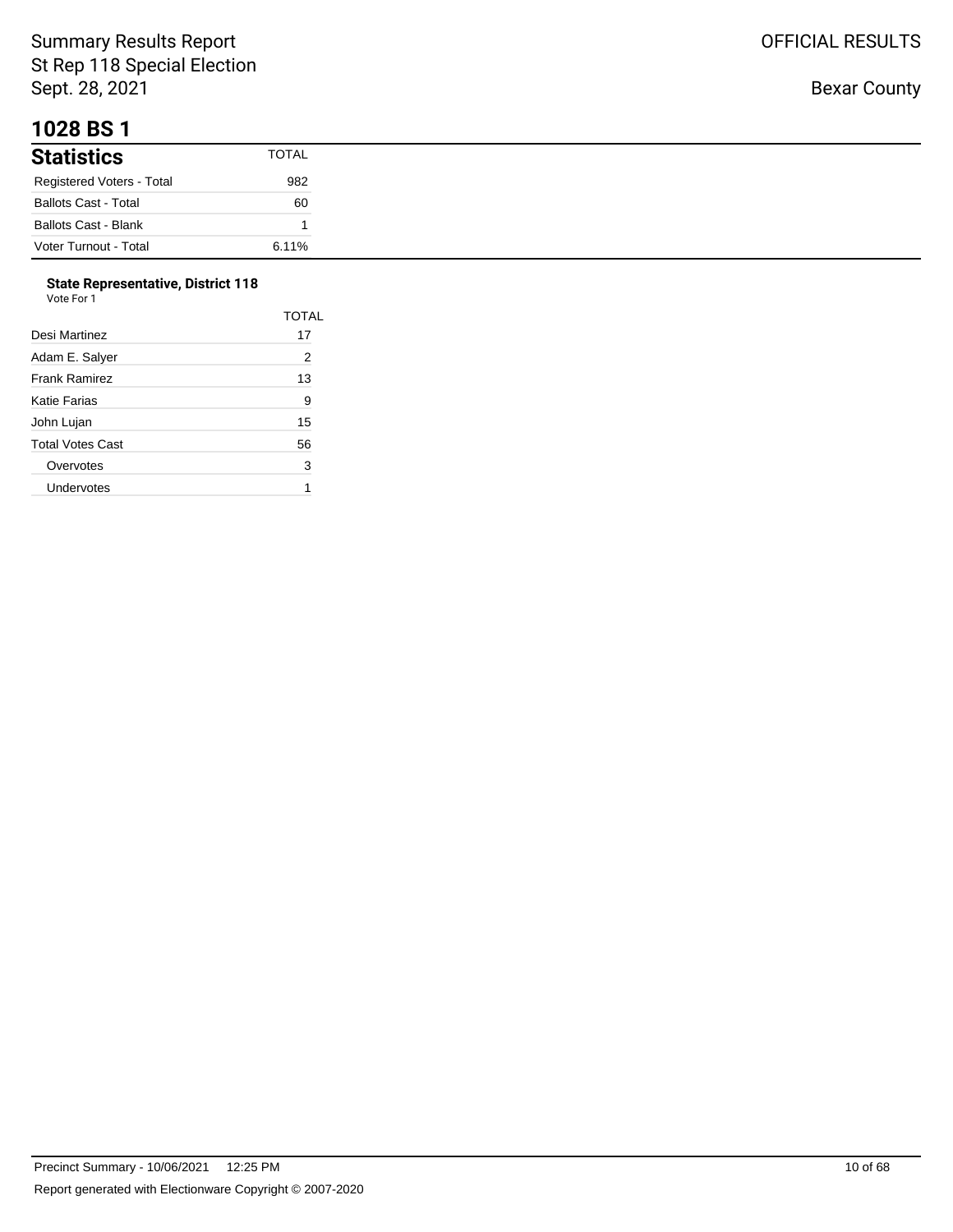Summary Results Report
St Rep 118 Special Election
Sept. 28, 2021

OFFICIAL RESULTS

Bexar County

# 1028 BS 1

| Statistics | TOTAL |
|---|---|
| Registered Voters - Total | 982 |
| Ballots Cast - Total | 60 |
| Ballots Cast - Blank | 1 |
| Voter Turnout - Total | 6.11% |

**State Representative, District 118**
Vote For 1

| | TOTAL |
|---|---|
| Desi Martinez | 17 |
| Adam E. Salyer | 2 |
| Frank Ramirez | 13 |
| Katie Farias | 9 |
| John Lujan | 15 |
| Total Votes Cast | 56 |
| Overvotes | 3 |
| Undervotes | 1 |

Precinct Summary - 10/06/2021 12:25 PM

Report generated with Electionware Copyright © 2007-2020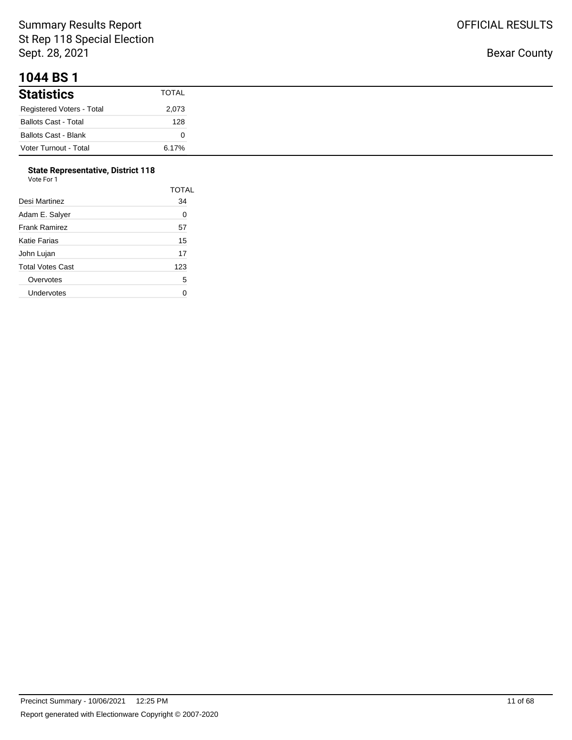Summary Results Report
St Rep 118 Special Election
Sept. 28, 2021

OFFICIAL RESULTS

Bexar County

# 1044 BS 1

| Statistics | TOTAL |
|---|---|
| Registered Voters - Total | 2,073 |
| Ballots Cast - Total | 128 |
| Ballots Cast - Blank | 0 |
| Voter Turnout - Total | 6.17% |

**State Representative, District 118**
Vote For 1

| | TOTAL |
|---|---|
| Desi Martinez | 34 |
| Adam E. Salyer | 0 |
| Frank Ramirez | 57 |
| Katie Farias | 15 |
| John Lujan | 17 |
| Total Votes Cast | 123 |
| Overvotes | 5 |
| Undervotes | 0 |

Precinct Summary - 10/06/2021 12:25 PM

Report generated with Electionware Copyright © 2007-2020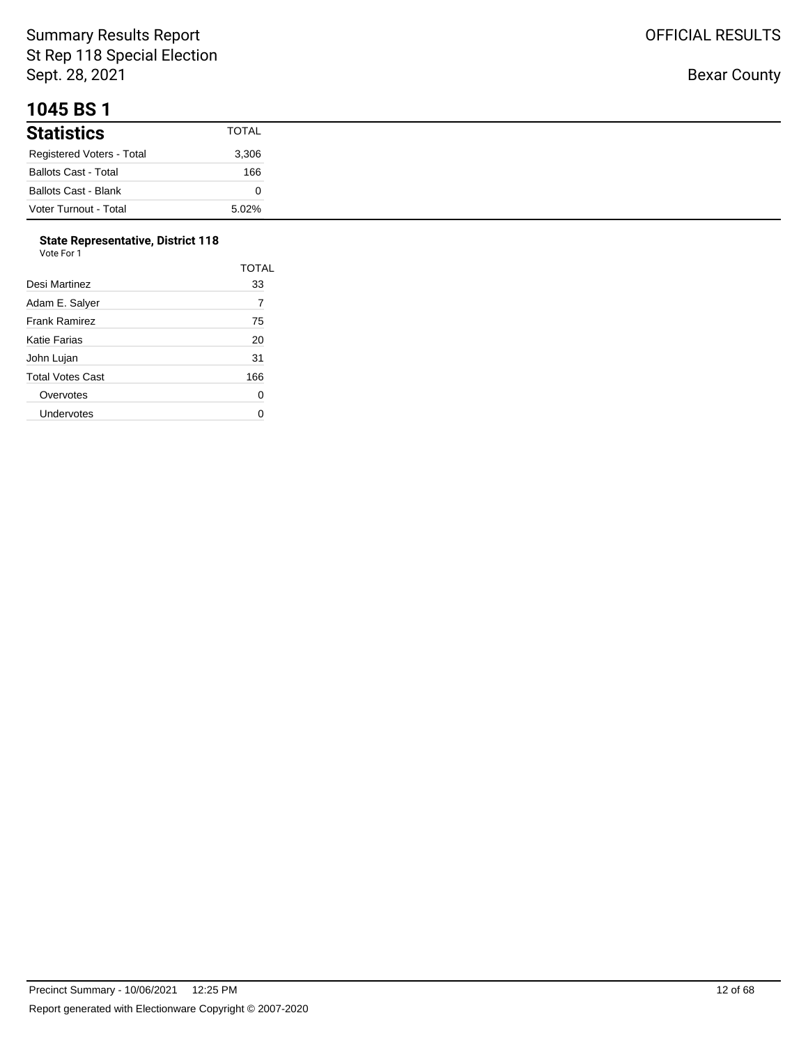# 1045 BS 1

## Statistics

| Statistics | TOTAL |
| --- | --- |
| Registered Voters - Total | 3,306 |
| Ballots Cast - Total | 166 |
| Ballots Cast - Blank | 0 |
| Voter Turnout - Total | 5.02% |

### State Representative, District 118

Vote For 1

| | TOTAL |
| --- | --- |
| Desi Martinez | 33 |
| Adam E. Salyer | 7 |
| Frank Ramirez | 75 |
| Katie Farias | 20 |
| John Lujan | 31 |
| Total Votes Cast | 166 |
| Overvotes | 0 |
| Undervotes | 0 |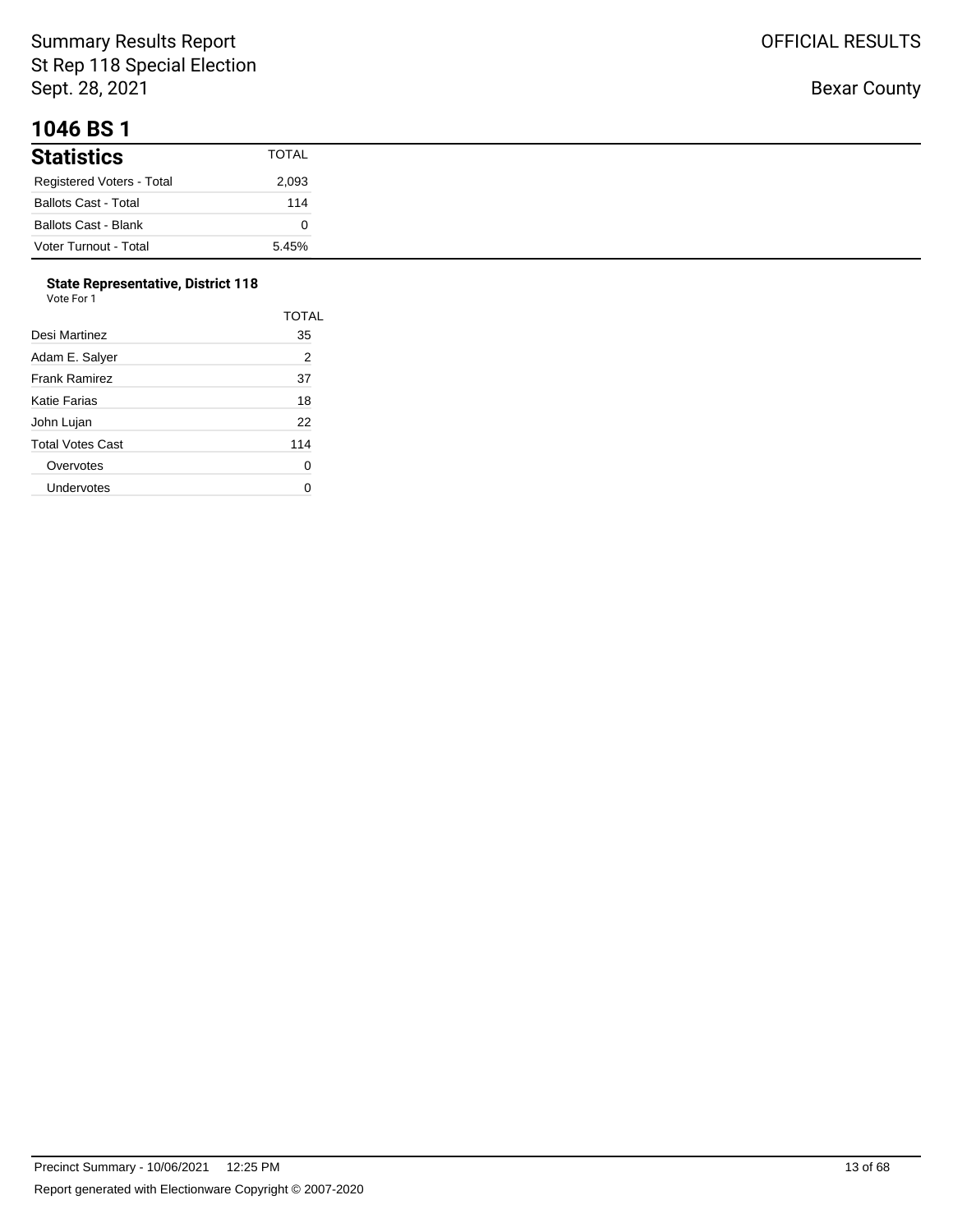# 1046 BS 1

## Statistics

| Statistics | TOTAL |
|---|---|
| Registered Voters - Total | 2,093 |
| Ballots Cast - Total | 114 |
| Ballots Cast - Blank | 0 |
| Voter Turnout - Total | 5.45% |

### State Representative, District 118

Vote For 1

| | TOTAL |
|---|---|
| Desi Martinez | 35 |
| Adam E. Salyer | 2 |
| Frank Ramirez | 37 |
| Katie Farias | 18 |
| John Lujan | 22 |
| Total Votes Cast | 114 |
| Overvotes | 0 |
| Undervotes | 0 |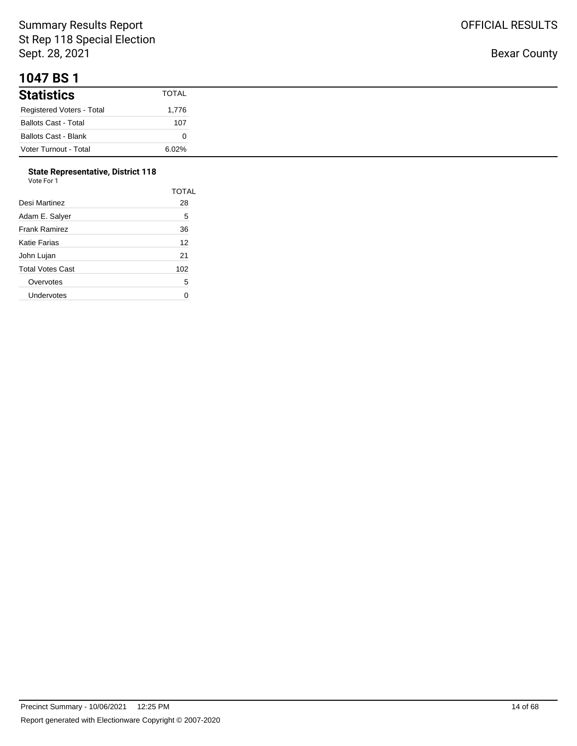Summary Results Report
St Rep 118 Special Election
Sept. 28, 2021

OFFICIAL RESULTS

Bexar County

# 1047 BS 1

| Statistics | TOTAL |
| --- | --- |
| Registered Voters - Total | 1,776 |
| Ballots Cast - Total | 107 |
| Ballots Cast - Blank | 0 |
| Voter Turnout - Total | 6.02% |

### State Representative, District 118

Vote For 1

| | TOTAL |
| --- | --- |
| Desi Martinez | 28 |
| Adam E. Salyer | 5 |
| Frank Ramirez | 36 |
| Katie Farias | 12 |
| John Lujan | 21 |
| Total Votes Cast | 102 |
| Overvotes | 5 |
| Undervotes | 0 |

Precinct Summary - 10/06/2021 12:25 PM

Report generated with Electionware Copyright © 2007-2020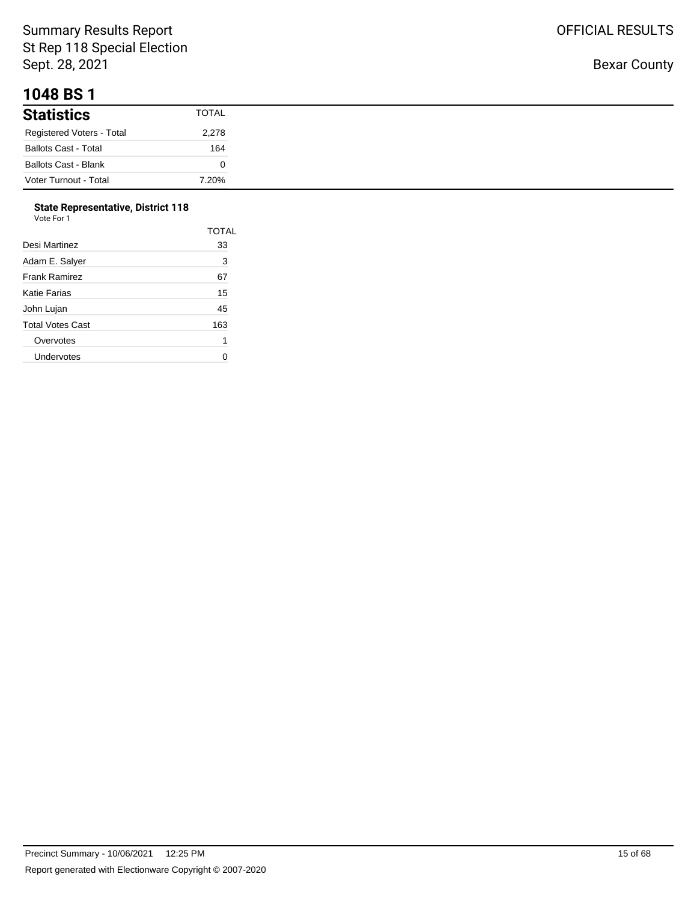# 1048 BS 1

| Statistics | TOTAL |
| --- | --- |
| Registered Voters - Total | 2,278 |
| Ballots Cast - Total | 164 |
| Ballots Cast - Blank | 0 |
| Voter Turnout - Total | 7.20% |

### State Representative, District 118

Vote For 1

| | TOTAL |
| --- | --- |
| Desi Martinez | 33 |
| Adam E. Salyer | 3 |
| Frank Ramirez | 67 |
| Katie Farias | 15 |
| John Lujan | 45 |
| Total Votes Cast | 163 |
| Overvotes | 1 |
| Undervotes | 0 |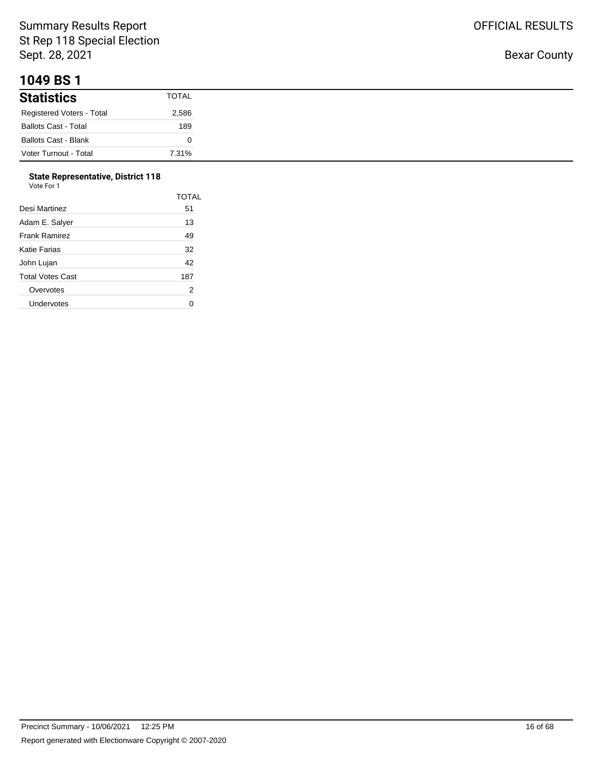# 1049 BS 1

| Statistics | TOTAL |
| --- | --- |
| Registered Voters - Total | 2,586 |
| Ballots Cast - Total | 189 |
| Ballots Cast - Blank | 0 |
| Voter Turnout - Total | 7.31% |

### State Representative, District 118

Vote For 1

| | TOTAL |
| --- | --- |
| Desi Martinez | 51 |
| Adam E. Salyer | 13 |
| Frank Ramirez | 49 |
| Katie Farias | 32 |
| John Lujan | 42 |
| Total Votes Cast | 187 |
| Overvotes | 2 |
| Undervotes | 0 |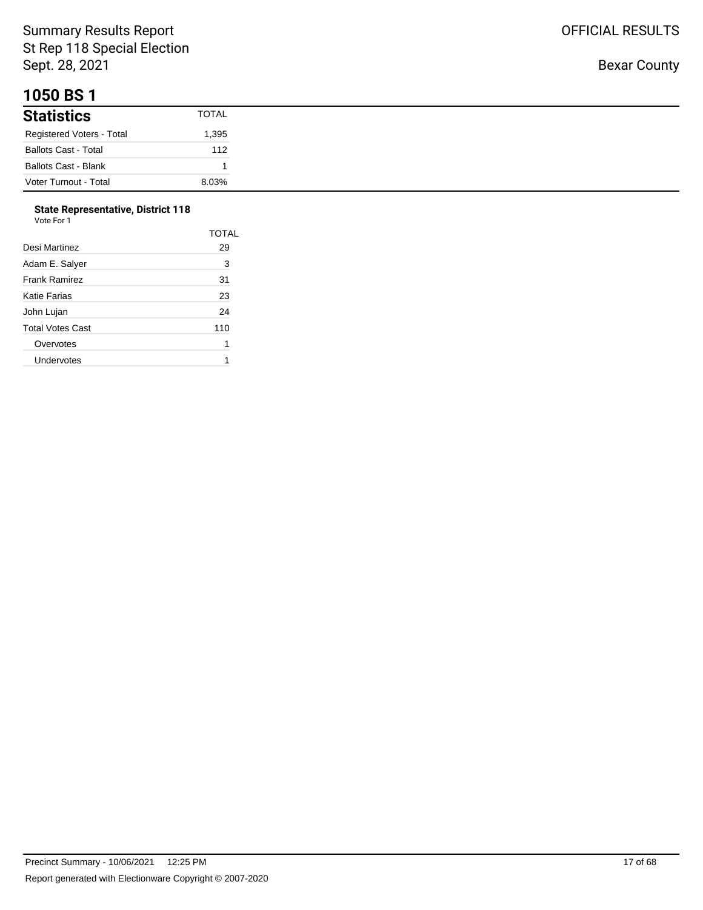# 1050 BS 1

| Statistics | TOTAL |
|---|---|
| Registered Voters - Total | 1,395 |
| Ballots Cast - Total | 112 |
| Ballots Cast - Blank | 1 |
| Voter Turnout - Total | 8.03% |

**State Representative, District 118**
Vote For 1

| | TOTAL |
|---|---|
| Desi Martinez | 29 |
| Adam E. Salyer | 3 |
| Frank Ramirez | 31 |
| Katie Farias | 23 |
| John Lujan | 24 |
| Total Votes Cast | 110 |
| Overvotes | 1 |
| Undervotes | 1 |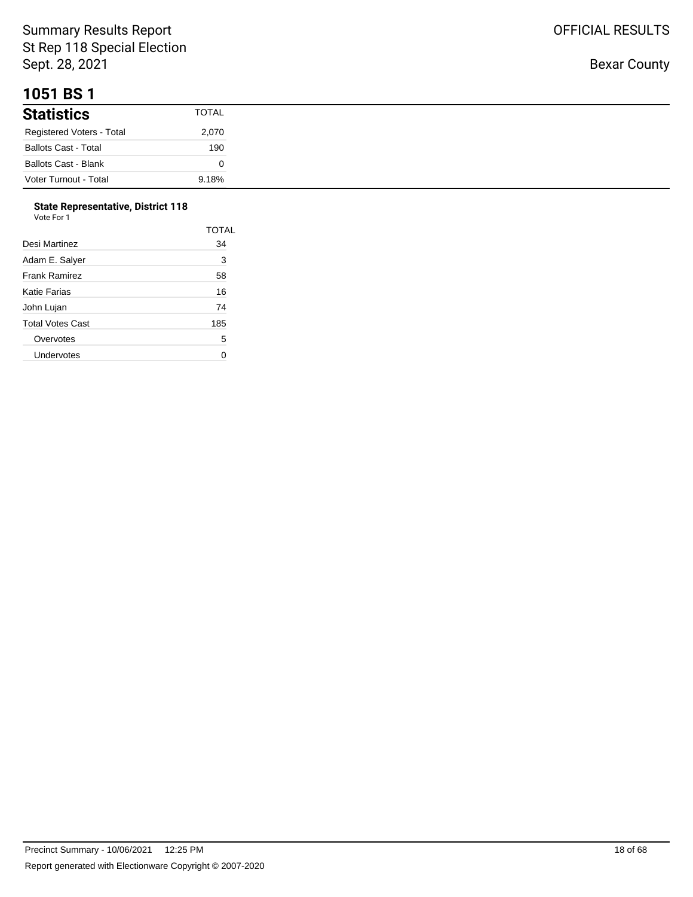# 1051 BS 1

| Statistics | TOTAL |
|---|---|
| Registered Voters - Total | 2,070 |
| Ballots Cast - Total | 190 |
| Ballots Cast - Blank | 0 |
| Voter Turnout - Total | 9.18% |

**State Representative, District 118**
Vote For 1

| | TOTAL |
|---|---|
| Desi Martinez | 34 |
| Adam E. Salyer | 3 |
| Frank Ramirez | 58 |
| Katie Farias | 16 |
| John Lujan | 74 |
| Total Votes Cast | 185 |
| Overvotes | 5 |
| Undervotes | 0 |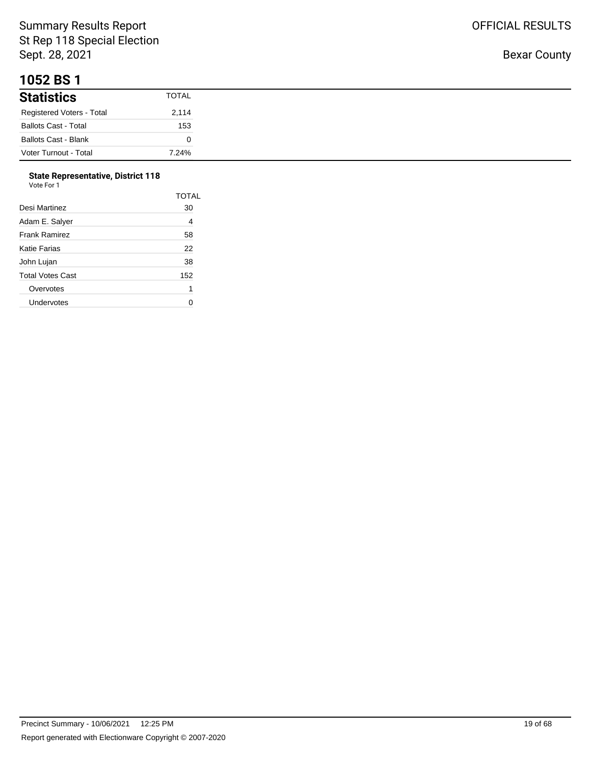# 1052 BS 1

## Statistics

| Statistics | TOTAL |
|---|---|
| Registered Voters - Total | 2,114 |
| Ballots Cast - Total | 153 |
| Ballots Cast - Blank | 0 |
| Voter Turnout - Total | 7.24% |

### State Representative, District 118

Vote For 1

| | TOTAL |
|---|---|
| Desi Martinez | 30 |
| Adam E. Salyer | 4 |
| Frank Ramirez | 58 |
| Katie Farias | 22 |
| John Lujan | 38 |
| Total Votes Cast | 152 |
| Overvotes | 1 |
| Undervotes | 0 |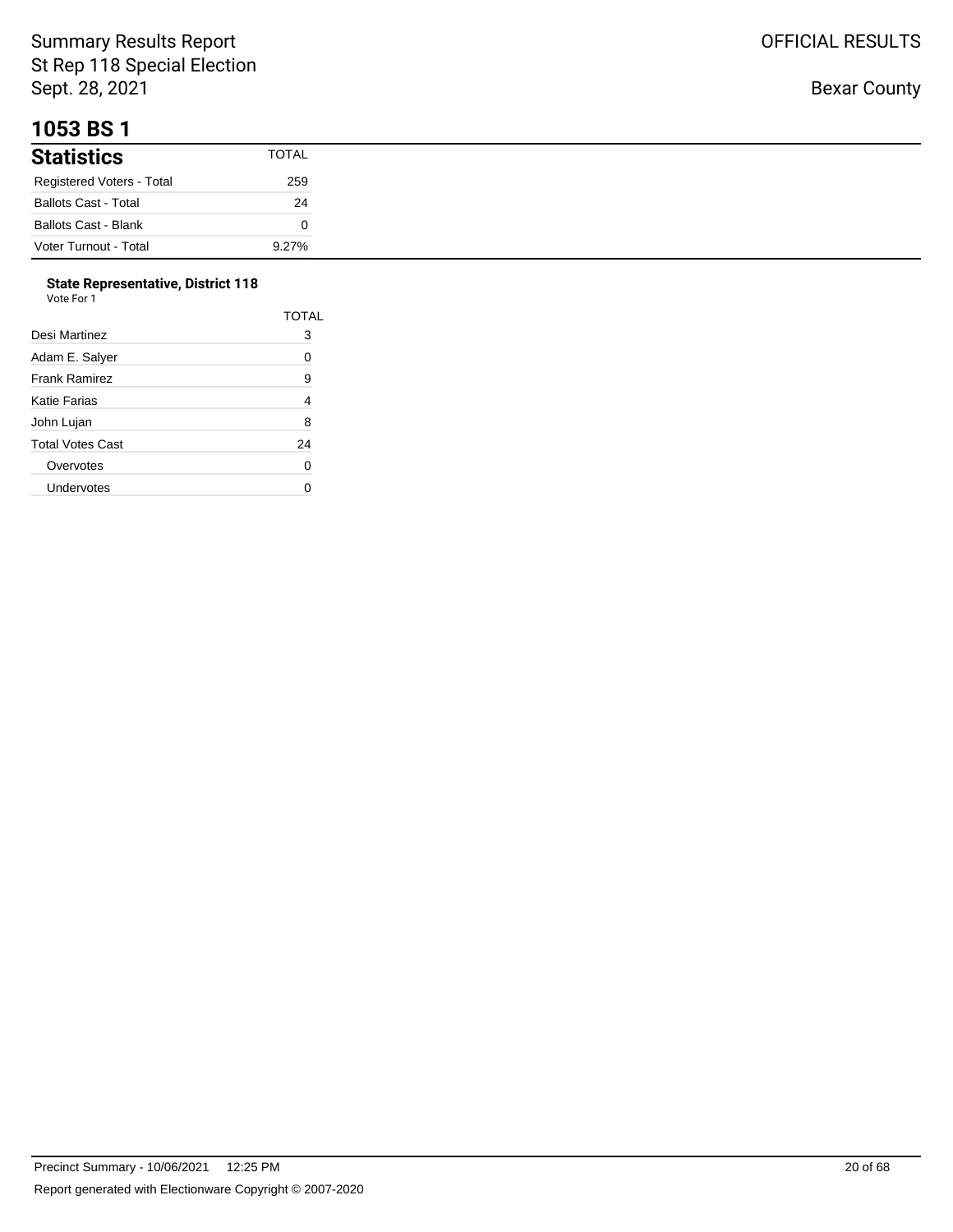Summary Results Report
St Rep 118 Special Election
Sept. 28, 2021

OFFICIAL RESULTS

Bexar County

# 1053 BS 1

| Statistics | TOTAL |
|---|---|
| Registered Voters - Total | 259 |
| Ballots Cast - Total | 24 |
| Ballots Cast - Blank | 0 |
| Voter Turnout - Total | 9.27% |

### State Representative, District 118

Vote For 1

| | TOTAL |
|---|---|
| Desi Martinez | 3 |
| Adam E. Salyer | 0 |
| Frank Ramirez | 9 |
| Katie Farias | 4 |
| John Lujan | 8 |
| Total Votes Cast | 24 |
| Overvotes | 0 |
| Undervotes | 0 |

Precinct Summary - 10/06/2021 12:25 PM

Report generated with Electionware Copyright © 2007-2020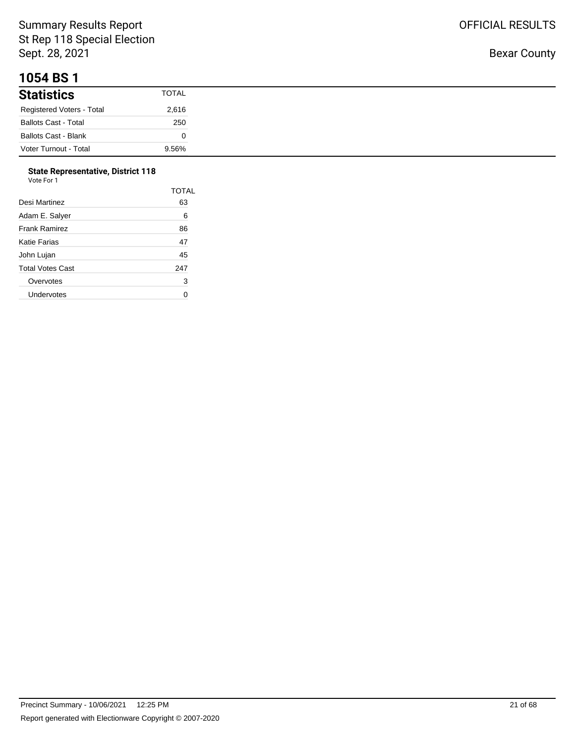# 1054 BS 1

## Statistics

| Statistics | TOTAL |
|---|---|
| Registered Voters - Total | 2,616 |
| Ballots Cast - Total | 250 |
| Ballots Cast - Blank | 0 |
| Voter Turnout - Total | 9.56% |

### State Representative, District 118

Vote For 1

| | TOTAL |
|---|---|
| Desi Martinez | 63 |
| Adam E. Salyer | 6 |
| Frank Ramirez | 86 |
| Katie Farias | 47 |
| John Lujan | 45 |
| Total Votes Cast | 247 |
| Overvotes | 3 |
| Undervotes | 0 |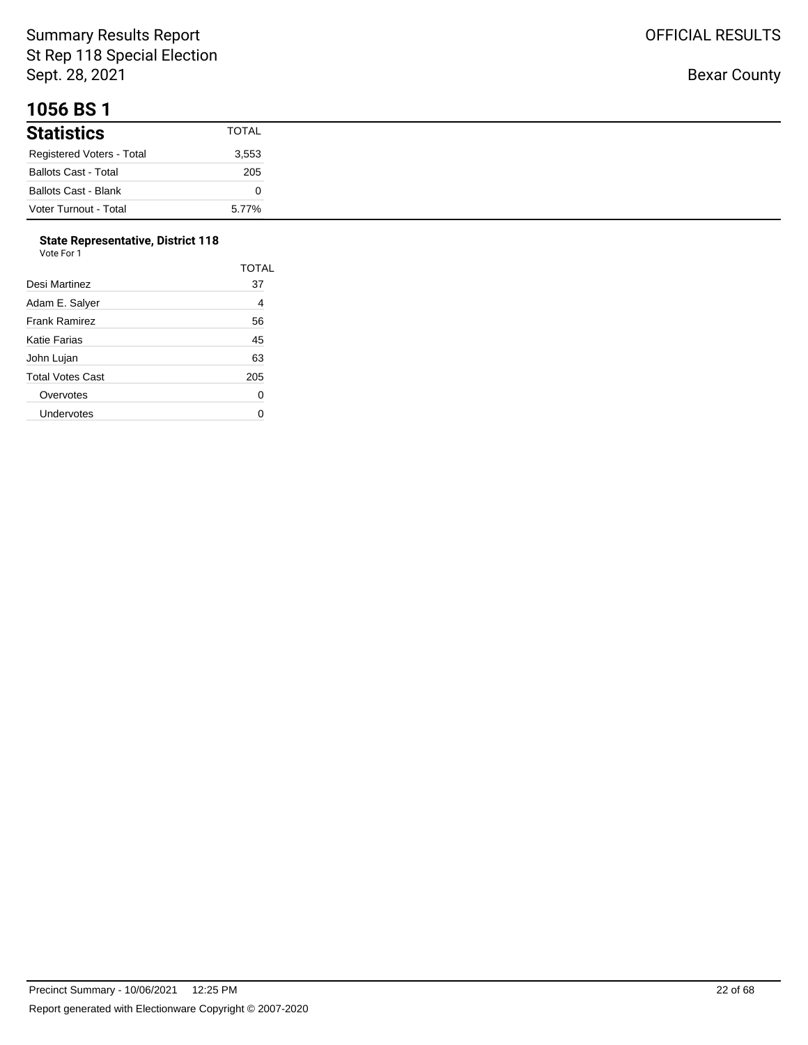# 1056 BS 1

## Statistics

| Statistics | TOTAL |
|---|---|
| Registered Voters - Total | 3,553 |
| Ballots Cast - Total | 205 |
| Ballots Cast - Blank | 0 |
| Voter Turnout - Total | 5.77% |

### State Representative, District 118

Vote For 1

| | TOTAL |
|---|---|
| Desi Martinez | 37 |
| Adam E. Salyer | 4 |
| Frank Ramirez | 56 |
| Katie Farias | 45 |
| John Lujan | 63 |
| Total Votes Cast | 205 |
| Overvotes | 0 |
| Undervotes | 0 |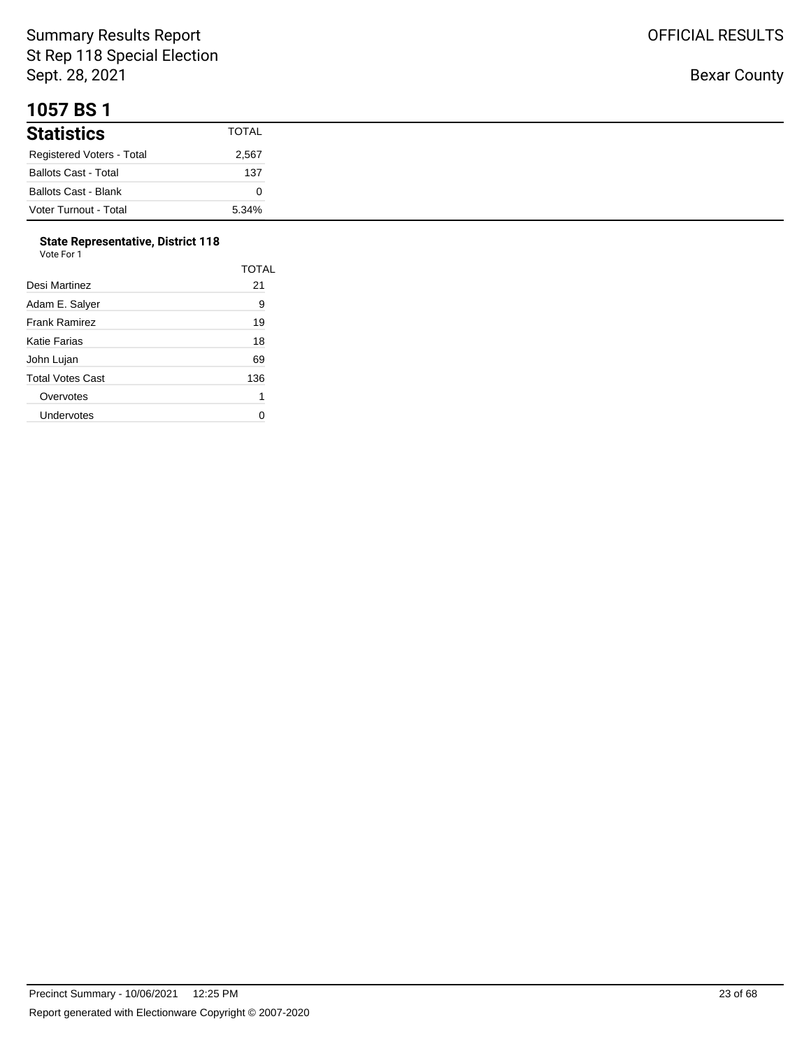# 1057 BS 1

## Statistics

| Statistics | TOTAL |
|---|---|
| Registered Voters - Total | 2,567 |
| Ballots Cast - Total | 137 |
| Ballots Cast - Blank | 0 |
| Voter Turnout - Total | 5.34% |

### State Representative, District 118

Vote For 1

| | TOTAL |
|---|---|
| Desi Martinez | 21 |
| Adam E. Salyer | 9 |
| Frank Ramirez | 19 |
| Katie Farias | 18 |
| John Lujan | 69 |
| Total Votes Cast | 136 |
| Overvotes | 1 |
| Undervotes | 0 |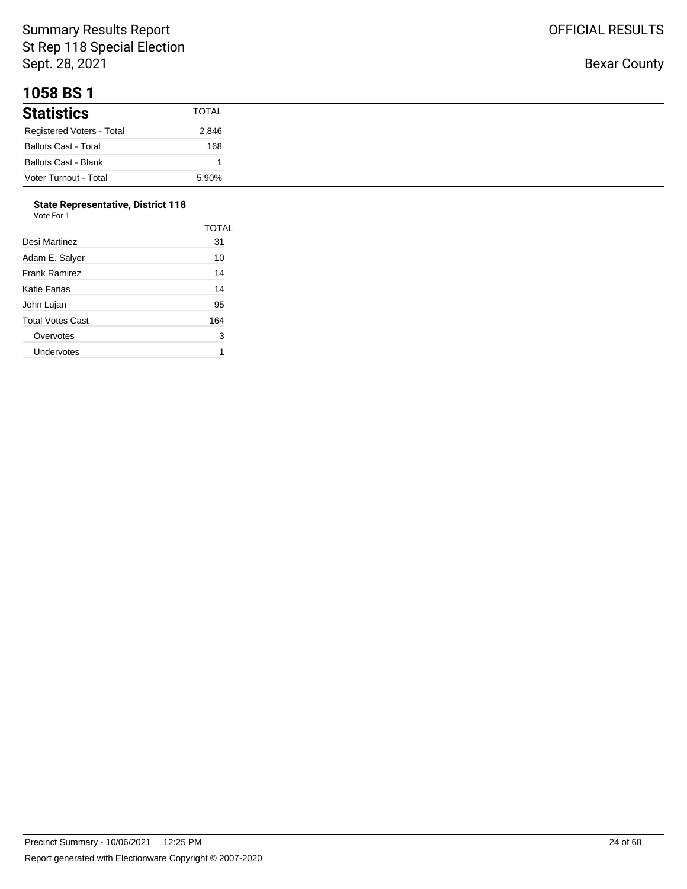# 1058 BS 1

## Statistics

| Statistics | TOTAL |
|---|---|
| Registered Voters - Total | 2,846 |
| Ballots Cast - Total | 168 |
| Ballots Cast - Blank | 1 |
| Voter Turnout - Total | 5.90% |

### State Representative, District 118

Vote For 1

| | TOTAL |
|---|---|
| Desi Martinez | 31 |
| Adam E. Salyer | 10 |
| Frank Ramirez | 14 |
| Katie Farias | 14 |
| John Lujan | 95 |
| Total Votes Cast | 164 |
| Overvotes | 3 |
| Undervotes | 1 |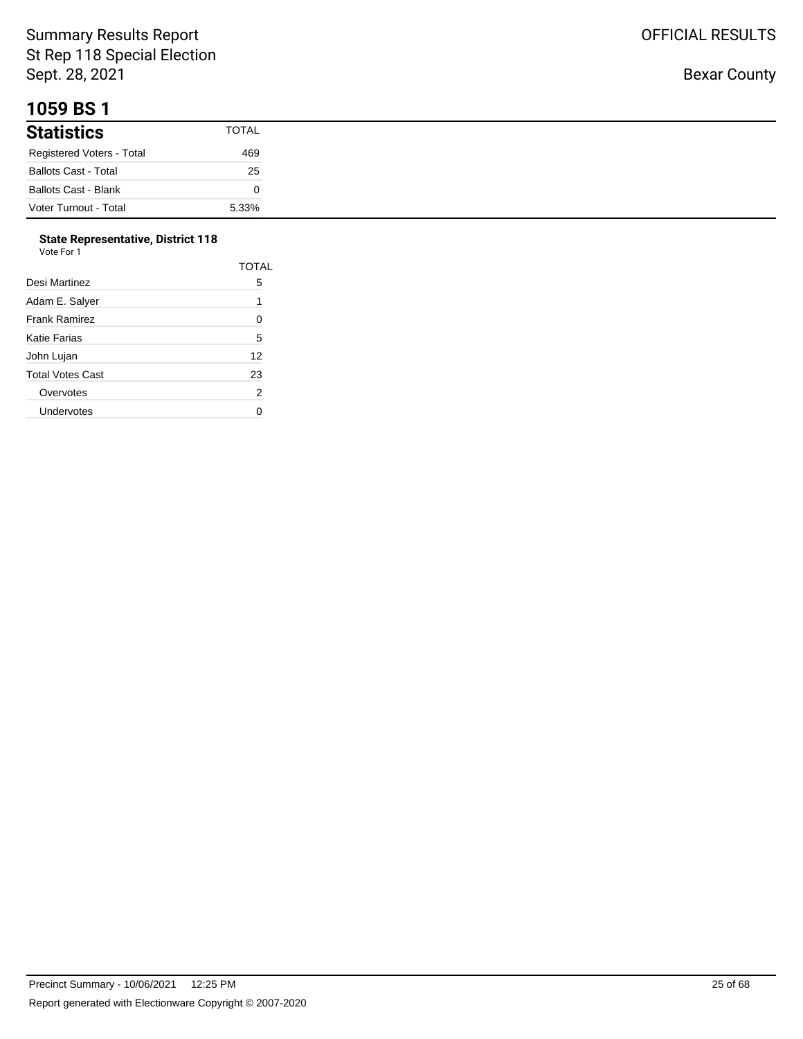Summary Results Report
St Rep 118 Special Election
Sept. 28, 2021

OFFICIAL RESULTS

Bexar County

# 1059 BS 1

| Statistics | TOTAL |
|---|---|
| Registered Voters - Total | 469 |
| Ballots Cast - Total | 25 |
| Ballots Cast - Blank | 0 |
| Voter Turnout - Total | 5.33% |

### State Representative, District 118

Vote For 1

| | TOTAL |
|---|---|
| Desi Martinez | 5 |
| Adam E. Salyer | 1 |
| Frank Ramirez | 0 |
| Katie Farias | 5 |
| John Lujan | 12 |
| Total Votes Cast | 23 |
| Overvotes | 2 |
| Undervotes | 0 |

Precinct Summary - 10/06/2021 12:25 PM

Report generated with Electionware Copyright © 2007-2020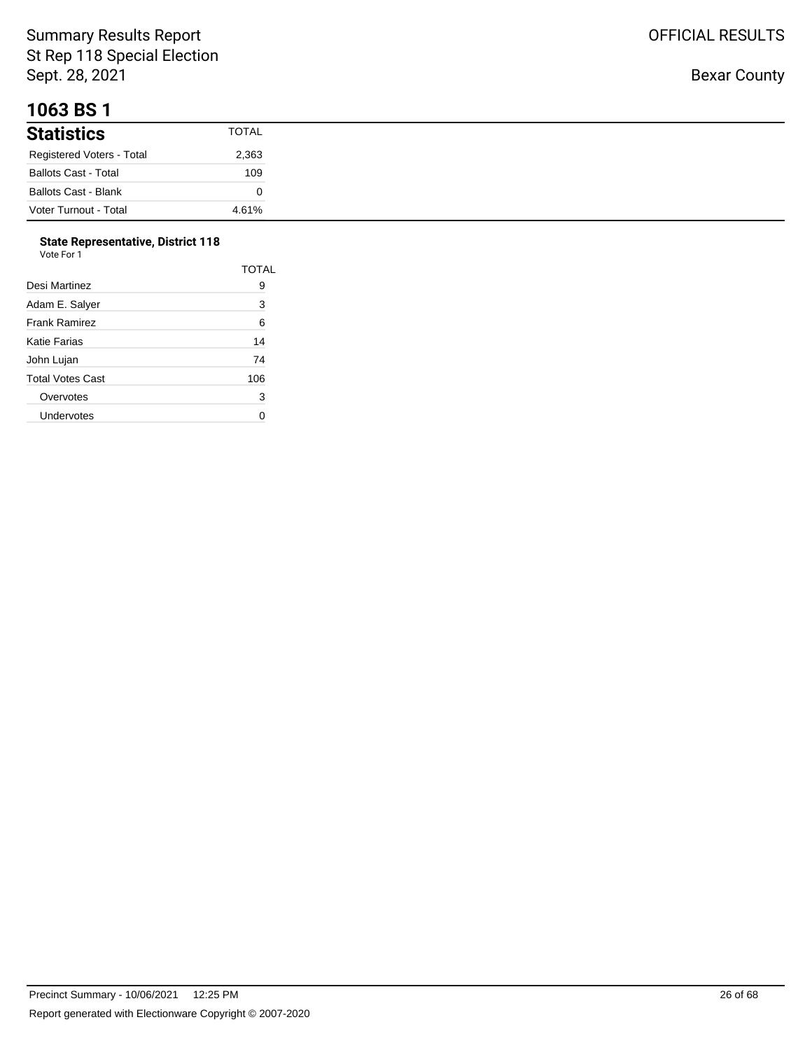# 1063 BS 1

## Statistics

| Statistics | TOTAL |
| --- | --- |
| Registered Voters - Total | 2,363 |
| Ballots Cast - Total | 109 |
| Ballots Cast - Blank | 0 |
| Voter Turnout - Total | 4.61% |

### State Representative, District 118

Vote For 1

| | TOTAL |
| --- | --- |
| Desi Martinez | 9 |
| Adam E. Salyer | 3 |
| Frank Ramirez | 6 |
| Katie Farias | 14 |
| John Lujan | 74 |
| Total Votes Cast | 106 |
| Overvotes | 3 |
| Undervotes | 0 |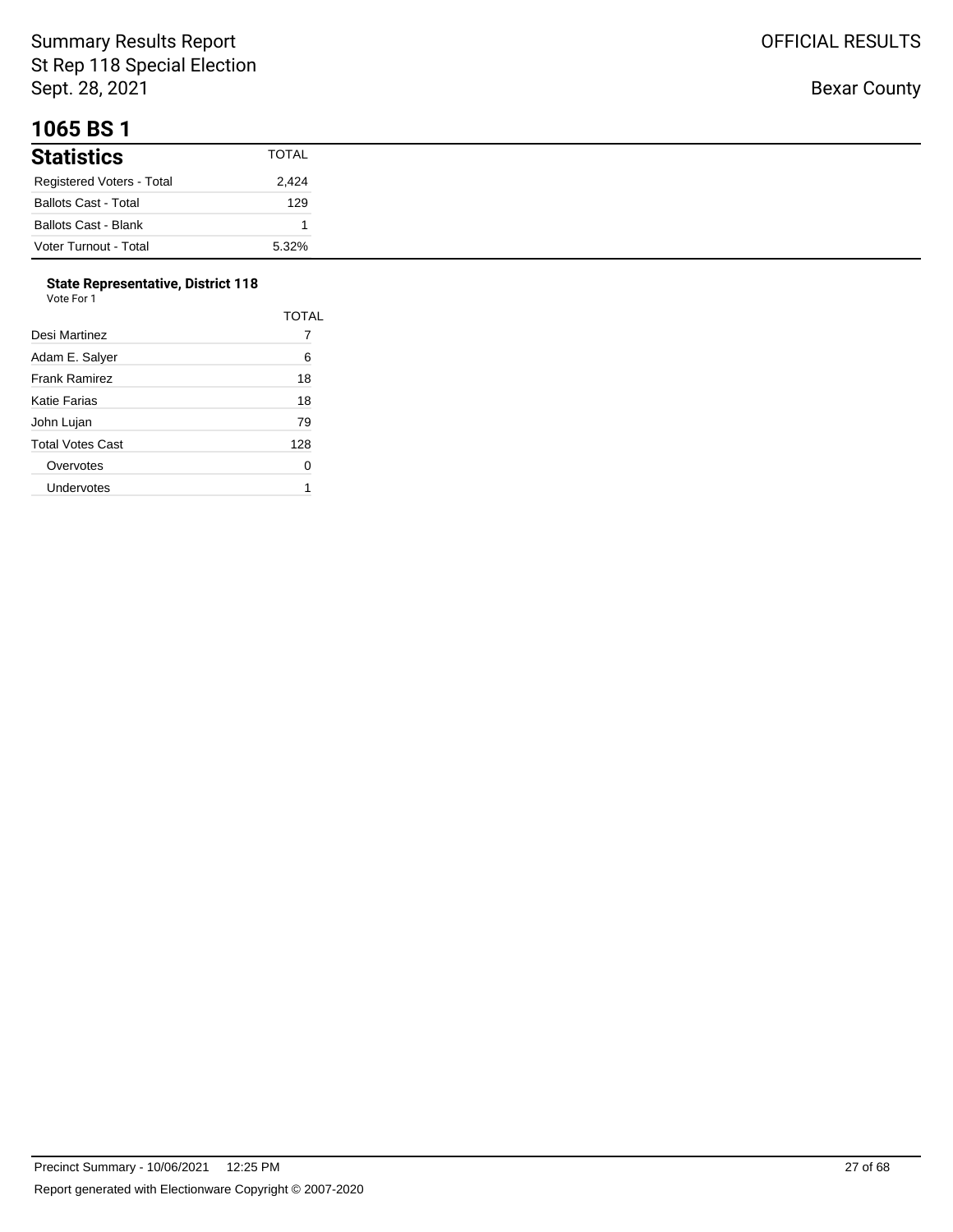## 1065 BS 1

| Statistics | TOTAL |
| --- | --- |
| Registered Voters - Total | 2,424 |
| Ballots Cast - Total | 129 |
| Ballots Cast - Blank | 1 |
| Voter Turnout - Total | 5.32% |

**State Representative, District 118**
Vote For 1

| | TOTAL |
| --- | --- |
| Desi Martinez | 7 |
| Adam E. Salyer | 6 |
| Frank Ramirez | 18 |
| Katie Farias | 18 |
| John Lujan | 79 |
| Total Votes Cast | 128 |
| Overvotes | 0 |
| Undervotes | 1 |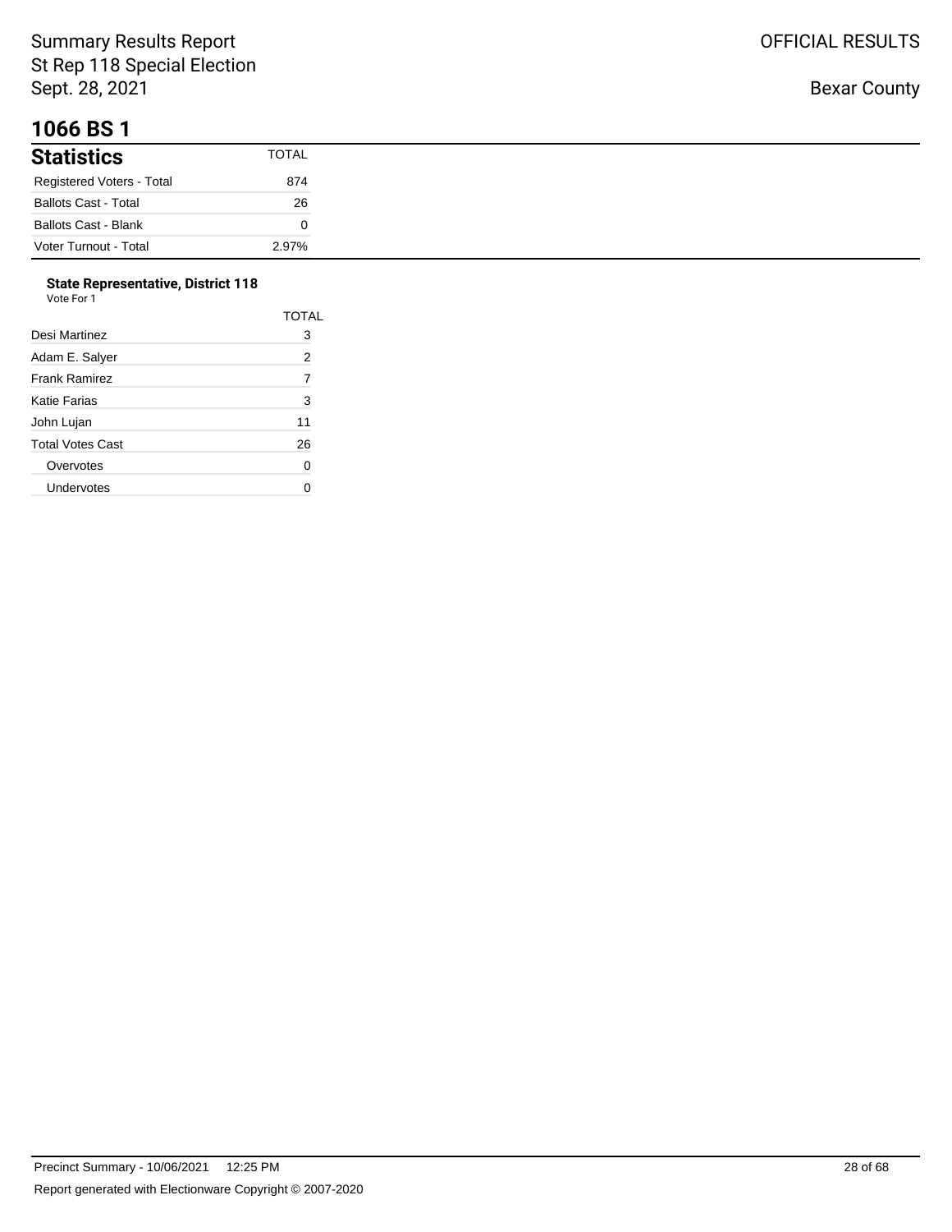# 1066 BS 1

| Statistics | TOTAL |
|---|---|
| Registered Voters - Total | 874 |
| Ballots Cast - Total | 26 |
| Ballots Cast - Blank | 0 |
| Voter Turnout - Total | 2.97% |

### State Representative, District 118

Vote For 1

| | TOTAL |
|---|---|
| Desi Martinez | 3 |
| Adam E. Salyer | 2 |
| Frank Ramirez | 7 |
| Katie Farias | 3 |
| John Lujan | 11 |
| Total Votes Cast | 26 |
| Overvotes | 0 |
| Undervotes | 0 |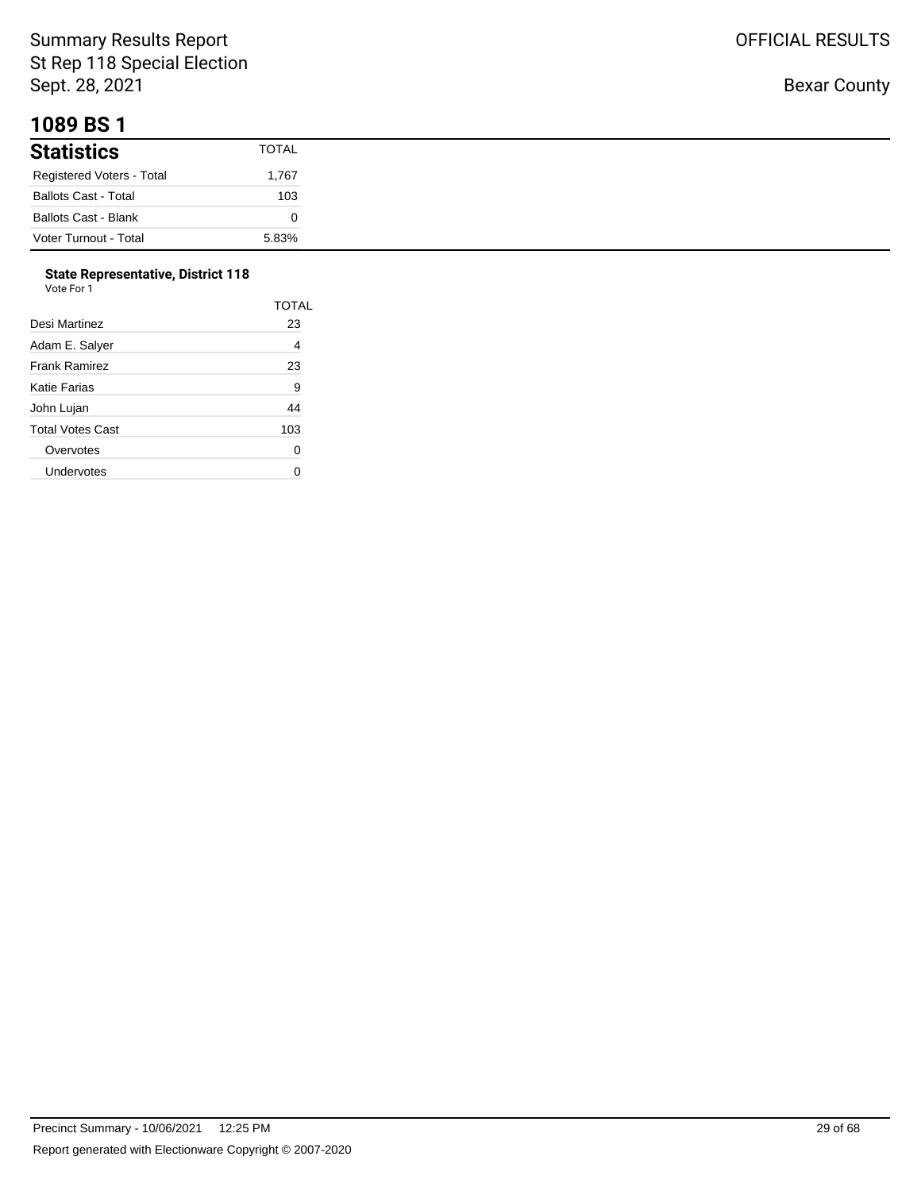# 1089 BS 1

## Statistics

| Statistics | TOTAL |
|---|---|
| Registered Voters - Total | 1,767 |
| Ballots Cast - Total | 103 |
| Ballots Cast - Blank | 0 |
| Voter Turnout - Total | 5.83% |

### State Representative, District 118

Vote For 1

| | TOTAL |
|---|---|
| Desi Martinez | 23 |
| Adam E. Salyer | 4 |
| Frank Ramirez | 23 |
| Katie Farias | 9 |
| John Lujan | 44 |
| Total Votes Cast | 103 |
| Overvotes | 0 |
| Undervotes | 0 |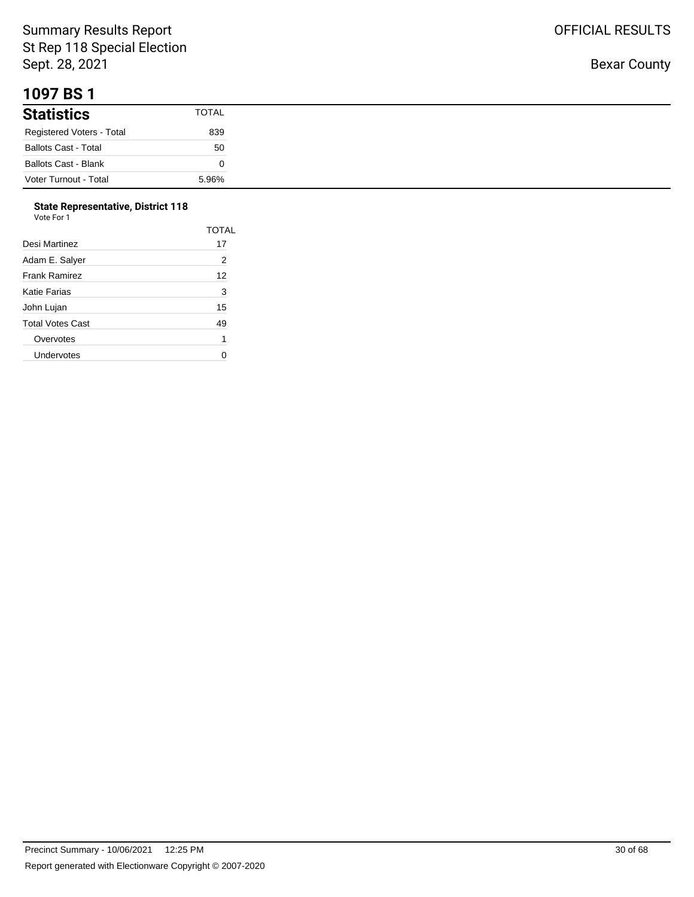Summary Results Report
St Rep 118 Special Election
Sept. 28, 2021

OFFICIAL RESULTS

Bexar County

# 1097 BS 1

| Statistics | TOTAL |
|---|---|
| Registered Voters - Total | 839 |
| Ballots Cast - Total | 50 |
| Ballots Cast - Blank | 0 |
| Voter Turnout - Total | 5.96% |

### State Representative, District 118

Vote For 1

| | TOTAL |
|---|---|
| Desi Martinez | 17 |
| Adam E. Salyer | 2 |
| Frank Ramirez | 12 |
| Katie Farias | 3 |
| John Lujan | 15 |
| Total Votes Cast | 49 |
| Overvotes | 1 |
| Undervotes | 0 |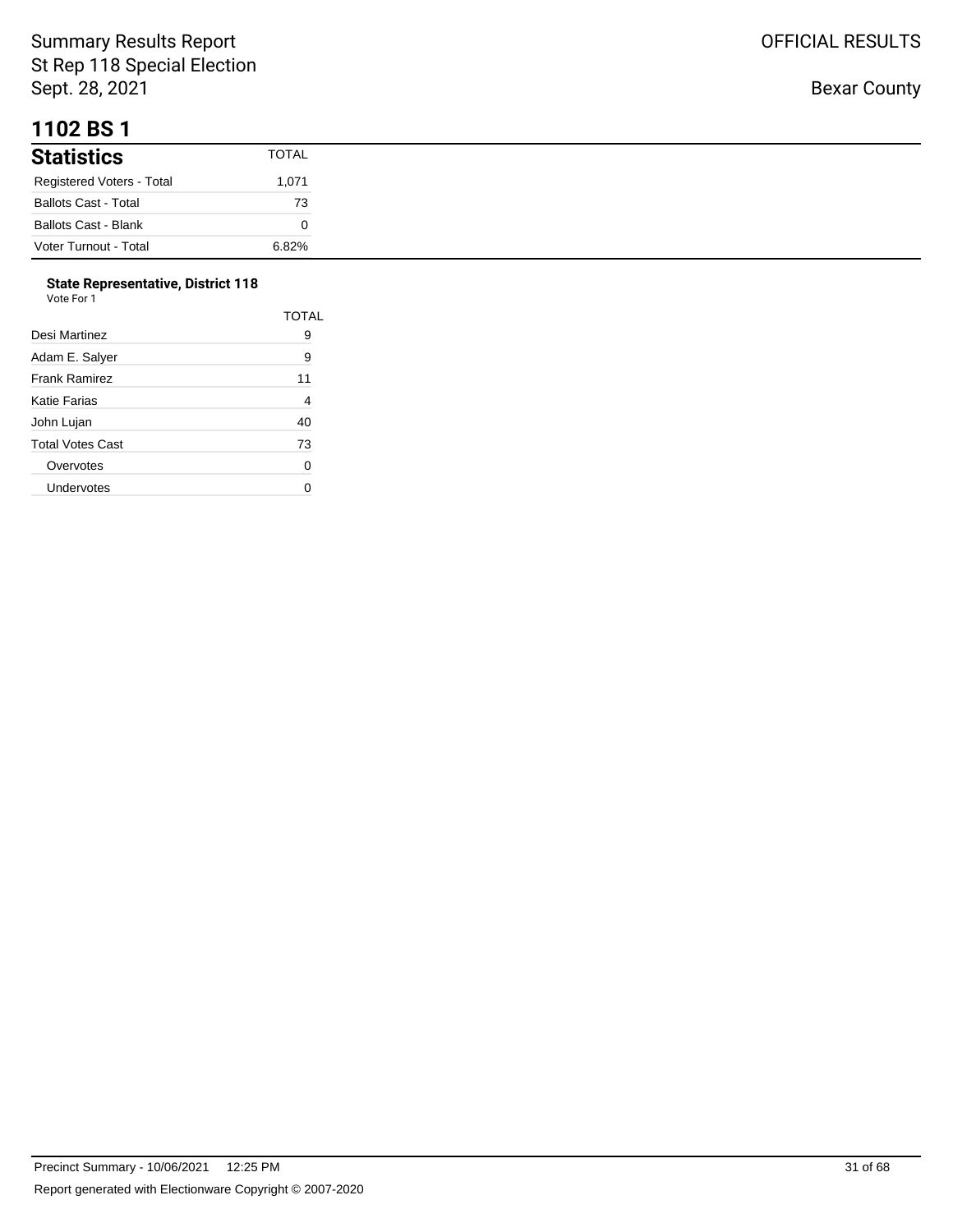Summary Results Report
St Rep 118 Special Election
Sept. 28, 2021

OFFICIAL RESULTS

Bexar County

# 1102 BS 1

| Statistics | TOTAL |
|---|---|
| Registered Voters - Total | 1,071 |
| Ballots Cast - Total | 73 |
| Ballots Cast - Blank | 0 |
| Voter Turnout - Total | 6.82% |

### State Representative, District 118

Vote For 1

| | TOTAL |
|---|---|
| Desi Martinez | 9 |
| Adam E. Salyer | 9 |
| Frank Ramirez | 11 |
| Katie Farias | 4 |
| John Lujan | 40 |
| Total Votes Cast | 73 |
| Overvotes | 0 |
| Undervotes | 0 |

Precinct Summary - 10/06/2021 12:25 PM

Report generated with Electionware Copyright © 2007-2020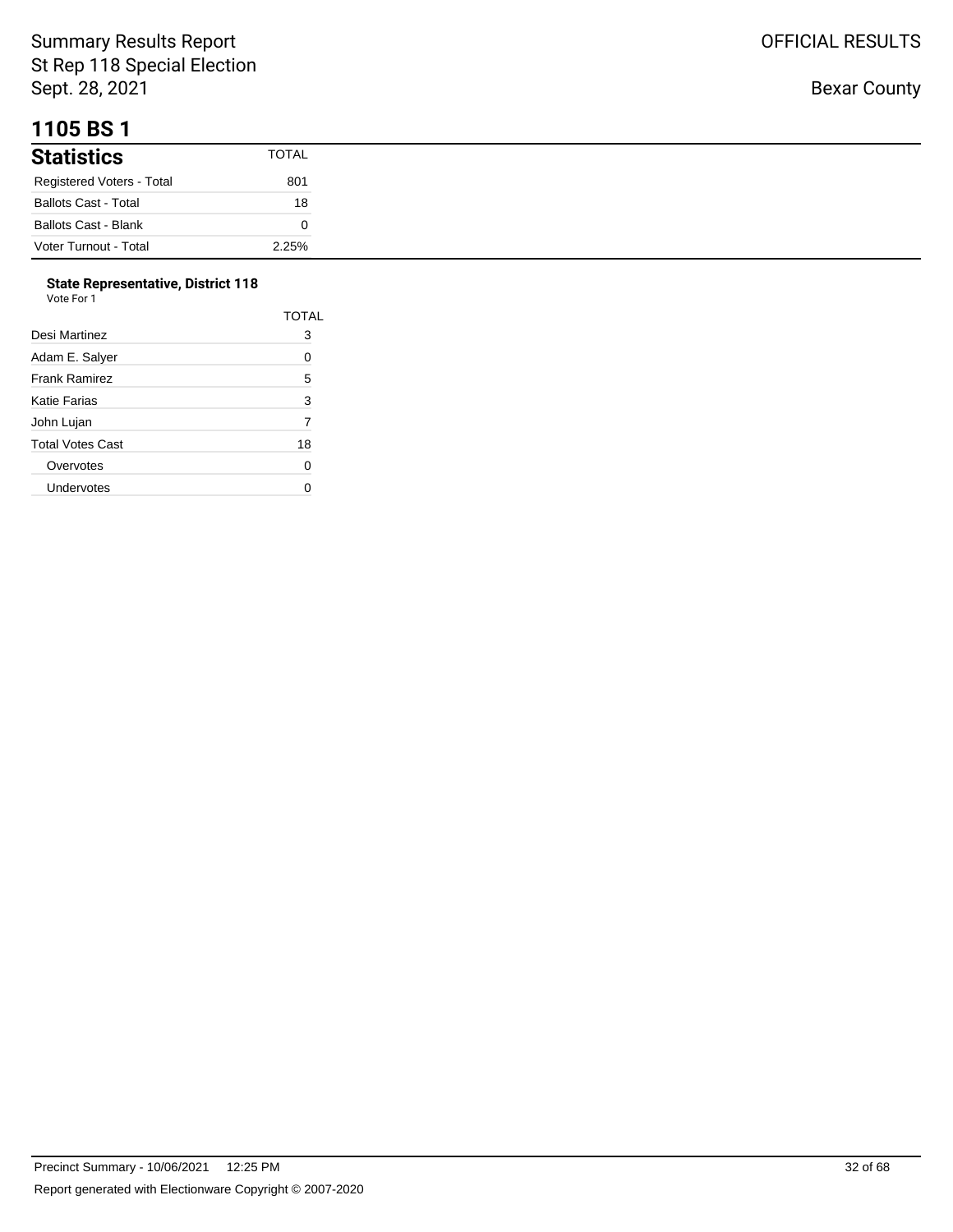# 1105 BS 1

| Statistics | TOTAL |
|---|---|
| Registered Voters - Total | 801 |
| Ballots Cast - Total | 18 |
| Ballots Cast - Blank | 0 |
| Voter Turnout - Total | 2.25% |

**State Representative, District 118**
Vote For 1

| | TOTAL |
|---|---|
| Desi Martinez | 3 |
| Adam E. Salyer | 0 |
| Frank Ramirez | 5 |
| Katie Farias | 3 |
| John Lujan | 7 |
| Total Votes Cast | 18 |
| Overvotes | 0 |
| Undervotes | 0 |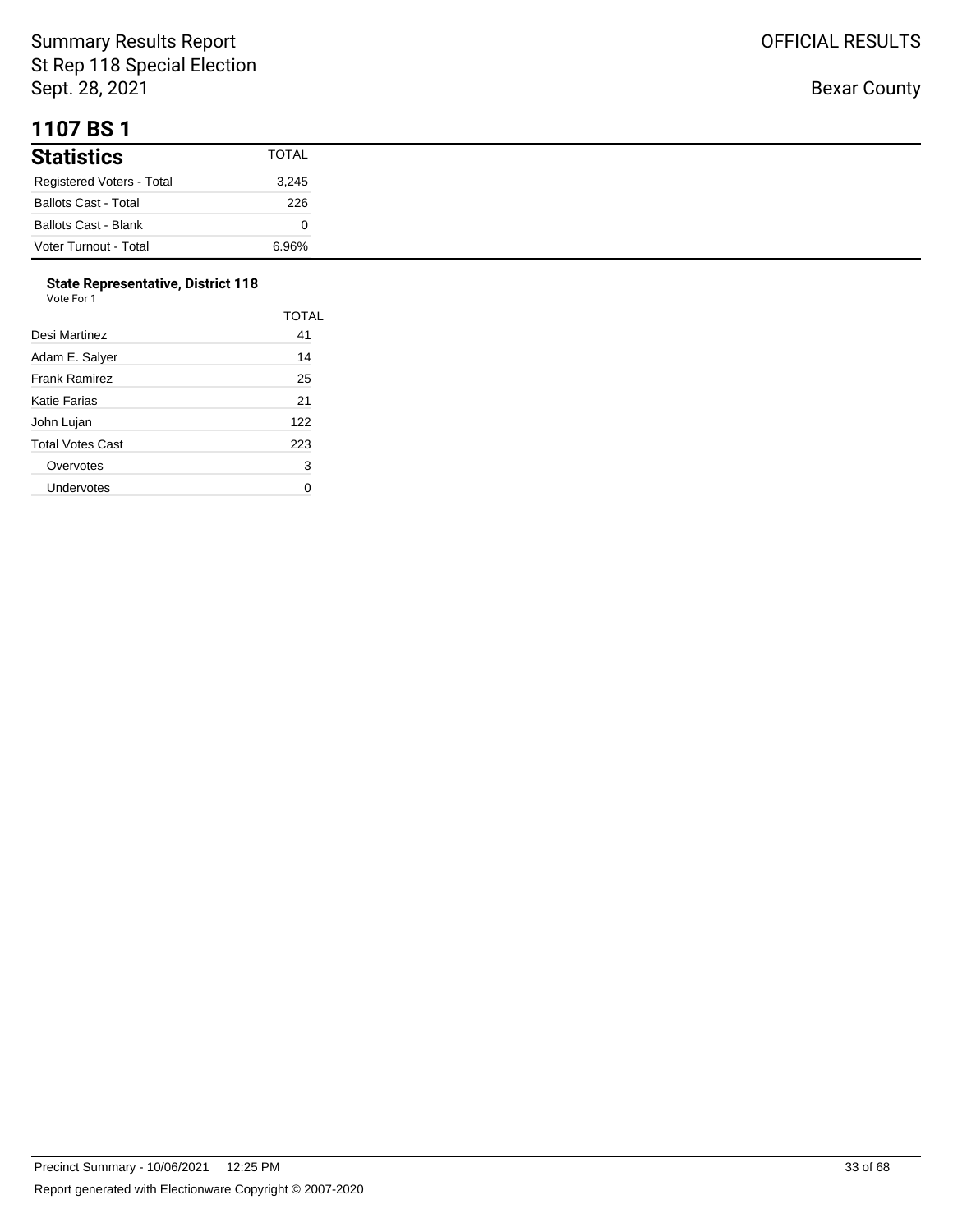Summary Results Report
St Rep 118 Special Election
Sept. 28, 2021

OFFICIAL RESULTS

Bexar County

# 1107 BS 1

| Statistics | TOTAL |
|---|---|
| Registered Voters - Total | 3,245 |
| Ballots Cast - Total | 226 |
| Ballots Cast - Blank | 0 |
| Voter Turnout - Total | 6.96% |

**State Representative, District 118**
Vote For 1

| | TOTAL |
|---|---|
| Desi Martinez | 41 |
| Adam E. Salyer | 14 |
| Frank Ramirez | 25 |
| Katie Farias | 21 |
| John Lujan | 122 |
| Total Votes Cast | 223 |
| Overvotes | 3 |
| Undervotes | 0 |

Precinct Summary - 10/06/2021 12:25 PM

Report generated with Electionware Copyright © 2007-2020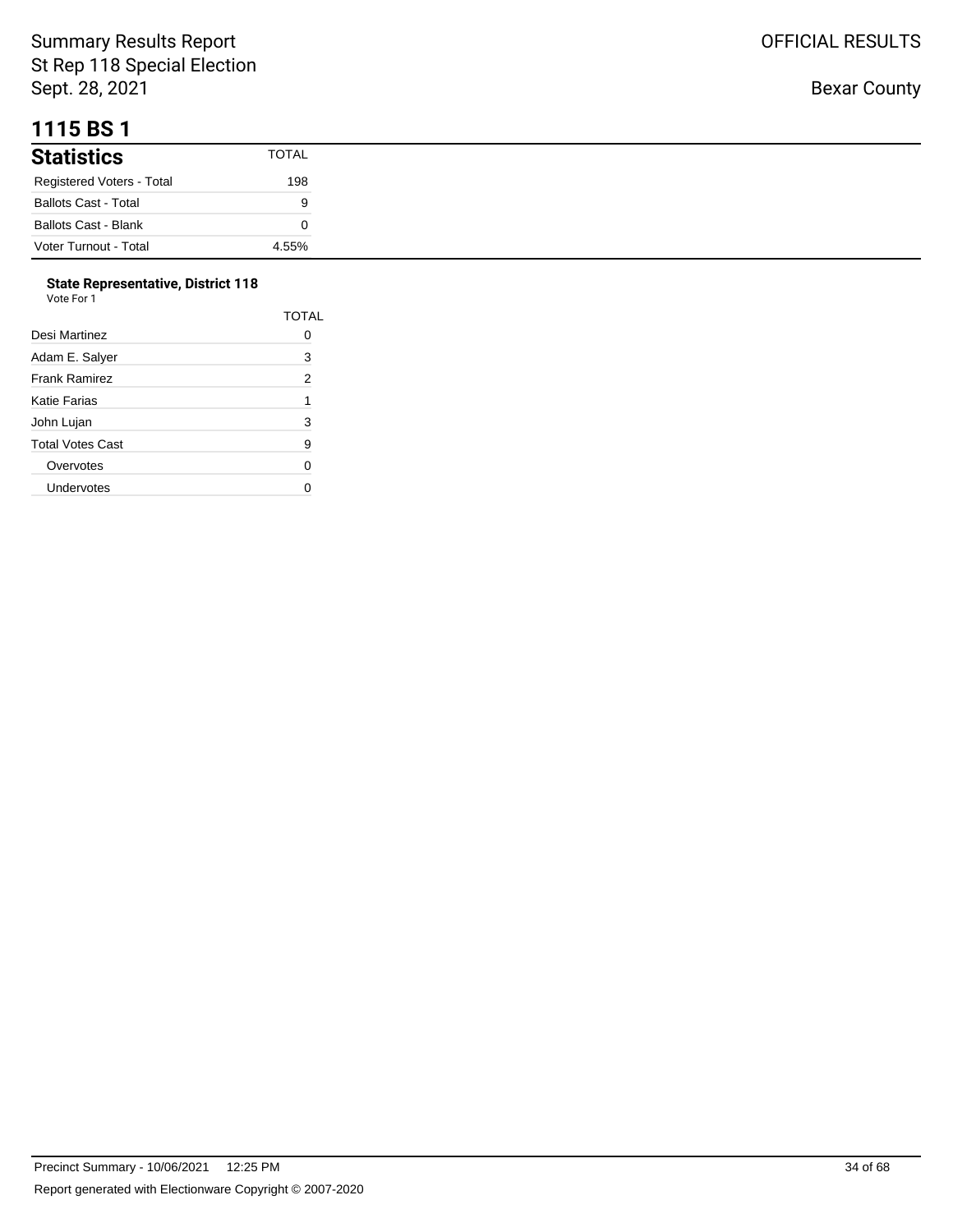Summary Results Report
St Rep 118 Special Election
Sept. 28, 2021

OFFICIAL RESULTS

Bexar County

# 1115 BS 1

| Statistics | TOTAL |
| --- | --- |
| Registered Voters - Total | 198 |
| Ballots Cast - Total | 9 |
| Ballots Cast - Blank | 0 |
| Voter Turnout - Total | 4.55% |

### State Representative, District 118

Vote For 1

| | TOTAL |
| --- | --- |
| Desi Martinez | 0 |
| Adam E. Salyer | 3 |
| Frank Ramirez | 2 |
| Katie Farias | 1 |
| John Lujan | 3 |
| Total Votes Cast | 9 |
| Overvotes | 0 |
| Undervotes | 0 |

Precinct Summary - 10/06/2021 12:25 PM

Report generated with Electionware Copyright © 2007-2020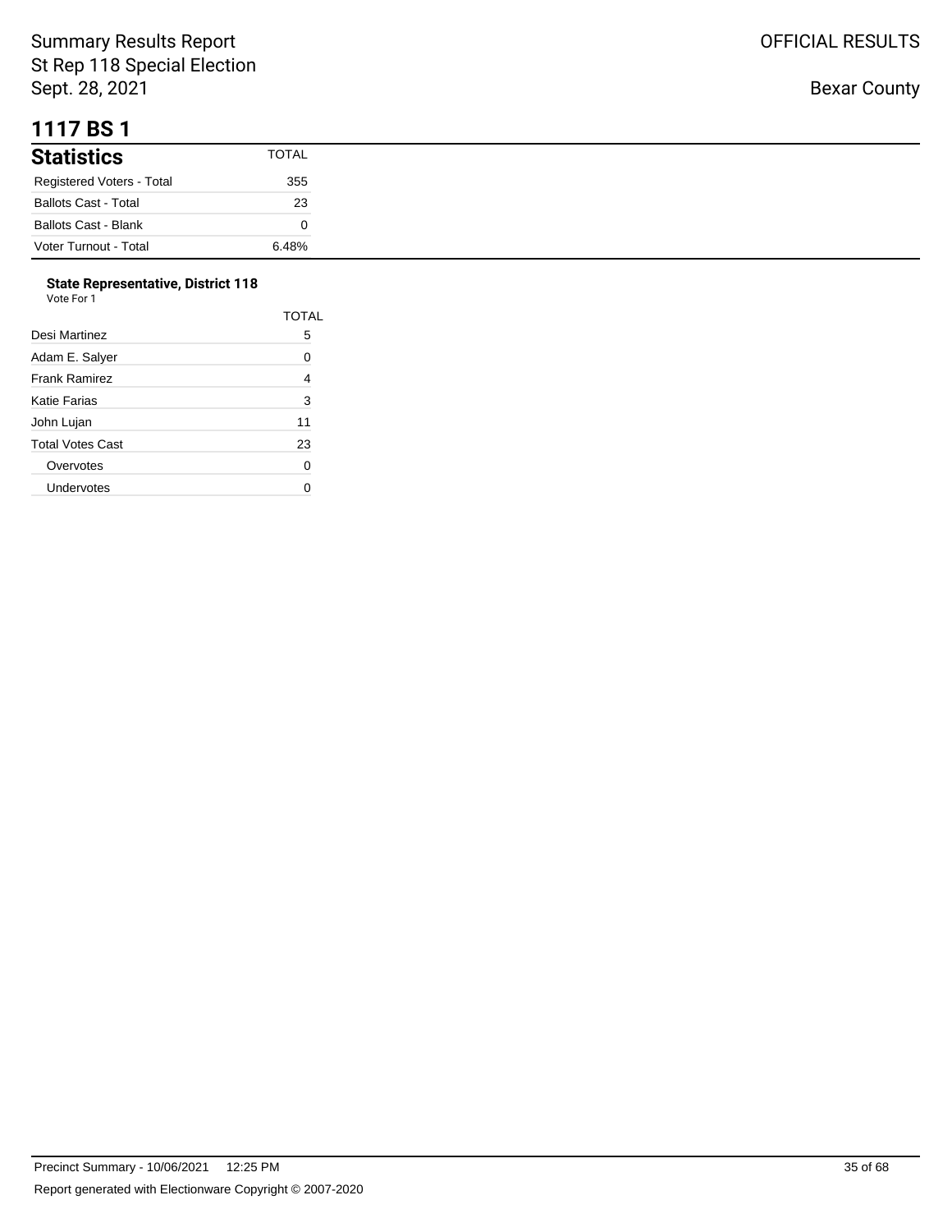Summary Results Report
St Rep 118 Special Election
Sept. 28, 2021

OFFICIAL RESULTS

Bexar County

# 1117 BS 1

| Statistics | TOTAL |
|---|---|
| Registered Voters - Total | 355 |
| Ballots Cast - Total | 23 |
| Ballots Cast - Blank | 0 |
| Voter Turnout - Total | 6.48% |

**State Representative, District 118**
Vote For 1

| | TOTAL |
|---|---|
| Desi Martinez | 5 |
| Adam E. Salyer | 0 |
| Frank Ramirez | 4 |
| Katie Farias | 3 |
| John Lujan | 11 |
| Total Votes Cast | 23 |
| Overvotes | 0 |
| Undervotes | 0 |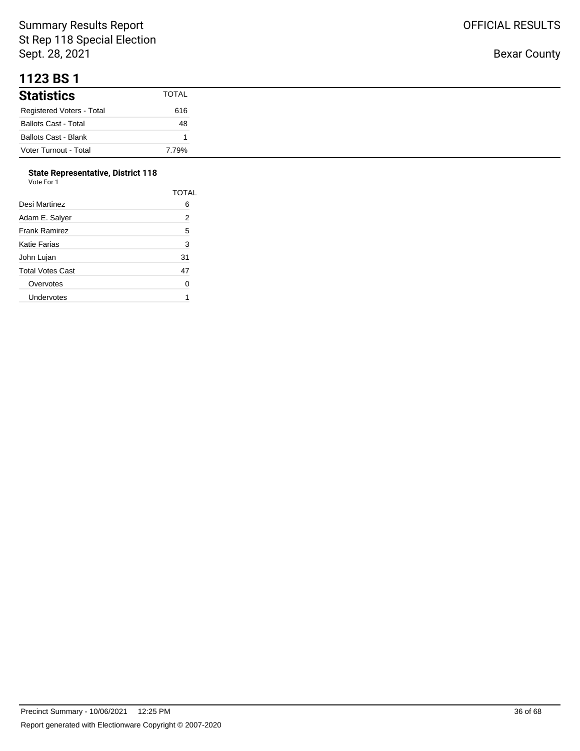# 1123 BS 1

## Statistics

| Statistics | TOTAL |
|---|---|
| Registered Voters - Total | 616 |
| Ballots Cast - Total | 48 |
| Ballots Cast - Blank | 1 |
| Voter Turnout - Total | 7.79% |

### State Representative, District 118

Vote For 1

| | TOTAL |
|---|---|
| Desi Martinez | 6 |
| Adam E. Salyer | 2 |
| Frank Ramirez | 5 |
| Katie Farias | 3 |
| John Lujan | 31 |
| Total Votes Cast | 47 |
| Overvotes | 0 |
| Undervotes | 1 |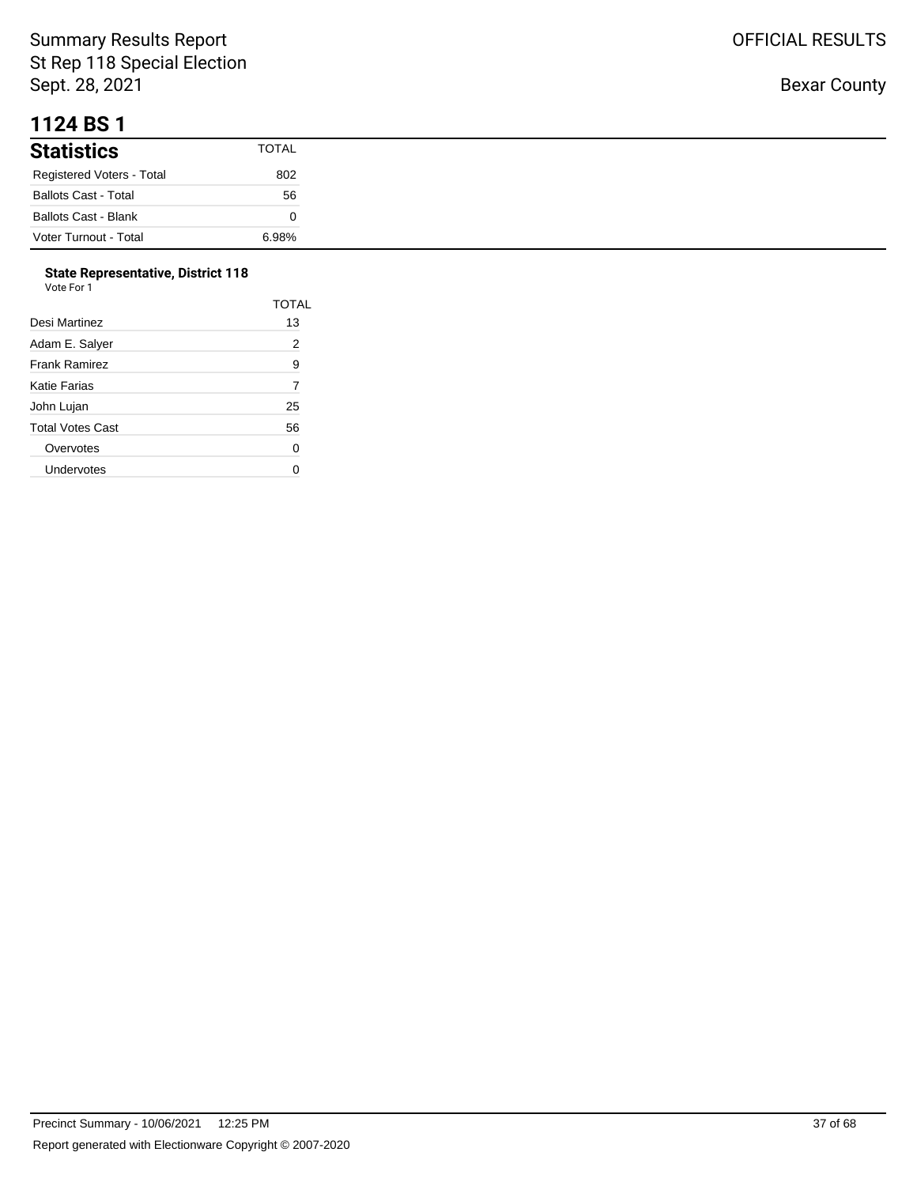# 1124 BS 1

## Statistics

| Statistics | TOTAL |
|---|---|
| Registered Voters - Total | 802 |
| Ballots Cast - Total | 56 |
| Ballots Cast - Blank | 0 |
| Voter Turnout - Total | 6.98% |

### State Representative, District 118

Vote For 1

| | TOTAL |
|---|---|
| Desi Martinez | 13 |
| Adam E. Salyer | 2 |
| Frank Ramirez | 9 |
| Katie Farias | 7 |
| John Lujan | 25 |
| Total Votes Cast | 56 |
| Overvotes | 0 |
| Undervotes | 0 |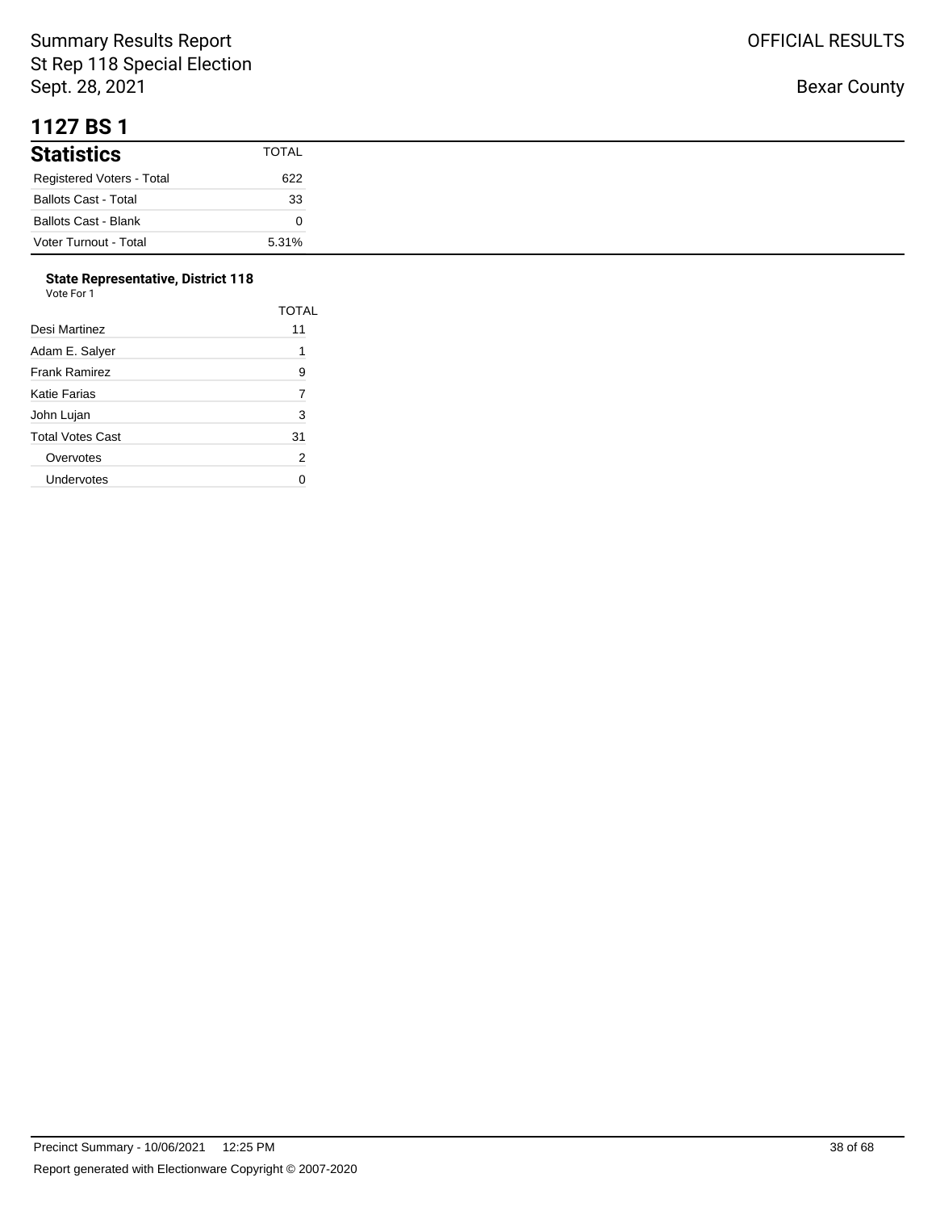Summary Results Report
St Rep 118 Special Election
Sept. 28, 2021

OFFICIAL RESULTS

Bexar County

# 1127 BS 1

| Statistics | TOTAL |
| --- | --- |
| Registered Voters - Total | 622 |
| Ballots Cast - Total | 33 |
| Ballots Cast - Blank | 0 |
| Voter Turnout - Total | 5.31% |

### State Representative, District 118

Vote For 1

| | TOTAL |
| --- | --- |
| Desi Martinez | 11 |
| Adam E. Salyer | 1 |
| Frank Ramirez | 9 |
| Katie Farias | 7 |
| John Lujan | 3 |
| Total Votes Cast | 31 |
| Overvotes | 2 |
| Undervotes | 0 |

Precinct Summary - 10/06/2021 12:25 PM

Report generated with Electionware Copyright © 2007-2020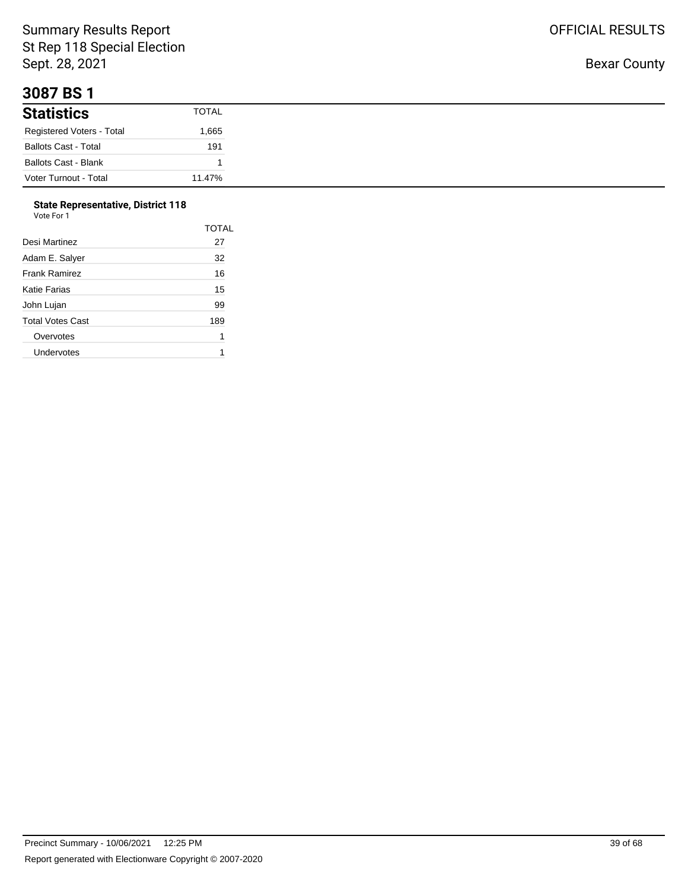# 3087 BS 1

## Statistics

| Statistics | TOTAL |
|---|---|
| Registered Voters - Total | 1,665 |
| Ballots Cast - Total | 191 |
| Ballots Cast - Blank | 1 |
| Voter Turnout - Total | 11.47% |

### State Representative, District 118

Vote For 1

| | TOTAL |
|---|---|
| Desi Martinez | 27 |
| Adam E. Salyer | 32 |
| Frank Ramirez | 16 |
| Katie Farias | 15 |
| John Lujan | 99 |
| Total Votes Cast | 189 |
| Overvotes | 1 |
| Undervotes | 1 |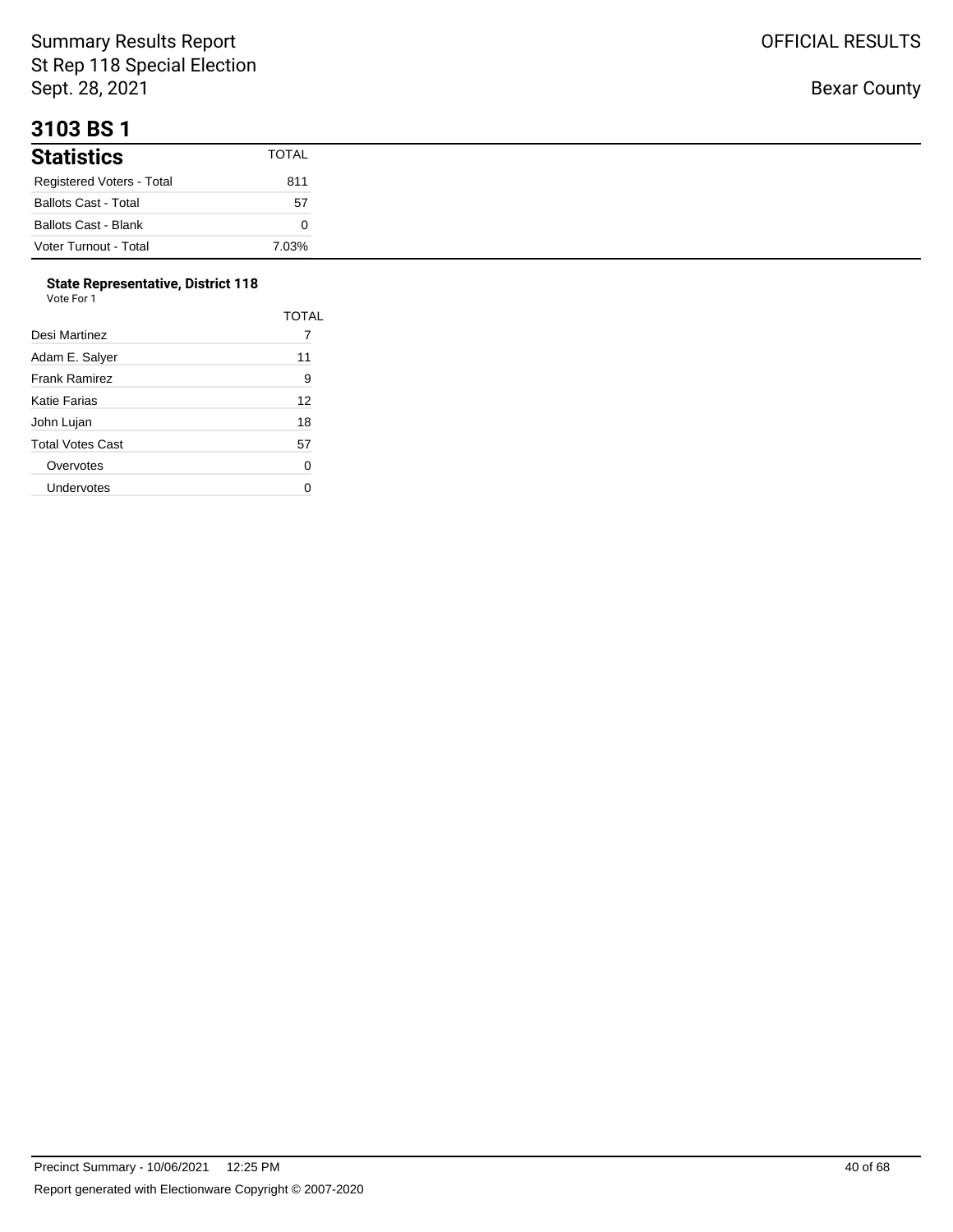Summary Results Report
St Rep 118 Special Election
Sept. 28, 2021

OFFICIAL RESULTS

Bexar County

# 3103 BS 1

| Statistics | TOTAL |
| --- | --- |
| Registered Voters - Total | 811 |
| Ballots Cast - Total | 57 |
| Ballots Cast - Blank | 0 |
| Voter Turnout - Total | 7.03% |

### State Representative, District 118

Vote For 1

| | TOTAL |
| --- | --- |
| Desi Martinez | 7 |
| Adam E. Salyer | 11 |
| Frank Ramirez | 9 |
| Katie Farias | 12 |
| John Lujan | 18 |
| Total Votes Cast | 57 |
| Overvotes | 0 |
| Undervotes | 0 |

Precinct Summary - 10/06/2021 12:25 PM

Report generated with Electionware Copyright © 2007-2020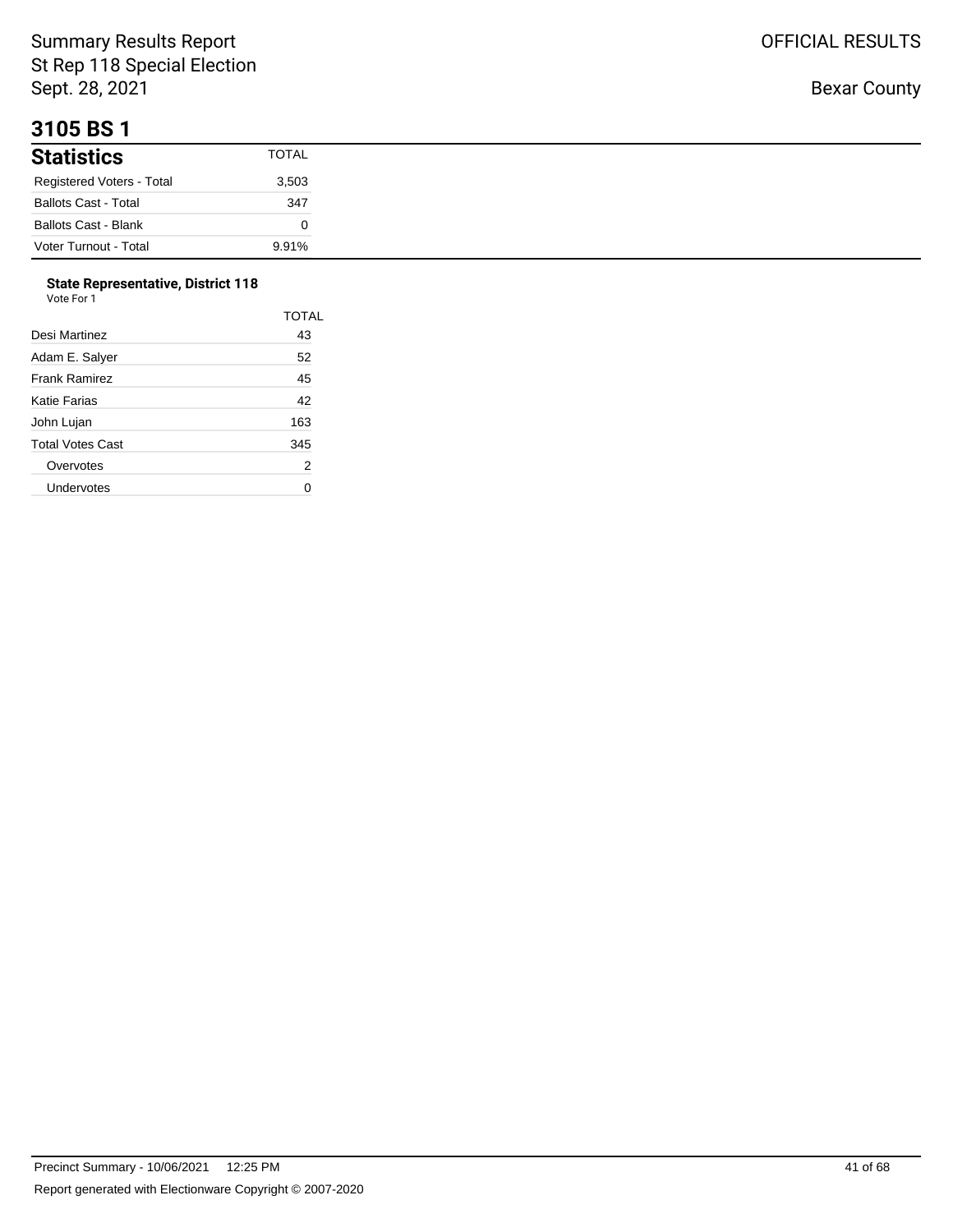# 3105 BS 1

| Statistics | TOTAL |
|---|---|
| Registered Voters - Total | 3,503 |
| Ballots Cast - Total | 347 |
| Ballots Cast - Blank | 0 |
| Voter Turnout - Total | 9.91% |

**State Representative, District 118**
Vote For 1

| | TOTAL |
|---|---|
| Desi Martinez | 43 |
| Adam E. Salyer | 52 |
| Frank Ramirez | 45 |
| Katie Farias | 42 |
| John Lujan | 163 |
| Total Votes Cast | 345 |
| Overvotes | 2 |
| Undervotes | 0 |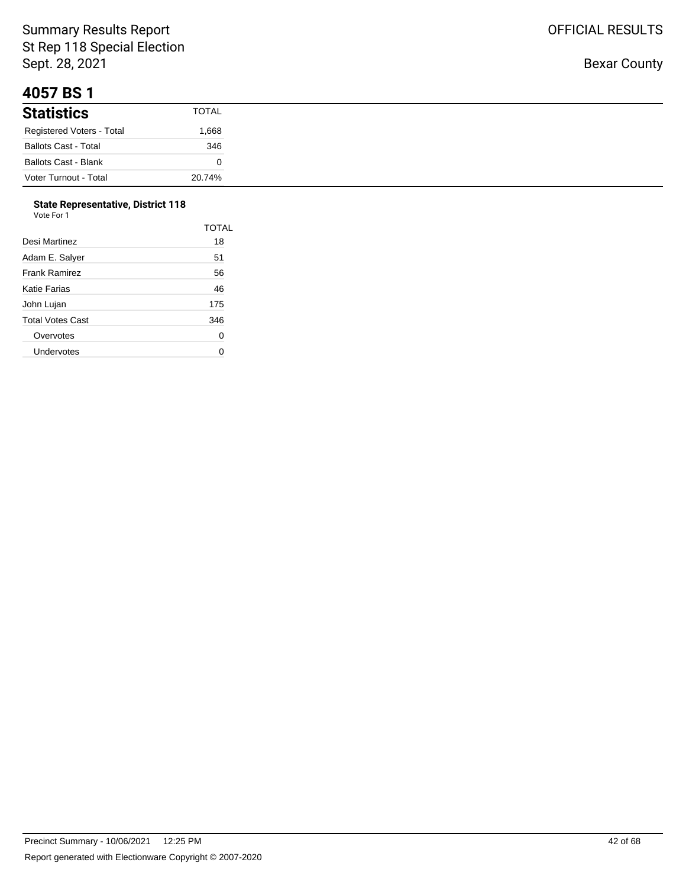# 4057 BS 1

| Statistics | TOTAL |
|---|---|
| Registered Voters - Total | 1,668 |
| Ballots Cast - Total | 346 |
| Ballots Cast - Blank | 0 |
| Voter Turnout - Total | 20.74% |

**State Representative, District 118**

Vote For 1

| | TOTAL |
|---|---|
| Desi Martinez | 18 |
| Adam E. Salyer | 51 |
| Frank Ramirez | 56 |
| Katie Farias | 46 |
| John Lujan | 175 |
| Total Votes Cast | 346 |
| Overvotes | 0 |
| Undervotes | 0 |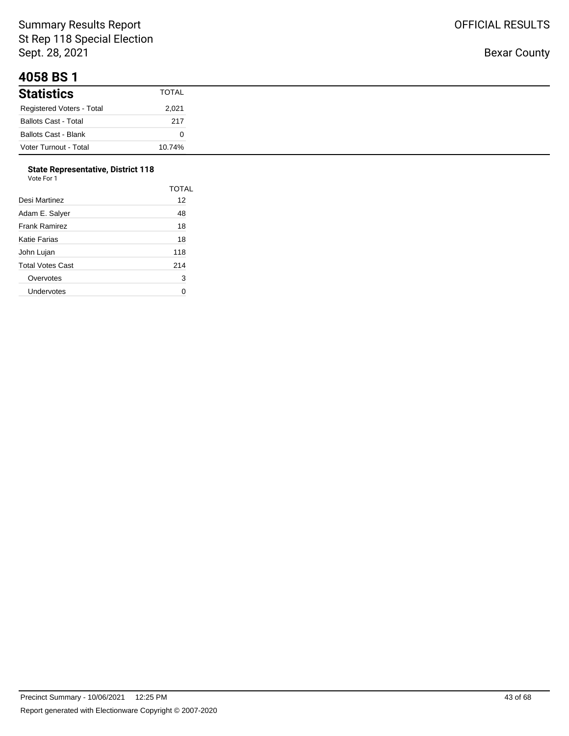Summary Results Report
St Rep 118 Special Election
Sept. 28, 2021

OFFICIAL RESULTS

Bexar County

# 4058 BS 1

| Statistics | TOTAL |
|---|---|
| Registered Voters - Total | 2,021 |
| Ballots Cast - Total | 217 |
| Ballots Cast - Blank | 0 |
| Voter Turnout - Total | 10.74% |

**State Representative, District 118**
Vote For 1

| | TOTAL |
|---|---|
| Desi Martinez | 12 |
| Adam E. Salyer | 48 |
| Frank Ramirez | 18 |
| Katie Farias | 18 |
| John Lujan | 118 |
| Total Votes Cast | 214 |
| Overvotes | 3 |
| Undervotes | 0 |

Precinct Summary - 10/06/2021 12:25 PM

Report generated with Electionware Copyright © 2007-2020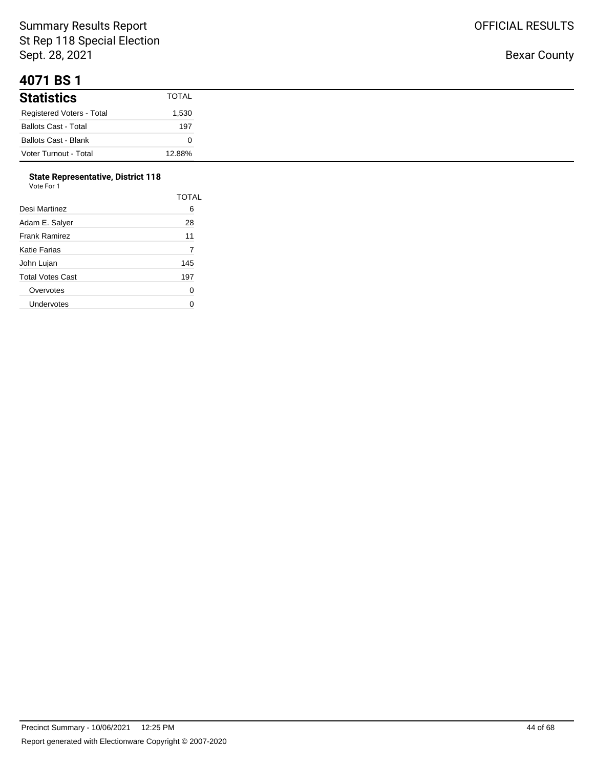Summary Results Report
St Rep 118 Special Election
Sept. 28, 2021

OFFICIAL RESULTS

Bexar County

# 4071 BS 1

| Statistics | TOTAL |
|---|---|
| Registered Voters - Total | 1,530 |
| Ballots Cast - Total | 197 |
| Ballots Cast - Blank | 0 |
| Voter Turnout - Total | 12.88% |

### State Representative, District 118

Vote For 1

| | TOTAL |
|---|---|
| Desi Martinez | 6 |
| Adam E. Salyer | 28 |
| Frank Ramirez | 11 |
| Katie Farias | 7 |
| John Lujan | 145 |
| Total Votes Cast | 197 |
| Overvotes | 0 |
| Undervotes | 0 |

Precinct Summary - 10/06/2021 12:25 PM

Report generated with Electionware Copyright © 2007-2020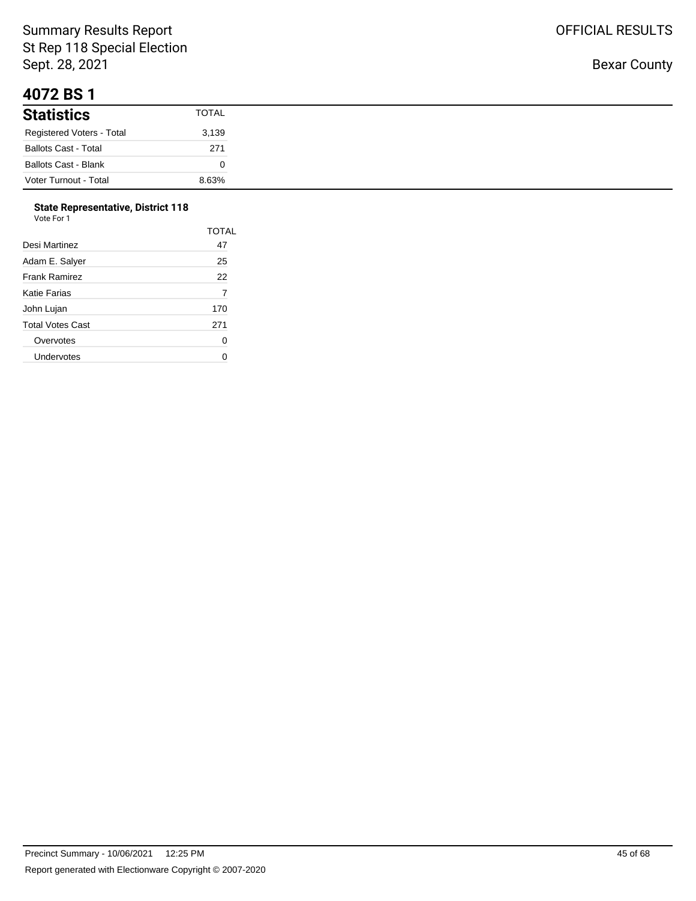Summary Results Report
St Rep 118 Special Election
Sept. 28, 2021

OFFICIAL RESULTS

Bexar County

# 4072 BS 1

| Statistics | TOTAL |
|---|---|
| Registered Voters - Total | 3,139 |
| Ballots Cast - Total | 271 |
| Ballots Cast - Blank | 0 |
| Voter Turnout - Total | 8.63% |

**State Representative, District 118**
Vote For 1

| | TOTAL |
|---|---|
| Desi Martinez | 47 |
| Adam E. Salyer | 25 |
| Frank Ramirez | 22 |
| Katie Farias | 7 |
| John Lujan | 170 |
| Total Votes Cast | 271 |
| Overvotes | 0 |
| Undervotes | 0 |

Precinct Summary - 10/06/2021 12:25 PM

Report generated with Electionware Copyright © 2007-2020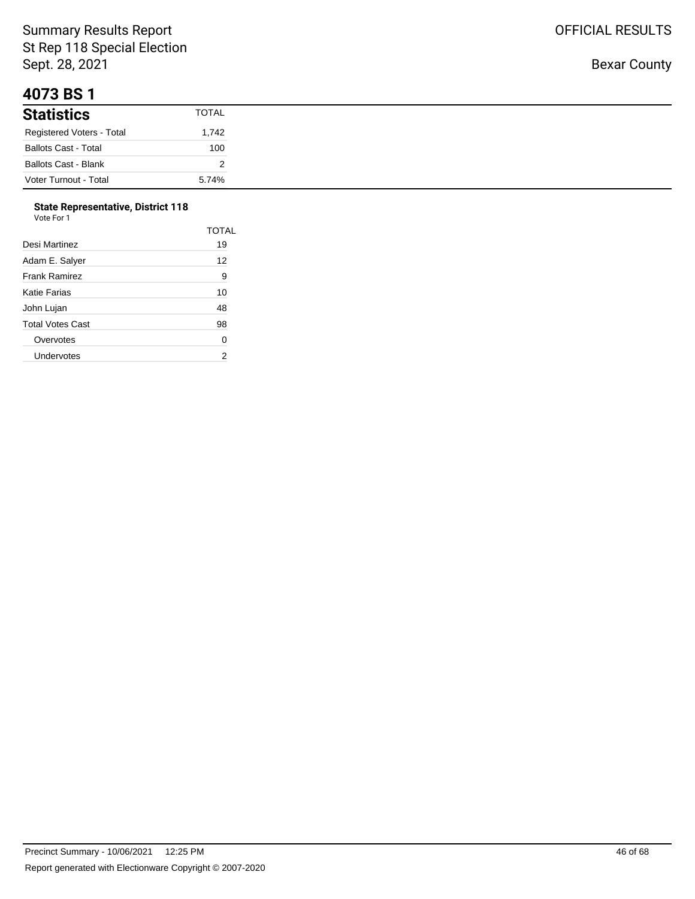Summary Results Report
St Rep 118 Special Election
Sept. 28, 2021

OFFICIAL RESULTS

Bexar County

# 4073 BS 1

| Statistics | TOTAL |
|---|---|
| Registered Voters - Total | 1,742 |
| Ballots Cast - Total | 100 |
| Ballots Cast - Blank | 2 |
| Voter Turnout - Total | 5.74% |

### State Representative, District 118

Vote For 1

| | TOTAL |
|---|---|
| Desi Martinez | 19 |
| Adam E. Salyer | 12 |
| Frank Ramirez | 9 |
| Katie Farias | 10 |
| John Lujan | 48 |
| Total Votes Cast | 98 |
| Overvotes | 0 |
| Undervotes | 2 |

Precinct Summary - 10/06/2021 12:25 PM

Report generated with Electionware Copyright © 2007-2020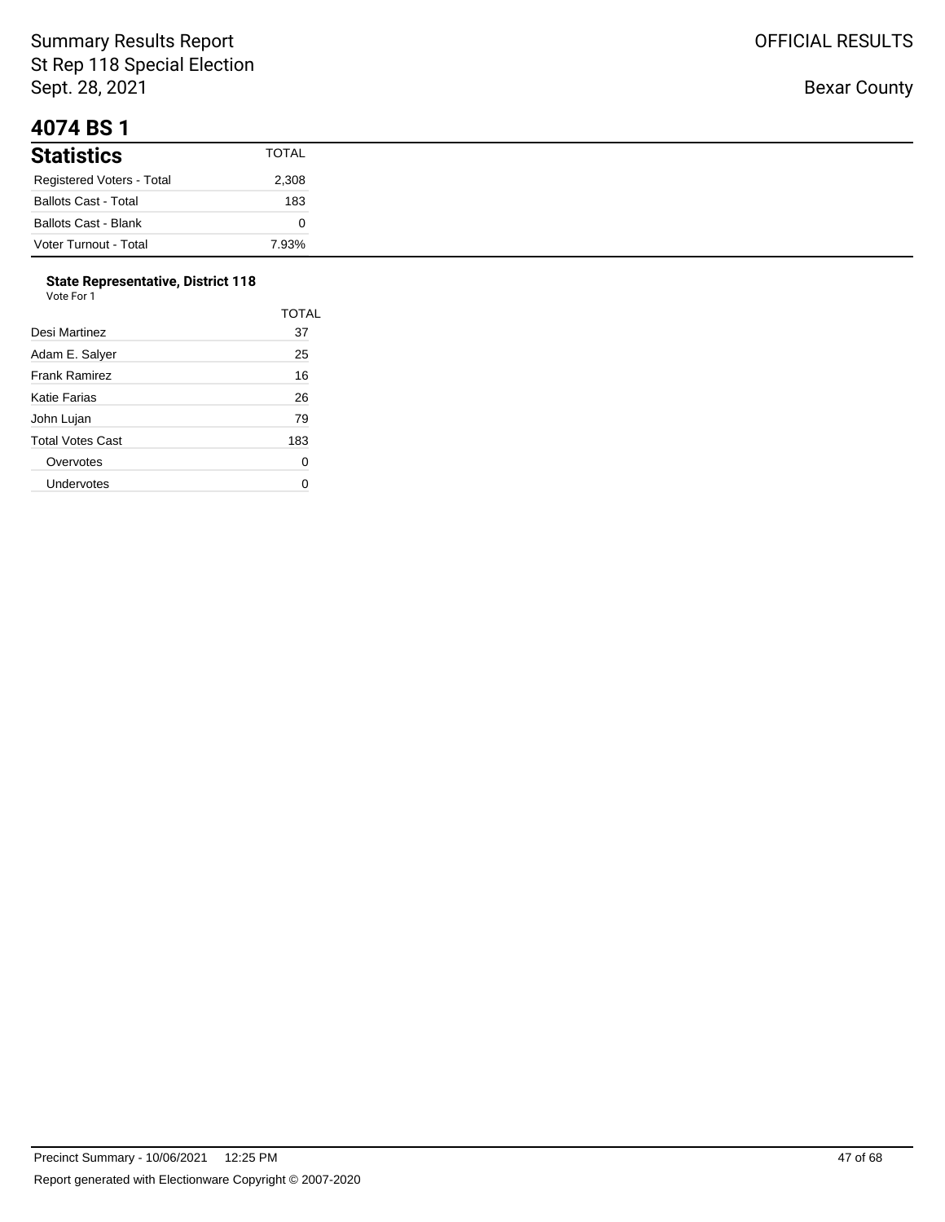Summary Results Report
St Rep 118 Special Election
Sept. 28, 2021

OFFICIAL RESULTS

Bexar County

# 4074 BS 1

| Statistics | TOTAL |
|---|---|
| Registered Voters - Total | 2,308 |
| Ballots Cast - Total | 183 |
| Ballots Cast - Blank | 0 |
| Voter Turnout - Total | 7.93% |

**State Representative, District 118**
Vote For 1

| | TOTAL |
|---|---|
| Desi Martinez | 37 |
| Adam E. Salyer | 25 |
| Frank Ramirez | 16 |
| Katie Farias | 26 |
| John Lujan | 79 |
| Total Votes Cast | 183 |
| Overvotes | 0 |
| Undervotes | 0 |

Precinct Summary - 10/06/2021 12:25 PM

Report generated with Electionware Copyright © 2007-2020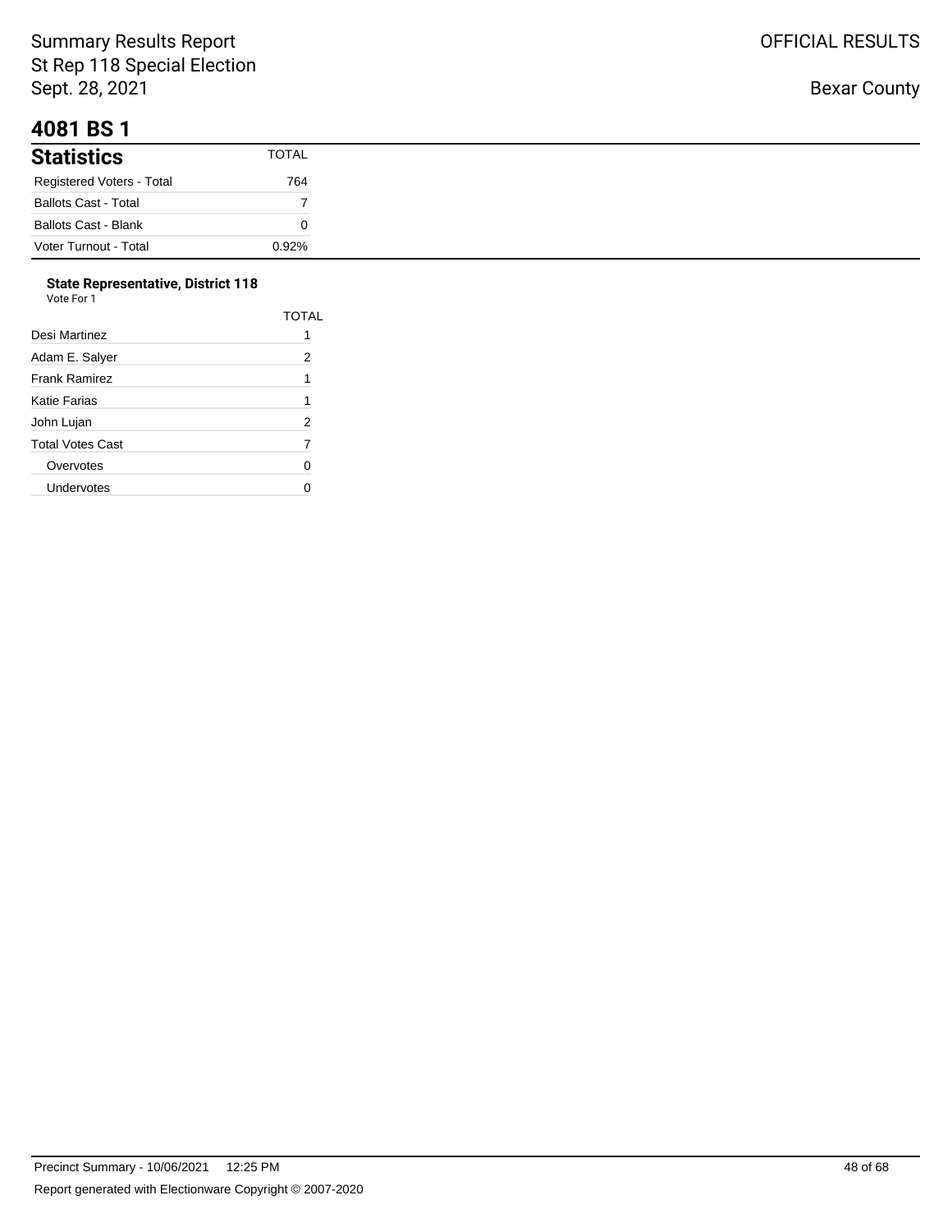Summary Results Report
St Rep 118 Special Election
Sept. 28, 2021

OFFICIAL RESULTS

Bexar County

# 4081 BS 1

| Statistics | TOTAL |
|---|---|
| Registered Voters - Total | 764 |
| Ballots Cast - Total | 7 |
| Ballots Cast - Blank | 0 |
| Voter Turnout - Total | 0.92% |

**State Representative, District 118**
Vote For 1

| | TOTAL |
|---|---|
| Desi Martinez | 1 |
| Adam E. Salyer | 2 |
| Frank Ramirez | 1 |
| Katie Farias | 1 |
| John Lujan | 2 |
| Total Votes Cast | 7 |
| Overvotes | 0 |
| Undervotes | 0 |

Precinct Summary - 10/06/2021 12:25 PM

Report generated with Electionware Copyright © 2007-2020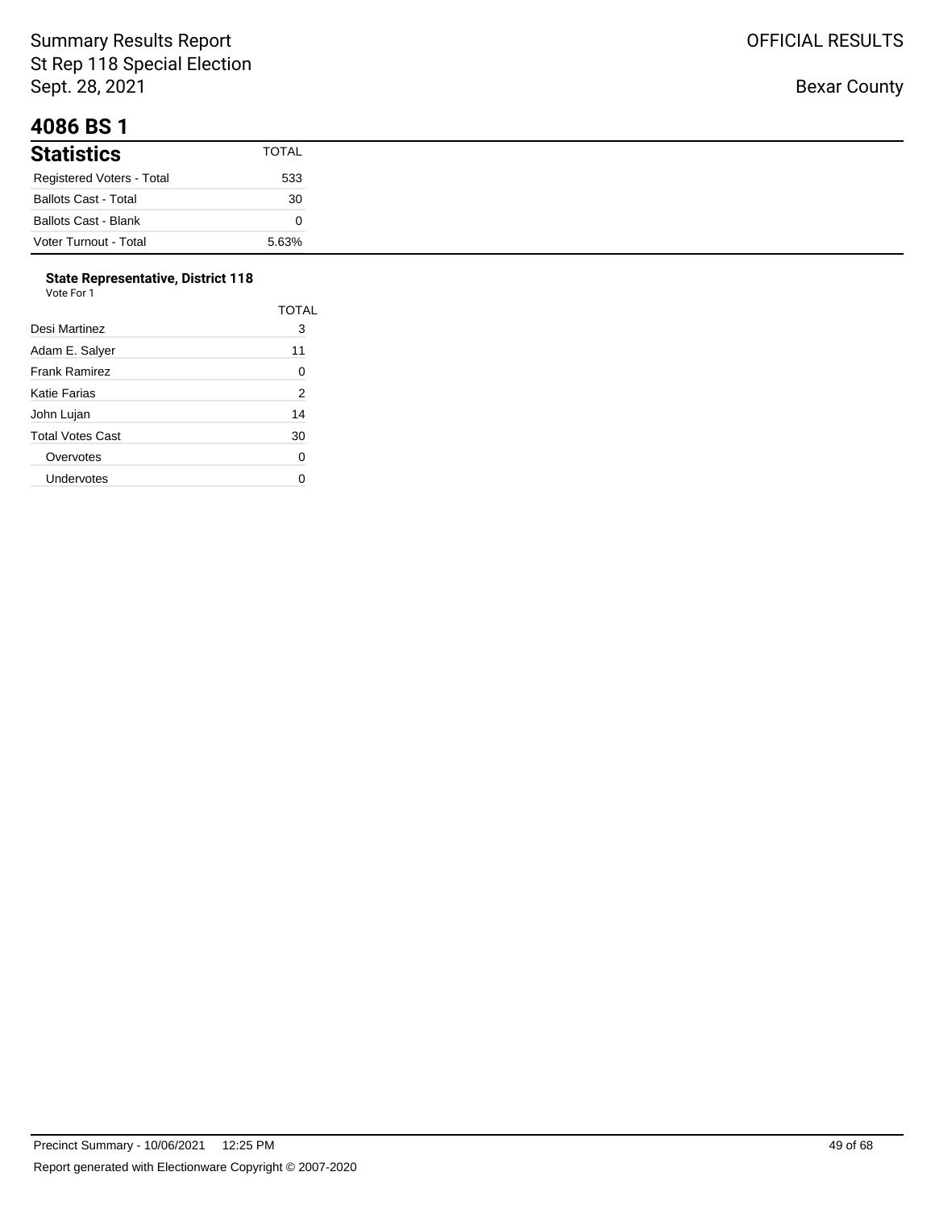# 4086 BS 1

| Statistics | TOTAL |
|---|---|
| Registered Voters - Total | 533 |
| Ballots Cast - Total | 30 |
| Ballots Cast - Blank | 0 |
| Voter Turnout - Total | 5.63% |

**State Representative, District 118**
Vote For 1

| | TOTAL |
|---|---|
| Desi Martinez | 3 |
| Adam E. Salyer | 11 |
| Frank Ramirez | 0 |
| Katie Farias | 2 |
| John Lujan | 14 |
| Total Votes Cast | 30 |
| Overvotes | 0 |
| Undervotes | 0 |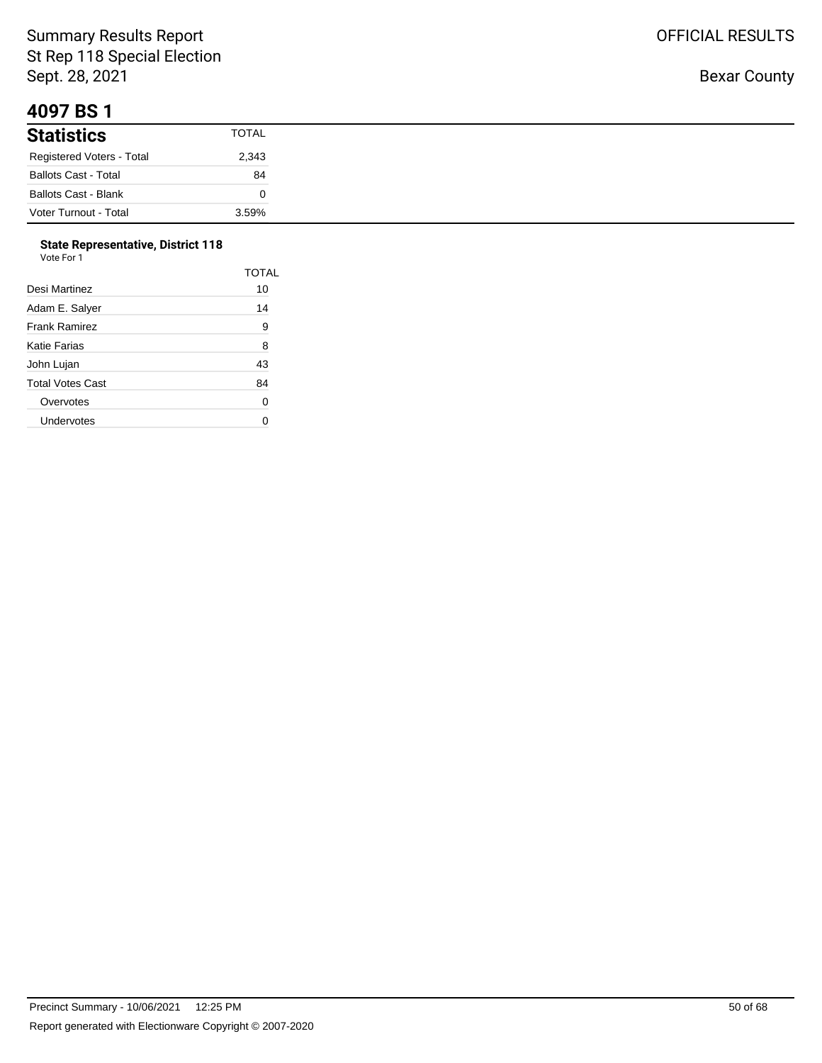# 4097 BS 1

## Statistics

| Statistics | TOTAL |
|---|---|
| Registered Voters - Total | 2,343 |
| Ballots Cast - Total | 84 |
| Ballots Cast - Blank | 0 |
| Voter Turnout - Total | 3.59% |

### State Representative, District 118

Vote For 1

| | TOTAL |
|---|---|
| Desi Martinez | 10 |
| Adam E. Salyer | 14 |
| Frank Ramirez | 9 |
| Katie Farias | 8 |
| John Lujan | 43 |
| Total Votes Cast | 84 |
| Overvotes | 0 |
| Undervotes | 0 |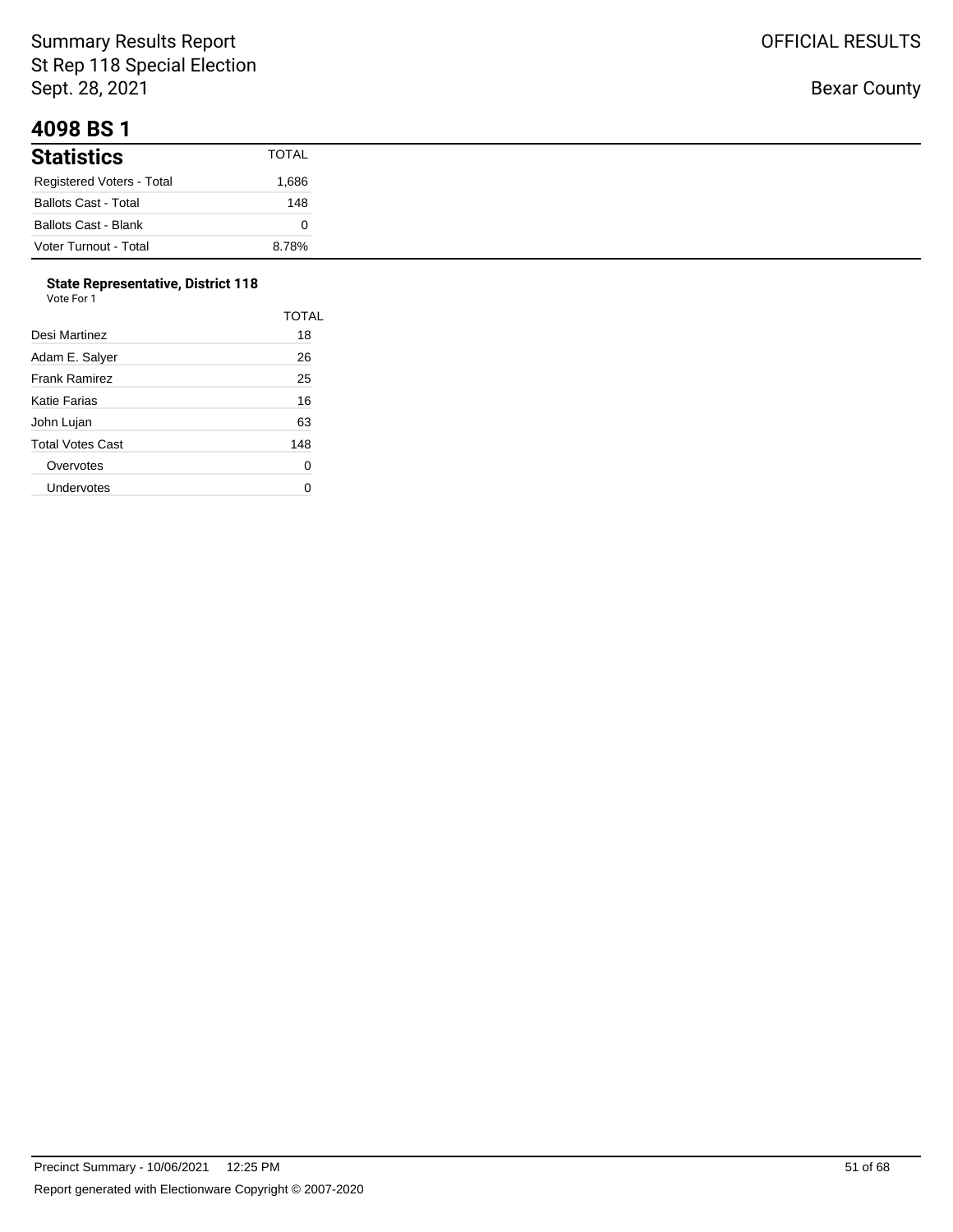# 4098 BS 1

## Statistics

| Statistics | TOTAL |
|---|---|
| Registered Voters - Total | 1,686 |
| Ballots Cast - Total | 148 |
| Ballots Cast - Blank | 0 |
| Voter Turnout - Total | 8.78% |

### State Representative, District 118

Vote For 1

| | TOTAL |
|---|---|
| Desi Martinez | 18 |
| Adam E. Salyer | 26 |
| Frank Ramirez | 25 |
| Katie Farias | 16 |
| John Lujan | 63 |
| Total Votes Cast | 148 |
| Overvotes | 0 |
| Undervotes | 0 |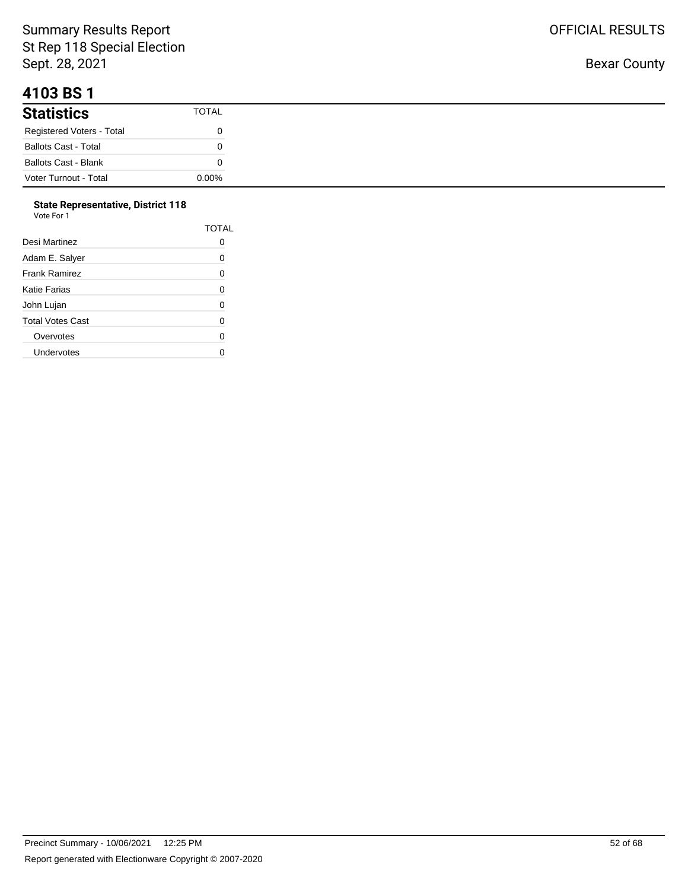Summary Results Report
St Rep 118 Special Election
Sept. 28, 2021

OFFICIAL RESULTS

Bexar County

# 4103 BS 1

| Statistics | TOTAL |
|---|---|
| Registered Voters - Total | 0 |
| Ballots Cast - Total | 0 |
| Ballots Cast - Blank | 0 |
| Voter Turnout - Total | 0.00% |

**State Representative, District 118**
Vote For 1

| | TOTAL |
|---|---|
| Desi Martinez | 0 |
| Adam E. Salyer | 0 |
| Frank Ramirez | 0 |
| Katie Farias | 0 |
| John Lujan | 0 |
| Total Votes Cast | 0 |
| Overvotes | 0 |
| Undervotes | 0 |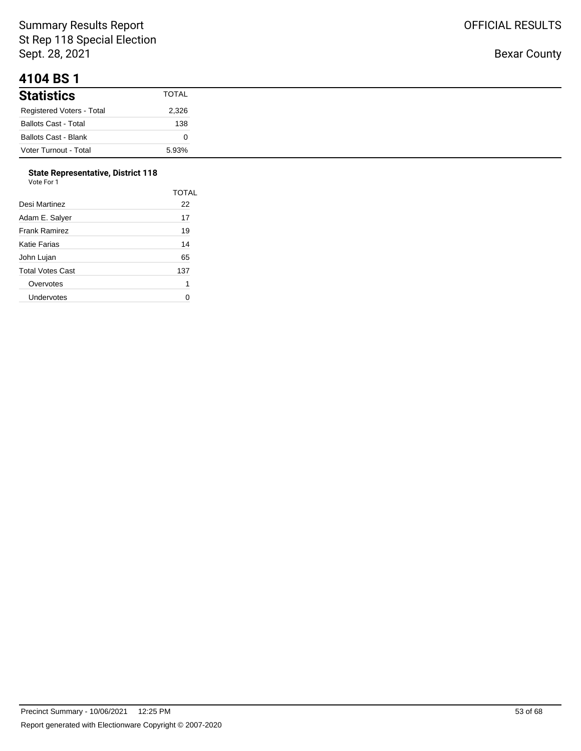# 4104 BS 1

| Statistics | TOTAL |
|---|---|
| Registered Voters - Total | 2,326 |
| Ballots Cast - Total | 138 |
| Ballots Cast - Blank | 0 |
| Voter Turnout - Total | 5.93% |

**State Representative, District 118**

Vote For 1

| | TOTAL |
|---|---|
| Desi Martinez | 22 |
| Adam E. Salyer | 17 |
| Frank Ramirez | 19 |
| Katie Farias | 14 |
| John Lujan | 65 |
| Total Votes Cast | 137 |
| Overvotes | 1 |
| Undervotes | 0 |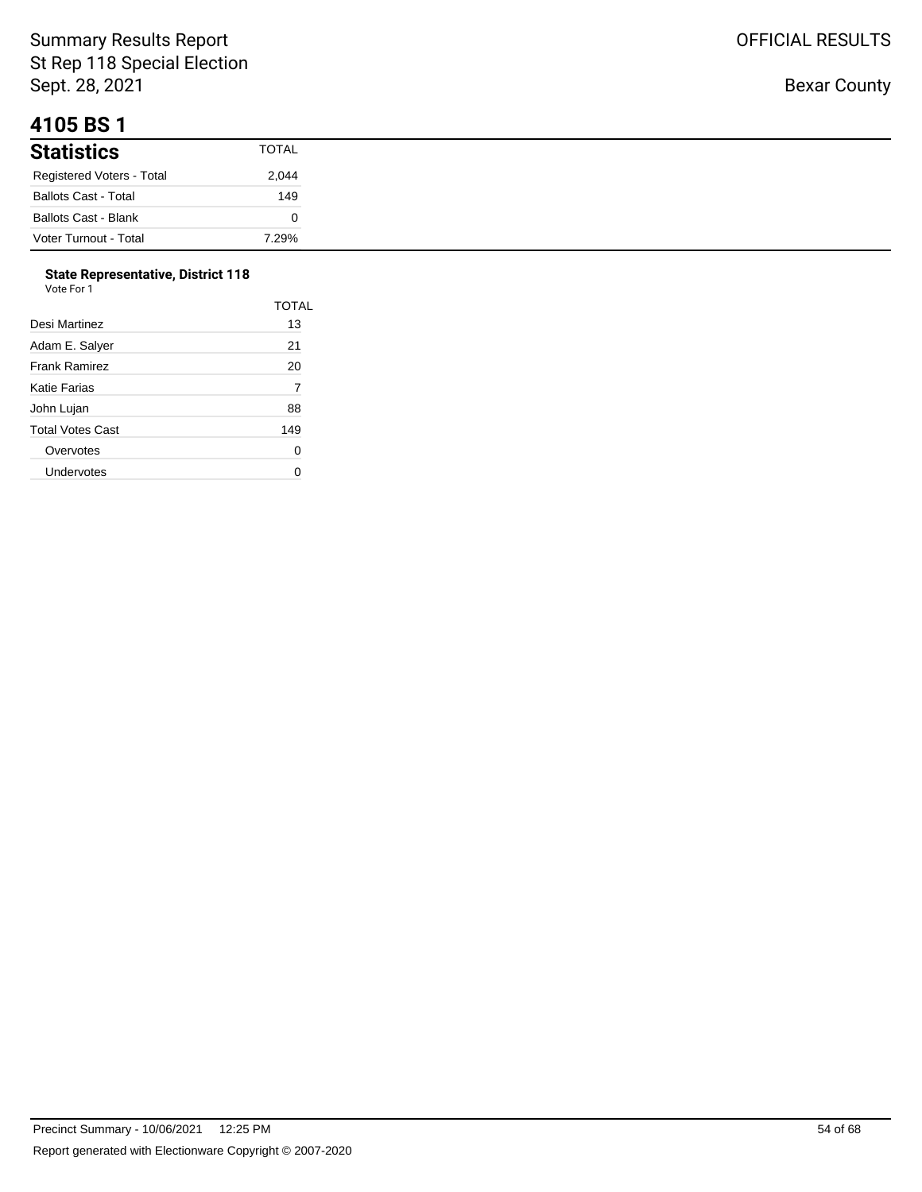# 4105 BS 1

| Statistics | TOTAL |
|---|---|
| Registered Voters - Total | 2,044 |
| Ballots Cast - Total | 149 |
| Ballots Cast - Blank | 0 |
| Voter Turnout - Total | 7.29% |

**State Representative, District 118**
Vote For 1

| | TOTAL |
|---|---|
| Desi Martinez | 13 |
| Adam E. Salyer | 21 |
| Frank Ramirez | 20 |
| Katie Farias | 7 |
| John Lujan | 88 |
| Total Votes Cast | 149 |
| Overvotes | 0 |
| Undervotes | 0 |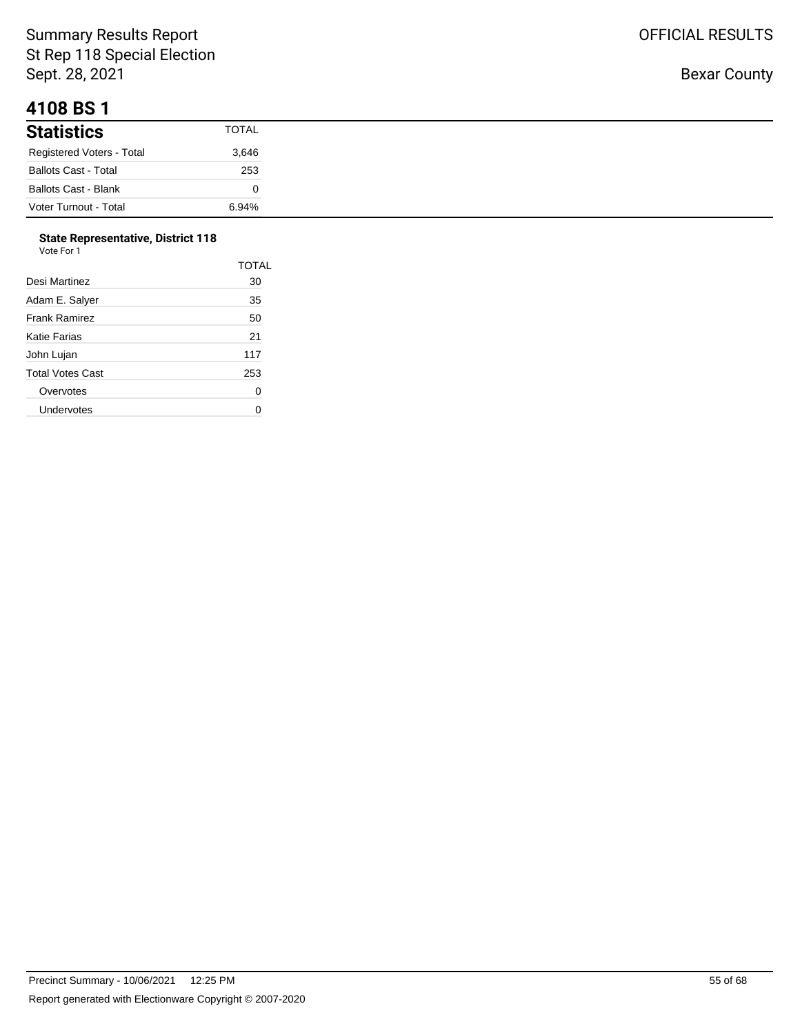# 4108 BS 1

## Statistics

| Statistics | TOTAL |
|---|---|
| Registered Voters - Total | 3,646 |
| Ballots Cast - Total | 253 |
| Ballots Cast - Blank | 0 |
| Voter Turnout - Total | 6.94% |

### State Representative, District 118

Vote For 1

| | TOTAL |
|---|---|
| Desi Martinez | 30 |
| Adam E. Salyer | 35 |
| Frank Ramirez | 50 |
| Katie Farias | 21 |
| John Lujan | 117 |
| Total Votes Cast | 253 |
| Overvotes | 0 |
| Undervotes | 0 |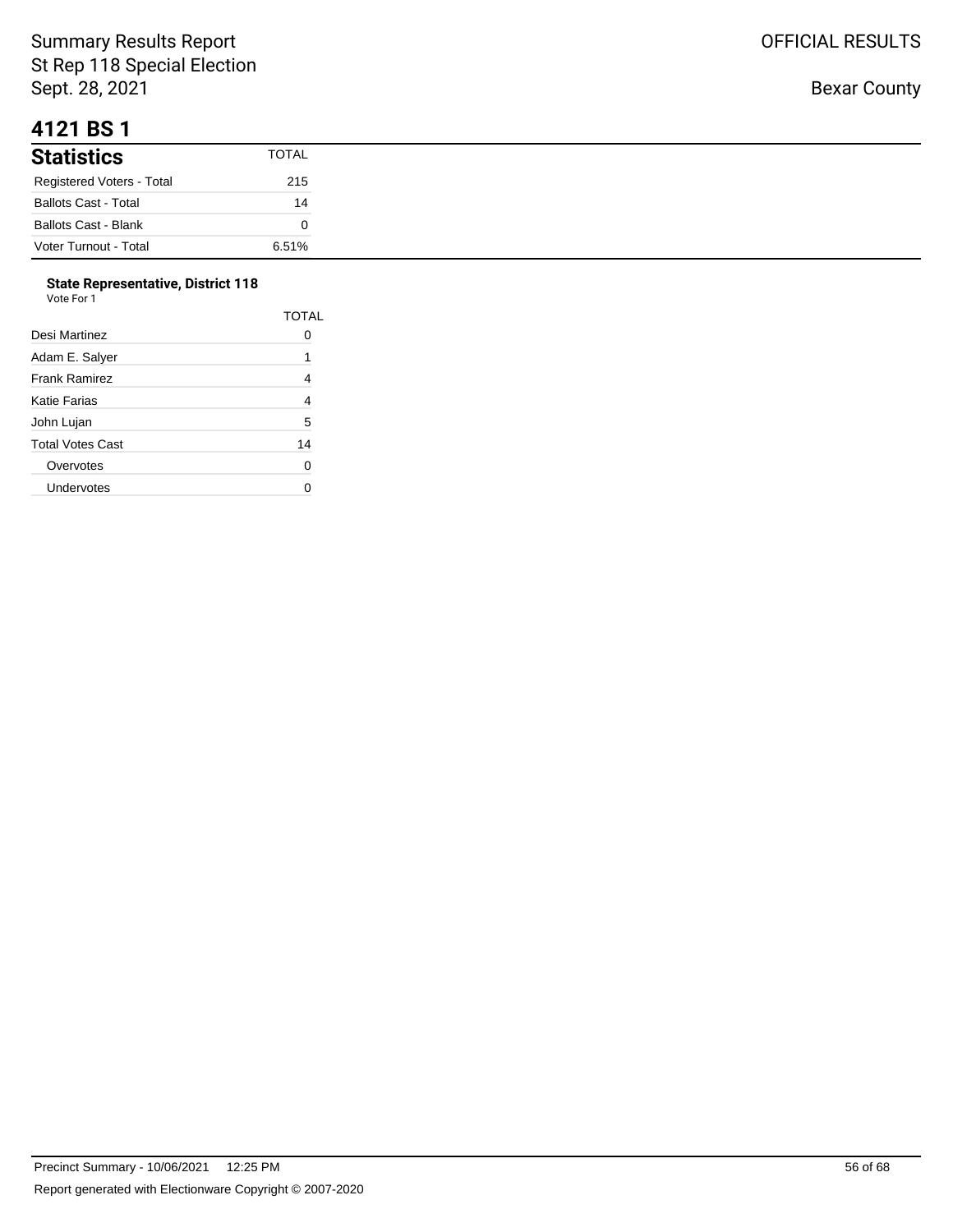Summary Results Report
St Rep 118 Special Election
Sept. 28, 2021

OFFICIAL RESULTS

Bexar County

# 4121 BS 1

| Statistics | TOTAL |
| --- | --- |
| Registered Voters - Total | 215 |
| Ballots Cast - Total | 14 |
| Ballots Cast - Blank | 0 |
| Voter Turnout - Total | 6.51% |

### State Representative, District 118

Vote For 1

| | TOTAL |
| --- | --- |
| Desi Martinez | 0 |
| Adam E. Salyer | 1 |
| Frank Ramirez | 4 |
| Katie Farias | 4 |
| John Lujan | 5 |
| Total Votes Cast | 14 |
| Overvotes | 0 |
| Undervotes | 0 |

Precinct Summary - 10/06/2021 12:25 PM

Report generated with Electionware Copyright © 2007-2020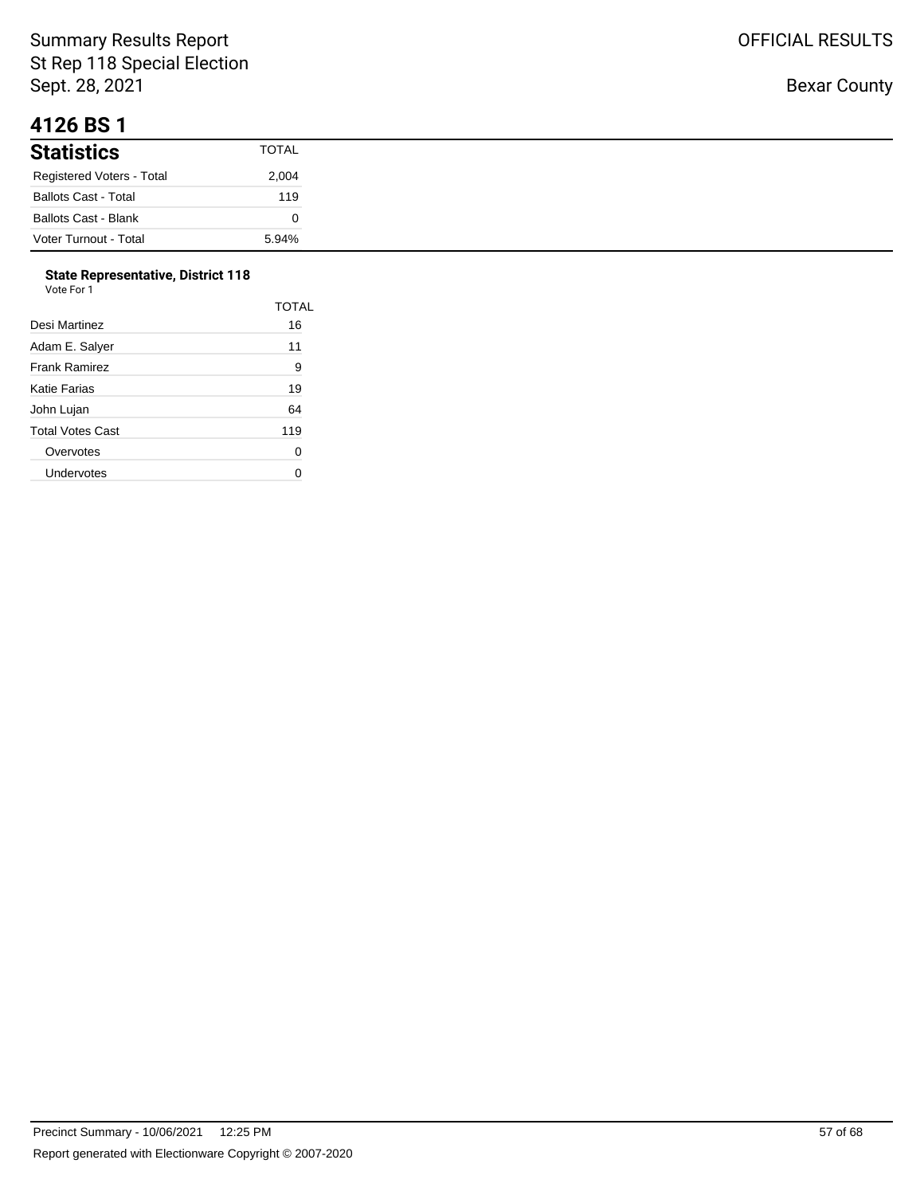# 4126 BS 1

## Statistics

| Statistics | TOTAL |
|---|---|
| Registered Voters - Total | 2,004 |
| Ballots Cast - Total | 119 |
| Ballots Cast - Blank | 0 |
| Voter Turnout - Total | 5.94% |

### State Representative, District 118

Vote For 1

| | TOTAL |
|---|---|
| Desi Martinez | 16 |
| Adam E. Salyer | 11 |
| Frank Ramirez | 9 |
| Katie Farias | 19 |
| John Lujan | 64 |
| Total Votes Cast | 119 |
| Overvotes | 0 |
| Undervotes | 0 |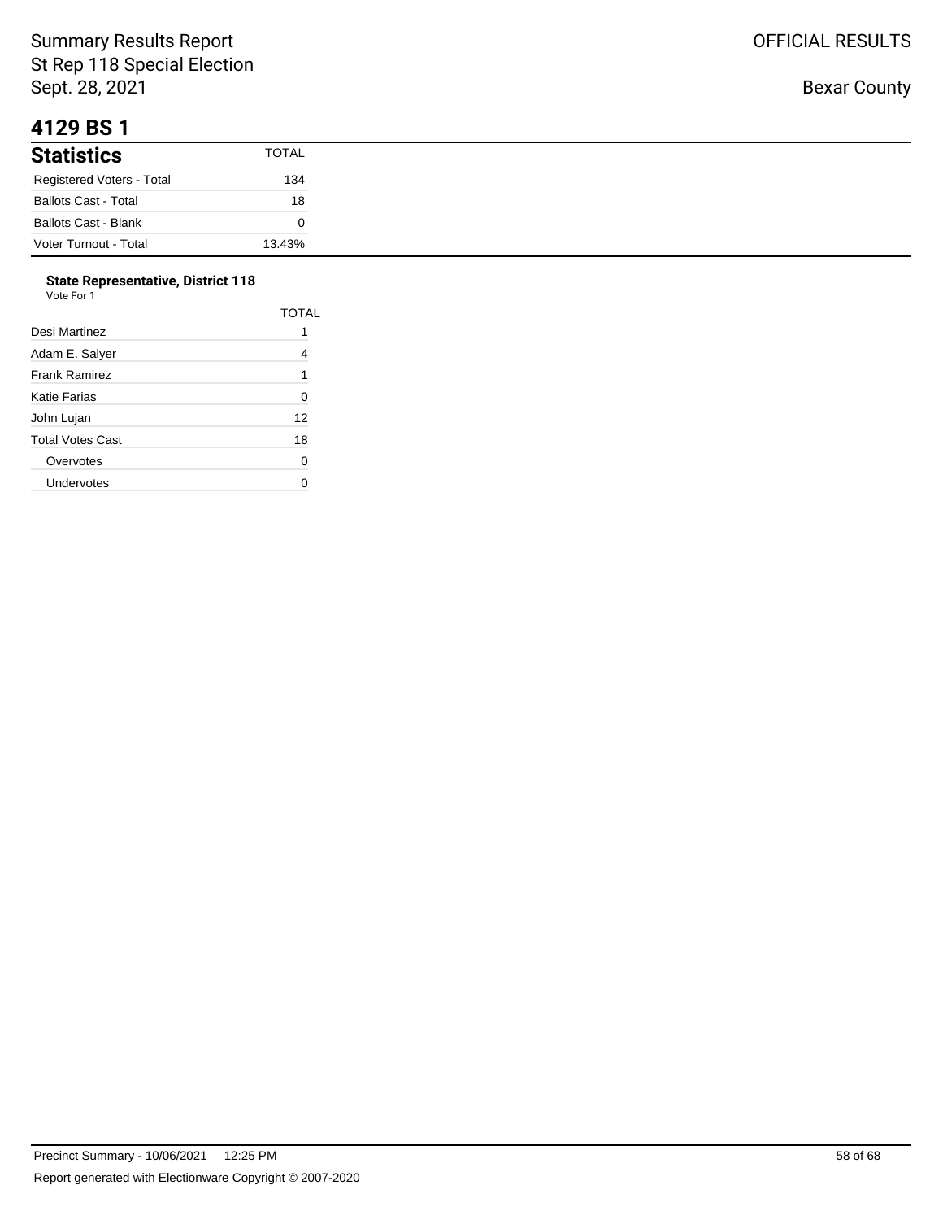# 4129 BS 1

## Statistics

| Statistics | TOTAL |
|---|---|
| Registered Voters - Total | 134 |
| Ballots Cast - Total | 18 |
| Ballots Cast - Blank | 0 |
| Voter Turnout - Total | 13.43% |

### State Representative, District 118

Vote For 1

| | TOTAL |
|---|---|
| Desi Martinez | 1 |
| Adam E. Salyer | 4 |
| Frank Ramirez | 1 |
| Katie Farias | 0 |
| John Lujan | 12 |
| Total Votes Cast | 18 |
| Overvotes | 0 |
| Undervotes | 0 |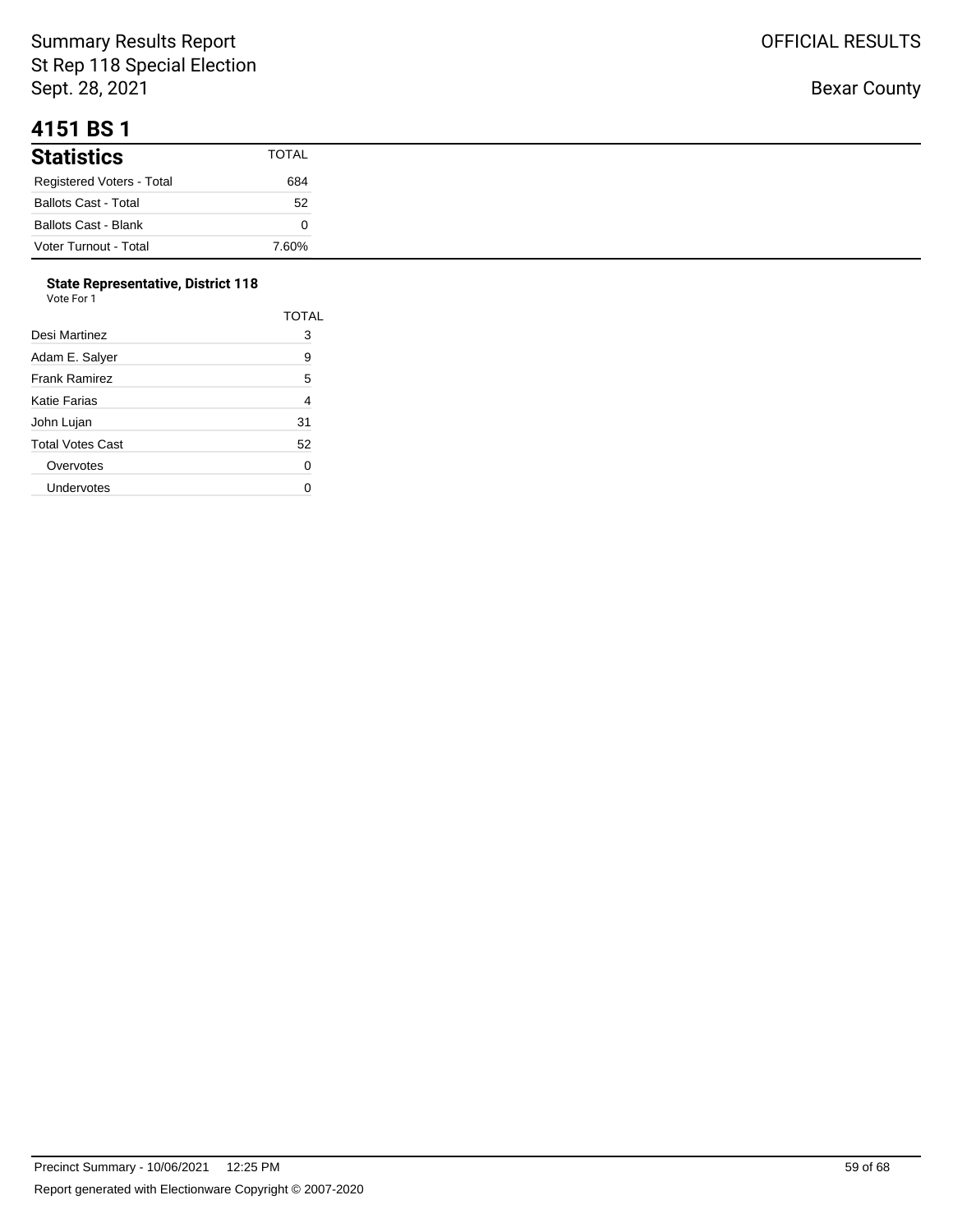Summary Results Report
St Rep 118 Special Election
Sept. 28, 2021

OFFICIAL RESULTS

Bexar County

# 4151 BS 1

| Statistics | TOTAL |
|---|---|
| Registered Voters - Total | 684 |
| Ballots Cast - Total | 52 |
| Ballots Cast - Blank | 0 |
| Voter Turnout - Total | 7.60% |

**State Representative, District 118**
Vote For 1

| | TOTAL |
|---|---|
| Desi Martinez | 3 |
| Adam E. Salyer | 9 |
| Frank Ramirez | 5 |
| Katie Farias | 4 |
| John Lujan | 31 |
| Total Votes Cast | 52 |
| Overvotes | 0 |
| Undervotes | 0 |

Precinct Summary - 10/06/2021 12:25 PM

Report generated with Electionware Copyright © 2007-2020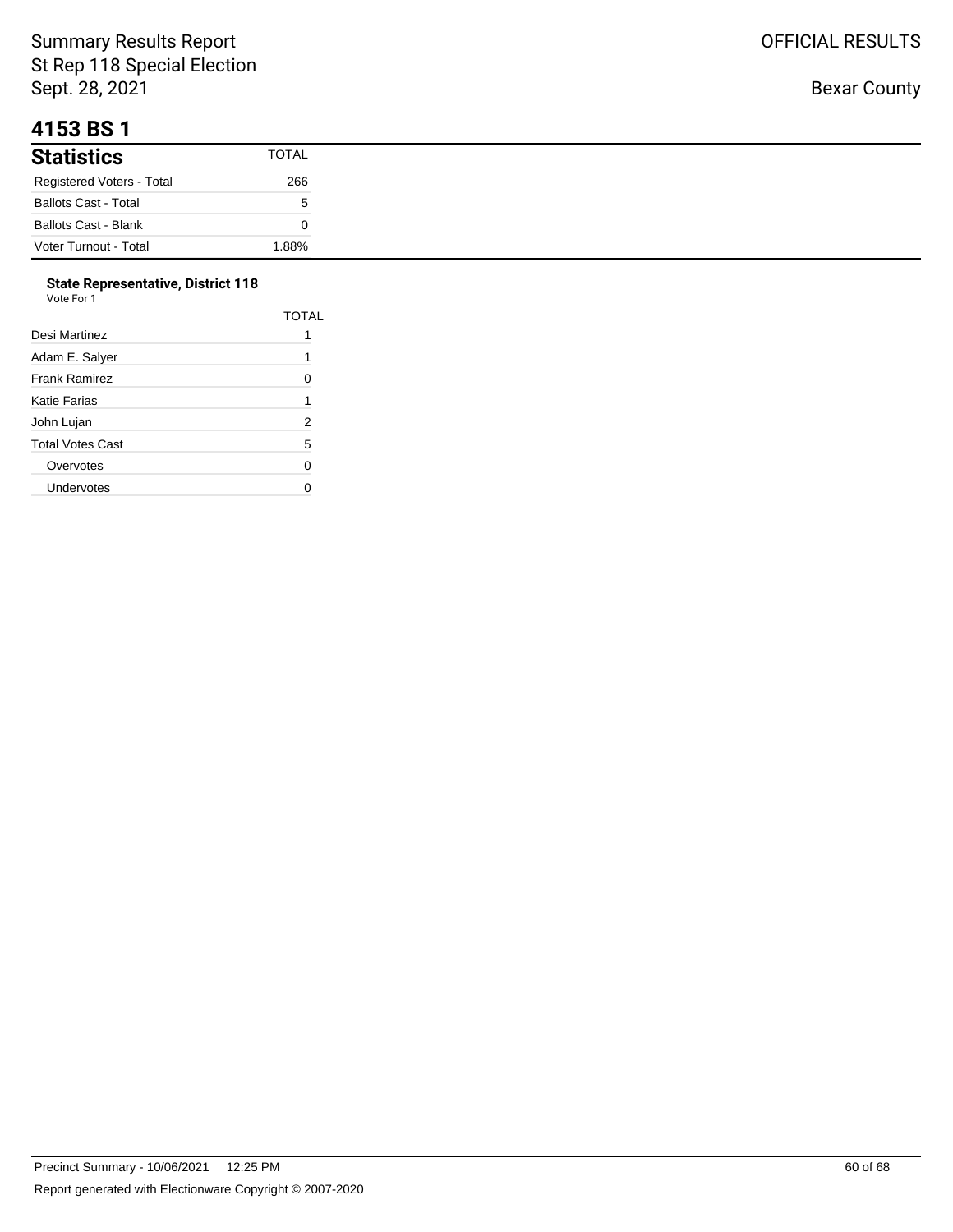Summary Results Report
St Rep 118 Special Election
Sept. 28, 2021

OFFICIAL RESULTS

Bexar County

# 4153 BS 1

| Statistics | TOTAL |
|---|---|
| Registered Voters - Total | 266 |
| Ballots Cast - Total | 5 |
| Ballots Cast - Blank | 0 |
| Voter Turnout - Total | 1.88% |

**State Representative, District 118**
Vote For 1

| | TOTAL |
|---|---|
| Desi Martinez | 1 |
| Adam E. Salyer | 1 |
| Frank Ramirez | 0 |
| Katie Farias | 1 |
| John Lujan | 2 |
| Total Votes Cast | 5 |
| Overvotes | 0 |
| Undervotes | 0 |

Precinct Summary - 10/06/2021 12:25 PM

Report generated with Electionware Copyright © 2007-2020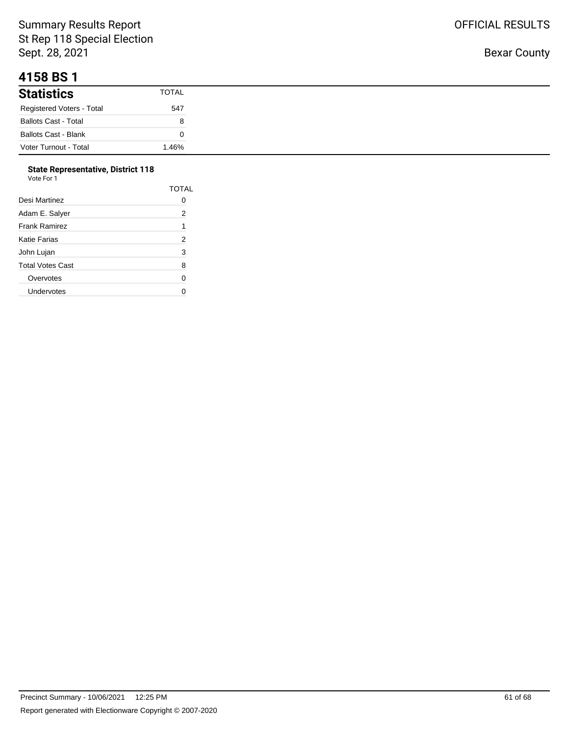# 4158 BS 1

| Statistics | TOTAL |
|---|---|
| Registered Voters - Total | 547 |
| Ballots Cast - Total | 8 |
| Ballots Cast - Blank | 0 |
| Voter Turnout - Total | 1.46% |

### State Representative, District 118

Vote For 1

| | TOTAL |
|---|---|
| Desi Martinez | 0 |
| Adam E. Salyer | 2 |
| Frank Ramirez | 1 |
| Katie Farias | 2 |
| John Lujan | 3 |
| Total Votes Cast | 8 |
| Overvotes | 0 |
| Undervotes | 0 |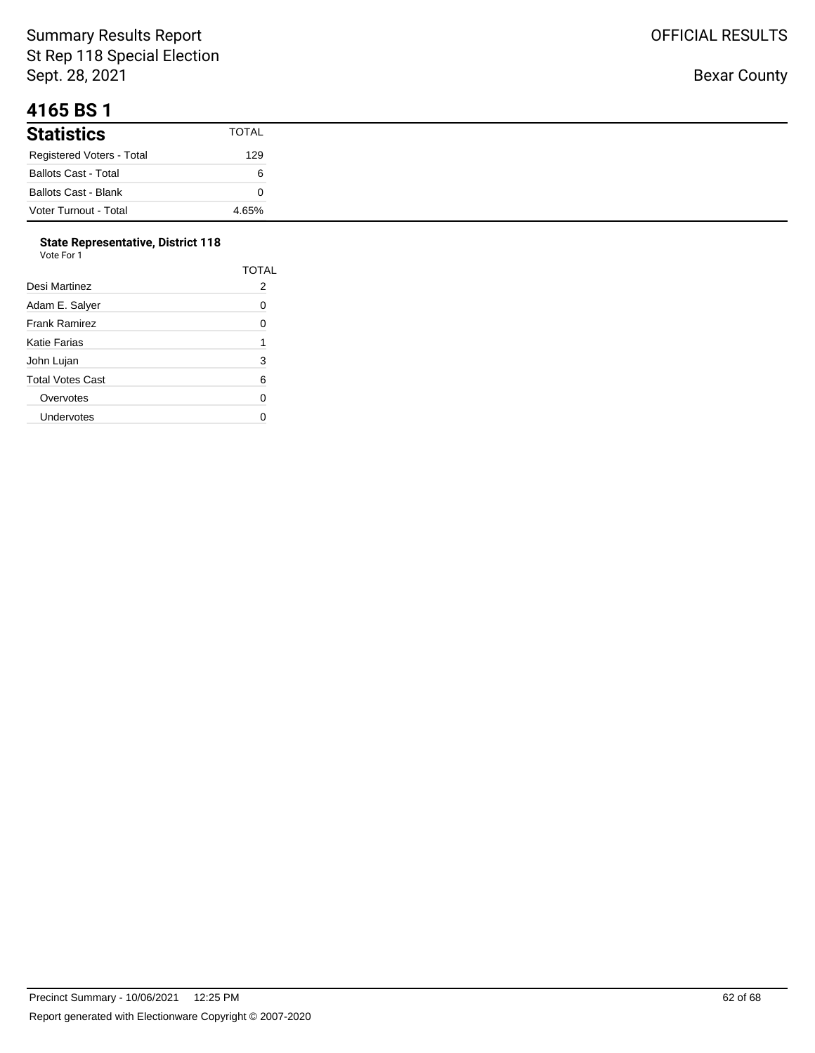# 4165 BS 1

## Statistics

| Statistics | TOTAL |
|---|---|
| Registered Voters - Total | 129 |
| Ballots Cast - Total | 6 |
| Ballots Cast - Blank | 0 |
| Voter Turnout - Total | 4.65% |

### State Representative, District 118

Vote For 1

| | TOTAL |
|---|---|
| Desi Martinez | 2 |
| Adam E. Salyer | 0 |
| Frank Ramirez | 0 |
| Katie Farias | 1 |
| John Lujan | 3 |
| Total Votes Cast | 6 |
| Overvotes | 0 |
| Undervotes | 0 |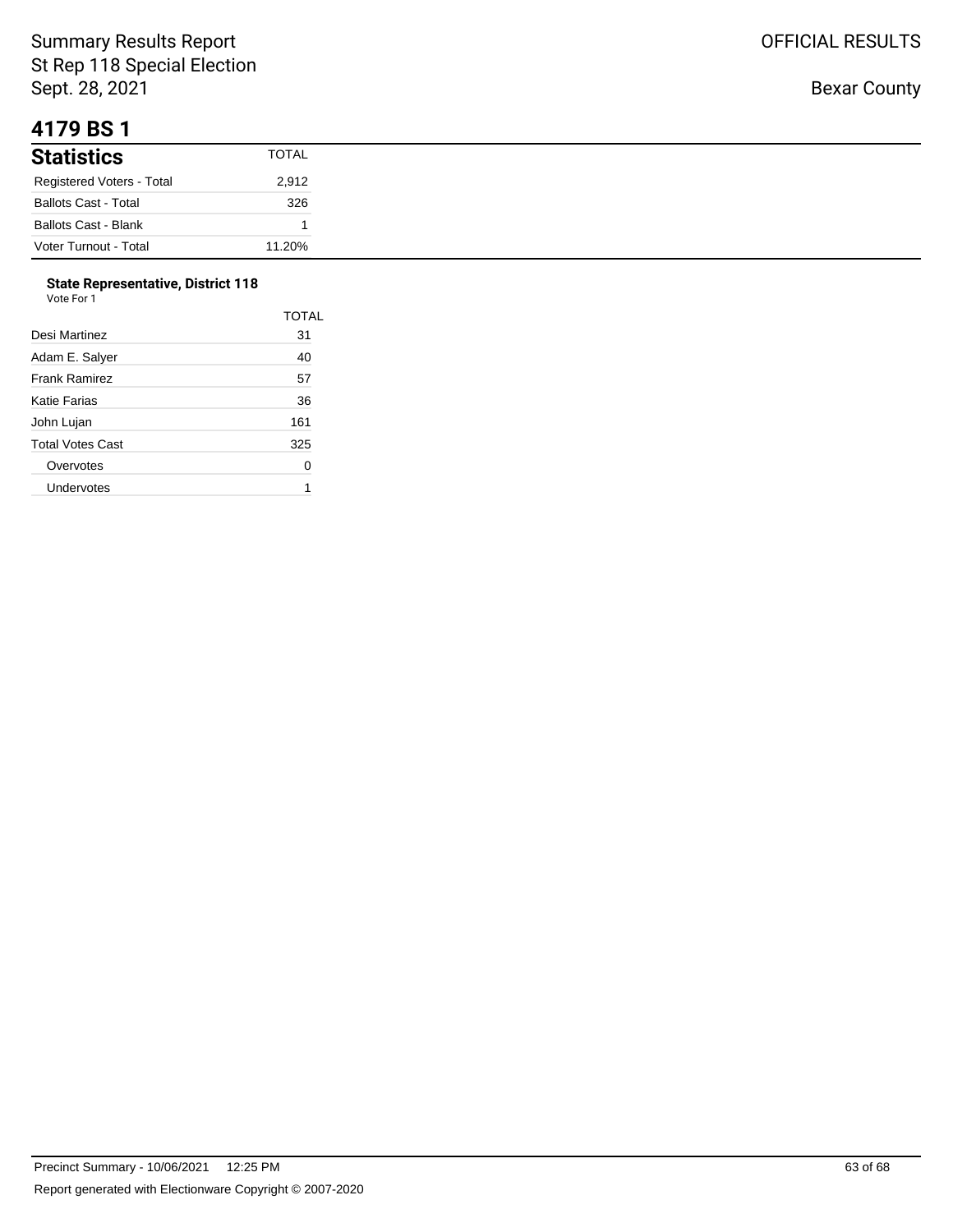# 4179 BS 1

## Statistics

| Statistics | TOTAL |
|---|---|
| Registered Voters - Total | 2,912 |
| Ballots Cast - Total | 326 |
| Ballots Cast - Blank | 1 |
| Voter Turnout - Total | 11.20% |

### State Representative, District 118

Vote For 1

| | TOTAL |
|---|---|
| Desi Martinez | 31 |
| Adam E. Salyer | 40 |
| Frank Ramirez | 57 |
| Katie Farias | 36 |
| John Lujan | 161 |
| Total Votes Cast | 325 |
| Overvotes | 0 |
| Undervotes | 1 |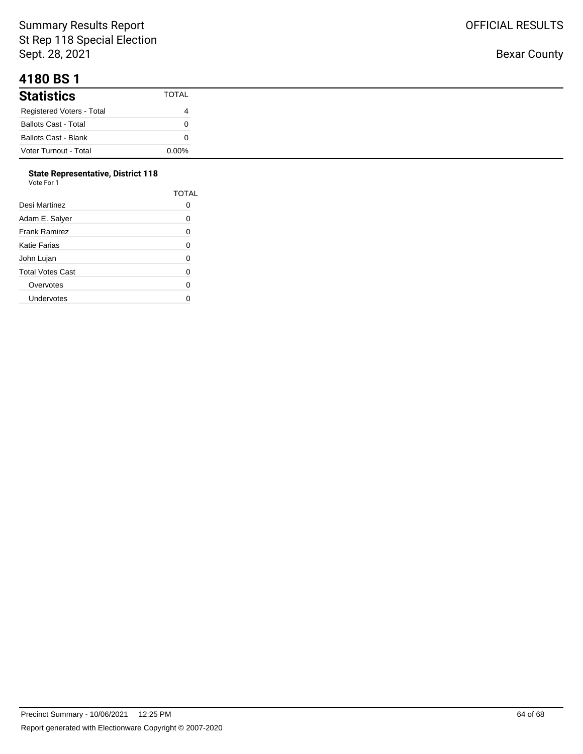# 4180 BS 1

## Statistics

| Statistics | TOTAL |
|---|---|
| Registered Voters - Total | 4 |
| Ballots Cast - Total | 0 |
| Ballots Cast - Blank | 0 |
| Voter Turnout - Total | 0.00% |

### State Representative, District 118

Vote For 1

| | TOTAL |
|---|---|
| Desi Martinez | 0 |
| Adam E. Salyer | 0 |
| Frank Ramirez | 0 |
| Katie Farias | 0 |
| John Lujan | 0 |
| Total Votes Cast | 0 |
| Overvotes | 0 |
| Undervotes | 0 |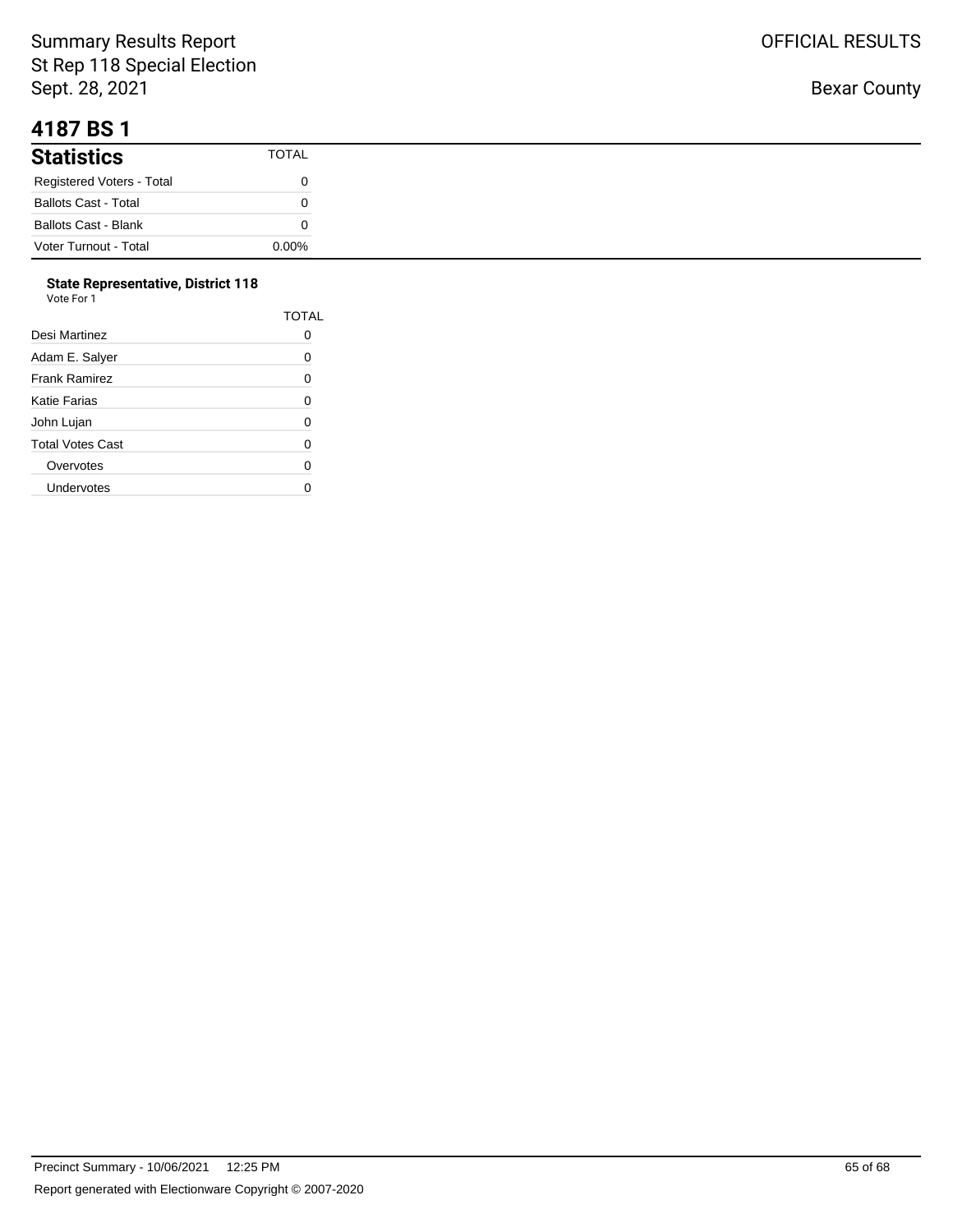# 4187 BS 1

| Statistics | TOTAL |
| --- | --- |
| Registered Voters - Total | 0 |
| Ballots Cast - Total | 0 |
| Ballots Cast - Blank | 0 |
| Voter Turnout - Total | 0.00% |

**State Representative, District 118**
Vote For 1

| | TOTAL |
| --- | --- |
| Desi Martinez | 0 |
| Adam E. Salyer | 0 |
| Frank Ramirez | 0 |
| Katie Farias | 0 |
| John Lujan | 0 |
| Total Votes Cast | 0 |
| Overvotes | 0 |
| Undervotes | 0 |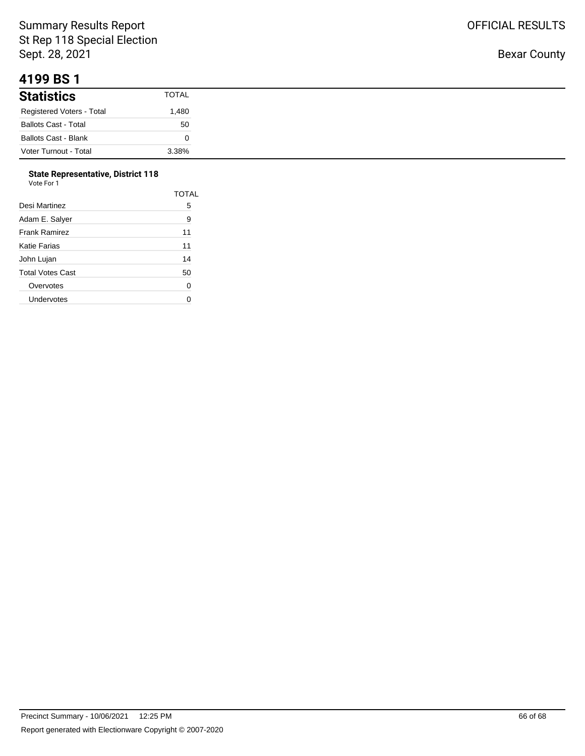# 4199 BS 1

## Statistics

| Statistics | TOTAL |
|---|---|
| Registered Voters - Total | 1,480 |
| Ballots Cast - Total | 50 |
| Ballots Cast - Blank | 0 |
| Voter Turnout - Total | 3.38% |

### State Representative, District 118

Vote For 1

| | TOTAL |
|---|---|
| Desi Martinez | 5 |
| Adam E. Salyer | 9 |
| Frank Ramirez | 11 |
| Katie Farias | 11 |
| John Lujan | 14 |
| Total Votes Cast | 50 |
| Overvotes | 0 |
| Undervotes | 0 |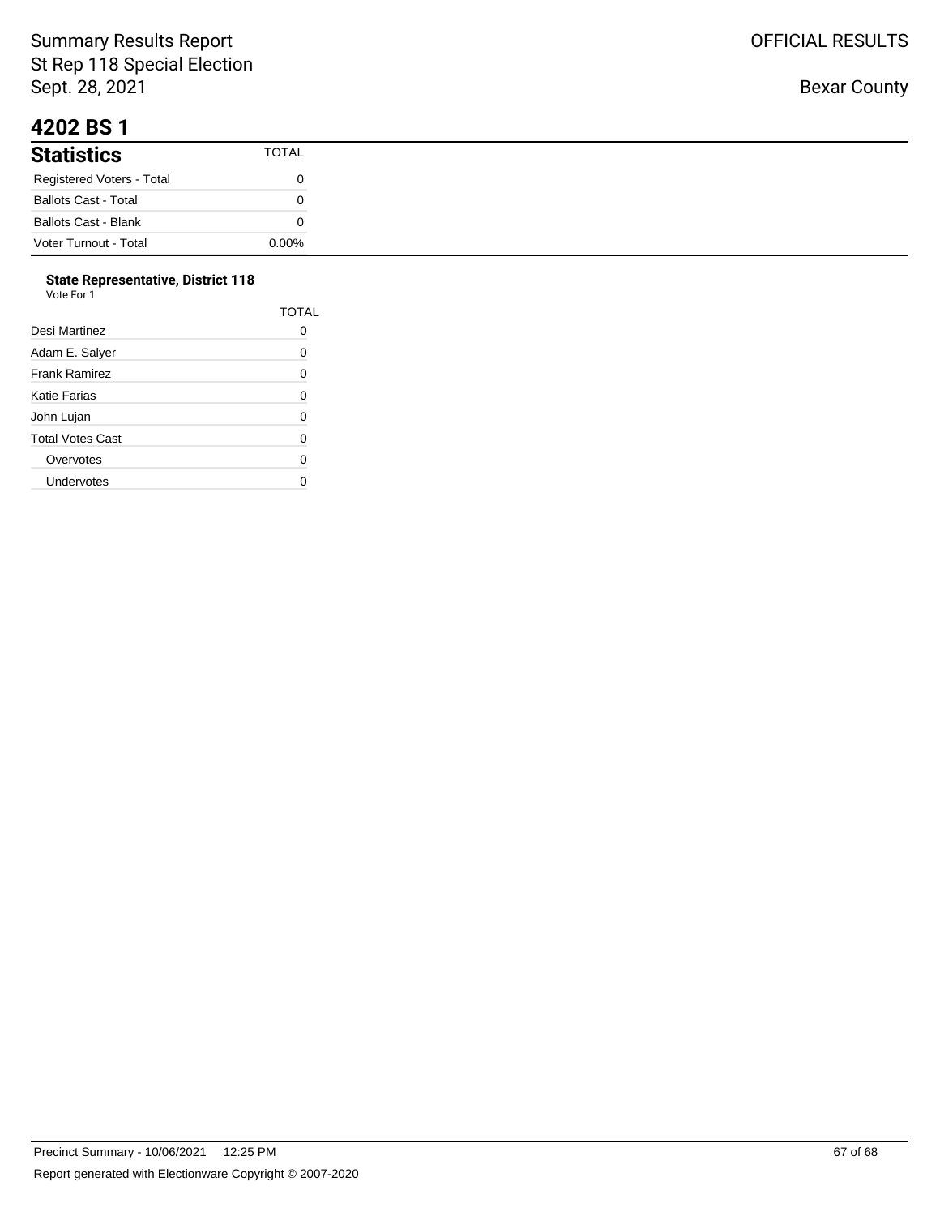# 4202 BS 1

## Statistics

| | TOTAL |
|---|---|
| Registered Voters - Total | 0 |
| Ballots Cast - Total | 0 |
| Ballots Cast - Blank | 0 |
| Voter Turnout - Total | 0.00% |

### State Representative, District 118

Vote For 1

| | TOTAL |
|---|---|
| Desi Martinez | 0 |
| Adam E. Salyer | 0 |
| Frank Ramirez | 0 |
| Katie Farias | 0 |
| John Lujan | 0 |
| Total Votes Cast | 0 |
| Overvotes | 0 |
| Undervotes | 0 |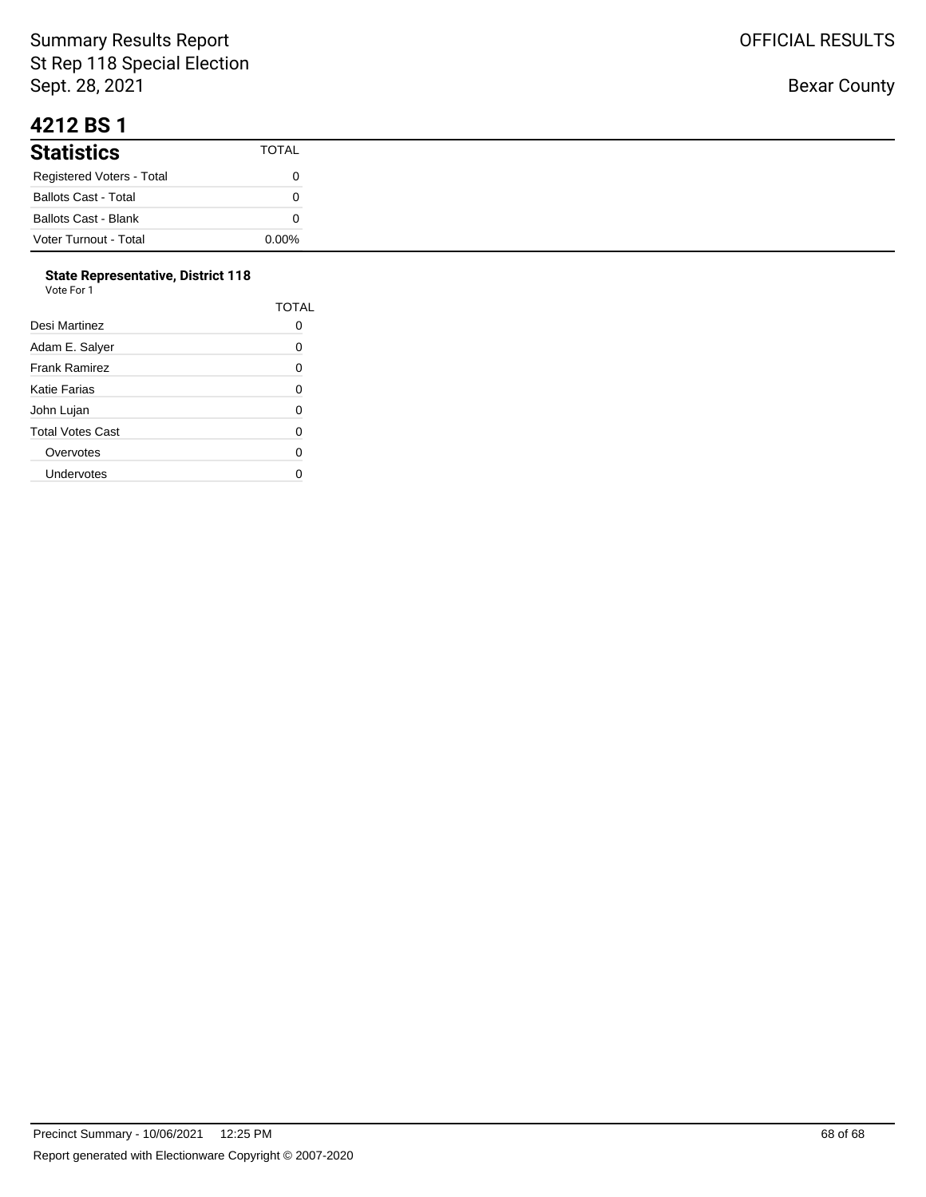# 4212 BS 1

| Statistics | TOTAL |
|---|---|
| Registered Voters - Total | 0 |
| Ballots Cast - Total | 0 |
| Ballots Cast - Blank | 0 |
| Voter Turnout - Total | 0.00% |

**State Representative, District 118**
Vote For 1

| | TOTAL |
|---|---|
| Desi Martinez | 0 |
| Adam E. Salyer | 0 |
| Frank Ramirez | 0 |
| Katie Farias | 0 |
| John Lujan | 0 |
| Total Votes Cast | 0 |
| Overvotes | 0 |
| Undervotes | 0 |